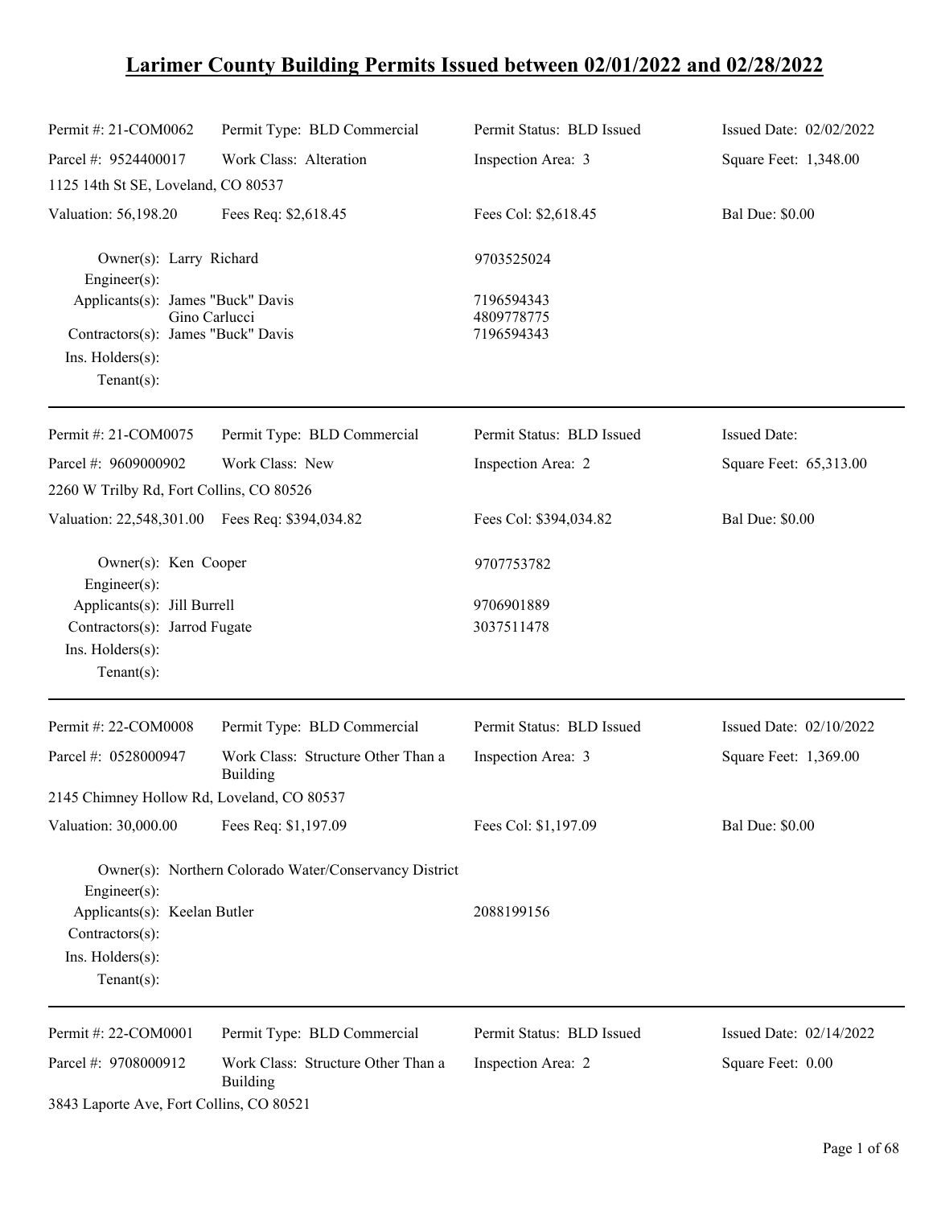# Larimer County Building Permits Issued between 02/01/2022 and 02/28/2022

| | | | |
|---|---|---|---|
| Permit #: 21-COM0062 | Permit Type: BLD Commercial | Permit Status: BLD Issued | Issued Date: 02/02/2022 |
| Parcel #: 9524400017 | Work Class: Alteration | Inspection Area: 3 | Square Feet: 1,348.00 |
| 1125 14th St SE, Loveland, CO 80537 | | | |
| Valuation: 56,198.20 | Fees Req: $2,618.45 | Fees Col: $2,618.45 | Bal Due: $0.00 |

| | | |
|---|---|---|
| Owner(s): | Larry Richard | 9703525024 |
| Engineer(s): | | |
| Applicants(s): | James "Buck" Davis | 7196594343 |
| | Gino Carlucci | 4809778775 |
| Contractors(s): | James "Buck" Davis | 7196594343 |
| Ins. Holders(s): | | |
| Tenant(s): | | |

---

| | | | |
|---|---|---|---|
| Permit #: 21-COM0075 | Permit Type: BLD Commercial | Permit Status: BLD Issued | Issued Date: |
| Parcel #: 9609000902 | Work Class: New | Inspection Area: 2 | Square Feet: 65,313.00 |
| 2260 W Trilby Rd, Fort Collins, CO 80526 | | | |
| Valuation: 22,548,301.00 | Fees Req: $394,034.82 | Fees Col: $394,034.82 | Bal Due: $0.00 |

| | | |
|---|---|---|
| Owner(s): | Ken Cooper | 9707753782 |
| Engineer(s): | | |
| Applicants(s): | Jill Burrell | 9706901889 |
| Contractors(s): | Jarrod Fugate | 3037511478 |
| Ins. Holders(s): | | |
| Tenant(s): | | |

---

| | | | |
|---|---|---|---|
| Permit #: 22-COM0008 | Permit Type: BLD Commercial | Permit Status: BLD Issued | Issued Date: 02/10/2022 |
| Parcel #: 0528000947 | Work Class: Structure Other Than a Building | Inspection Area: 3 | Square Feet: 1,369.00 |
| 2145 Chimney Hollow Rd, Loveland, CO 80537 | | | |
| Valuation: 30,000.00 | Fees Req: $1,197.09 | Fees Col: $1,197.09 | Bal Due: $0.00 |

| | | |
|---|---|---|
| Owner(s): | Northern Colorado Water/Conservancy District | |
| Engineer(s): | | |
| Applicants(s): | Keelan Butler | 2088199156 |
| Contractors(s): | | |
| Ins. Holders(s): | | |
| Tenant(s): | | |

---

| | | | |
|---|---|---|---|
| Permit #: 22-COM0001 | Permit Type: BLD Commercial | Permit Status: BLD Issued | Issued Date: 02/14/2022 |
| Parcel #: 9708000912 | Work Class: Structure Other Than a Building | Inspection Area: 2 | Square Feet: 0.00 |
| 3843 Laporte Ave, Fort Collins, CO 80521 | | | |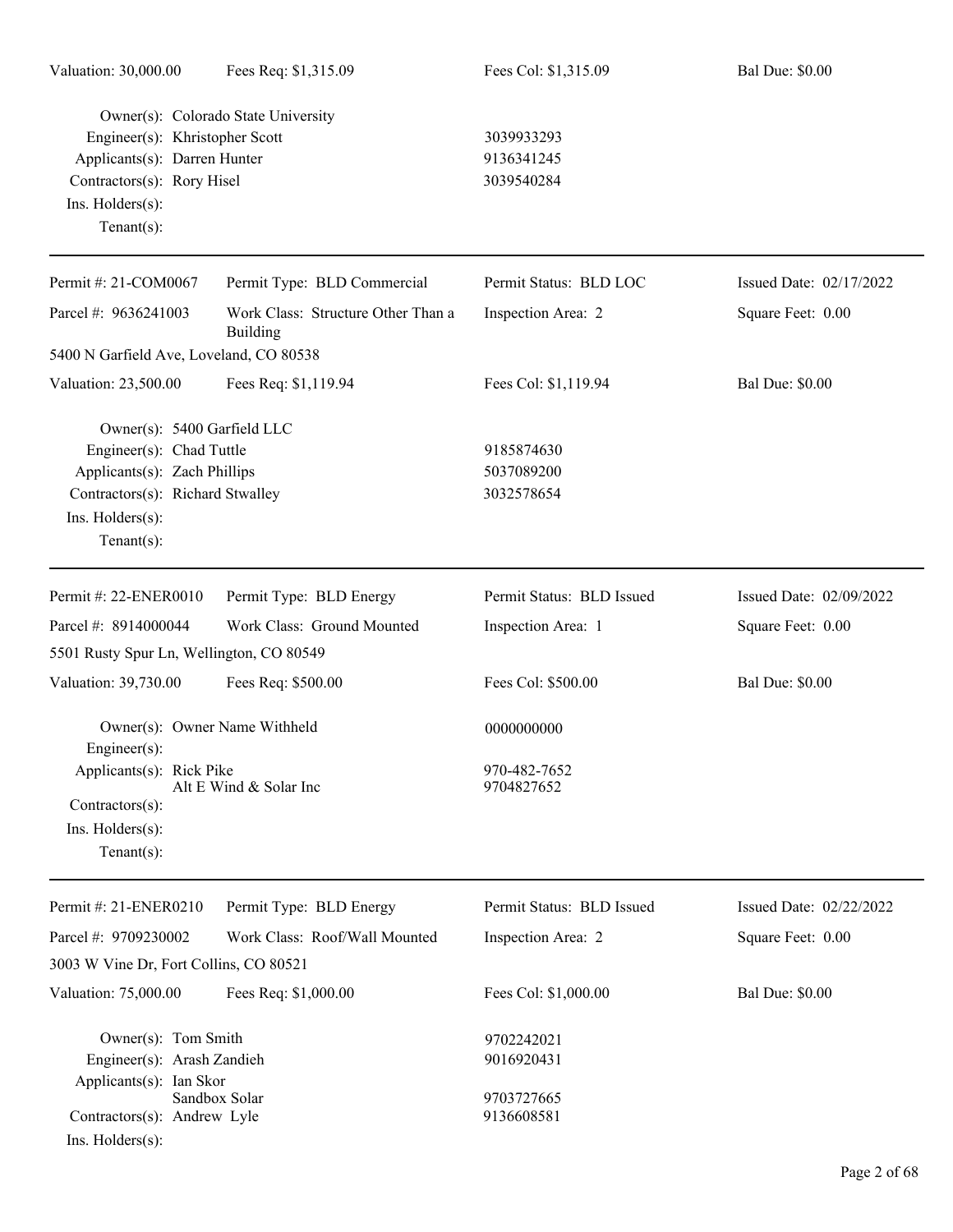| Valuation: 30,000.00 | Fees Req: $1,315.09 | Fees Col: $1,315.09 | Bal Due: $0.00 |
|---|---|---|---|

Owner(s): Colorado State University
Engineer(s): Khristopher Scott — 3039933293
Applicants(s): Darren Hunter — 9136341245
Contractors(s): Rory Hisel — 3039540284
Ins. Holders(s):
Tenant(s):

---

| Permit #: 21-COM0067 | Permit Type: BLD Commercial | Permit Status: BLD LOC | Issued Date: 02/17/2022 |
|---|---|---|---|
| Parcel #: 9636241003 | Work Class: Structure Other Than a Building | Inspection Area: 2 | Square Feet: 0.00 |
| 5400 N Garfield Ave, Loveland, CO 80538 | | | |
| Valuation: 23,500.00 | Fees Req: $1,119.94 | Fees Col: $1,119.94 | Bal Due: $0.00 |

Owner(s): 5400 Garfield LLC
Engineer(s): Chad Tuttle — 9185874630
Applicants(s): Zach Phillips — 5037089200
Contractors(s): Richard Stwalley — 3032578654
Ins. Holders(s):
Tenant(s):

---

| Permit #: 22-ENER0010 | Permit Type: BLD Energy | Permit Status: BLD Issued | Issued Date: 02/09/2022 |
|---|---|---|---|
| Parcel #: 8914000044 | Work Class: Ground Mounted | Inspection Area: 1 | Square Feet: 0.00 |
| 5501 Rusty Spur Ln, Wellington, CO 80549 | | | |
| Valuation: 39,730.00 | Fees Req: $500.00 | Fees Col: $500.00 | Bal Due: $0.00 |

Owner(s): Owner Name Withheld — 0000000000
Engineer(s):
Applicants(s): Rick Pike — 970-482-7652
Alt E Wind & Solar Inc — 9704827652
Contractors(s):
Ins. Holders(s):
Tenant(s):

---

| Permit #: 21-ENER0210 | Permit Type: BLD Energy | Permit Status: BLD Issued | Issued Date: 02/22/2022 |
|---|---|---|---|
| Parcel #: 9709230002 | Work Class: Roof/Wall Mounted | Inspection Area: 2 | Square Feet: 0.00 |
| 3003 W Vine Dr, Fort Collins, CO 80521 | | | |
| Valuation: 75,000.00 | Fees Req: $1,000.00 | Fees Col: $1,000.00 | Bal Due: $0.00 |

Owner(s): Tom Smith — 9702242021
Engineer(s): Arash Zandieh — 9016920431
Applicants(s): Ian Skor
Sandbox Solar — 9703727665
Contractors(s): Andrew Lyle — 9136608581
Ins. Holders(s):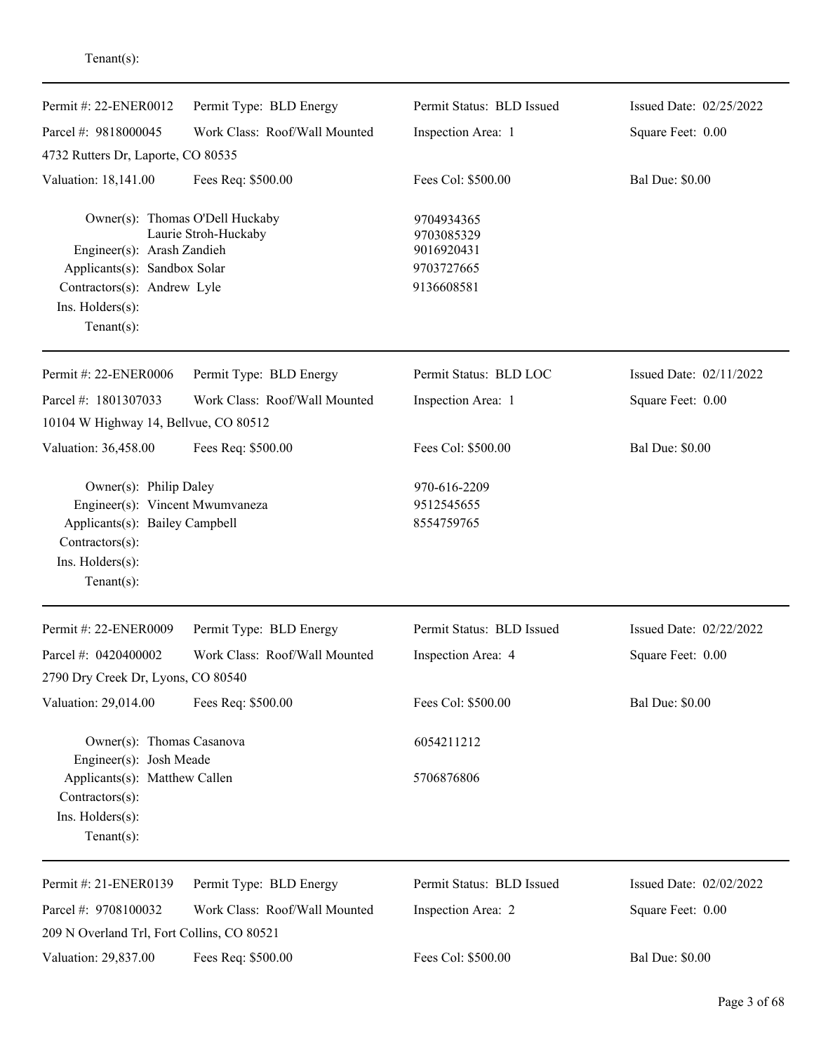Tenant(s):

---

Permit #: 22-ENER0012 | Permit Type: BLD Energy | Permit Status: BLD Issued | Issued Date: 02/25/2022

Parcel #: 9818000045 | Work Class: Roof/Wall Mounted | Inspection Area: 1 | Square Feet: 0.00

4732 Rutters Dr, Laporte, CO 80535

Valuation: 18,141.00 | Fees Req: $500.00 | Fees Col: $500.00 | Bal Due: $0.00

Owner(s): Thomas O'Dell Huckaby 9704934365
Laurie Stroh-Huckaby 9703085329
Engineer(s): Arash Zandieh 9016920431
Applicants(s): Sandbox Solar 9703727665
Contractors(s): Andrew Lyle 9136608581
Ins. Holders(s):
Tenant(s):

---

Permit #: 22-ENER0006 | Permit Type: BLD Energy | Permit Status: BLD LOC | Issued Date: 02/11/2022

Parcel #: 1801307033 | Work Class: Roof/Wall Mounted | Inspection Area: 1 | Square Feet: 0.00

10104 W Highway 14, Bellvue, CO 80512

Valuation: 36,458.00 | Fees Req: $500.00 | Fees Col: $500.00 | Bal Due: $0.00

Owner(s): Philip Daley 970-616-2209
Engineer(s): Vincent Mwumvaneza 9512545655
Applicants(s): Bailey Campbell 8554759765
Contractors(s):
Ins. Holders(s):
Tenant(s):

---

Permit #: 22-ENER0009 | Permit Type: BLD Energy | Permit Status: BLD Issued | Issued Date: 02/22/2022

Parcel #: 0420400002 | Work Class: Roof/Wall Mounted | Inspection Area: 4 | Square Feet: 0.00

2790 Dry Creek Dr, Lyons, CO 80540

Valuation: 29,014.00 | Fees Req: $500.00 | Fees Col: $500.00 | Bal Due: $0.00

Owner(s): Thomas Casanova 6054211212
Engineer(s): Josh Meade
Applicants(s): Matthew Callen 5706876806
Contractors(s):
Ins. Holders(s):
Tenant(s):

---

Permit #: 21-ENER0139 | Permit Type: BLD Energy | Permit Status: BLD Issued | Issued Date: 02/02/2022

Parcel #: 9708100032 | Work Class: Roof/Wall Mounted | Inspection Area: 2 | Square Feet: 0.00

209 N Overland Trl, Fort Collins, CO 80521

Valuation: 29,837.00 | Fees Req: $500.00 | Fees Col: $500.00 | Bal Due: $0.00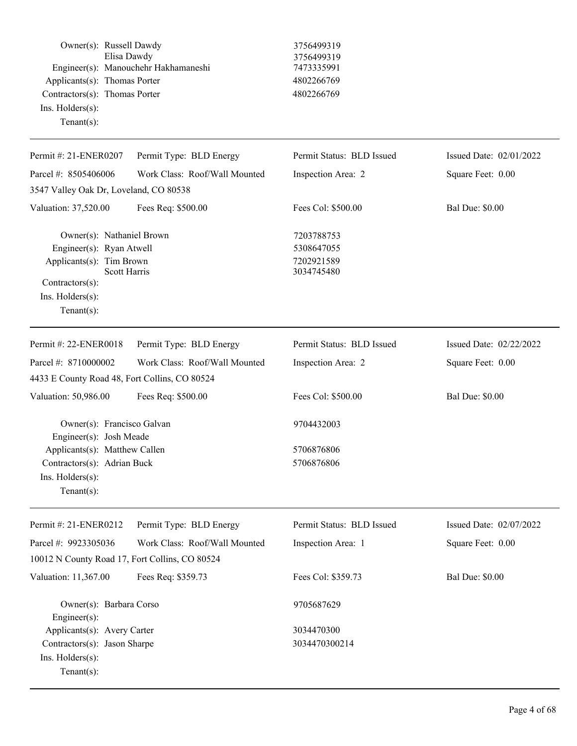Owner(s): Russell Dawdy 3756499319
Elisa Dawdy 3756499319
Engineer(s): Manouchehr Hakhamaneshi 7473335991
Applicants(s): Thomas Porter 4802266769
Contractors(s): Thomas Porter 4802266769
Ins. Holders(s):
Tenant(s):

---

| Permit #: 21-ENER0207 | Permit Type: BLD Energy | Permit Status: BLD Issued | Issued Date: 02/01/2022 |
|---|---|---|---|
| Parcel #: 8505406006 | Work Class: Roof/Wall Mounted | Inspection Area: 2 | Square Feet: 0.00 |
| 3547 Valley Oak Dr, Loveland, CO 80538 | | | |
| Valuation: 37,520.00 | Fees Req: $500.00 | Fees Col: $500.00 | Bal Due: $0.00 |

Owner(s): Nathaniel Brown 7203788753
Engineer(s): Ryan Atwell 5308647055
Applicants(s): Tim Brown 7202921589
Scott Harris 3034745480
Contractors(s):
Ins. Holders(s):
Tenant(s):

---

| Permit #: 22-ENER0018 | Permit Type: BLD Energy | Permit Status: BLD Issued | Issued Date: 02/22/2022 |
|---|---|---|---|
| Parcel #: 8710000002 | Work Class: Roof/Wall Mounted | Inspection Area: 2 | Square Feet: 0.00 |
| 4433 E County Road 48, Fort Collins, CO 80524 | | | |
| Valuation: 50,986.00 | Fees Req: $500.00 | Fees Col: $500.00 | Bal Due: $0.00 |

Owner(s): Francisco Galvan 9704432003
Engineer(s): Josh Meade
Applicants(s): Matthew Callen 5706876806
Contractors(s): Adrian Buck 5706876806
Ins. Holders(s):
Tenant(s):

---

| Permit #: 21-ENER0212 | Permit Type: BLD Energy | Permit Status: BLD Issued | Issued Date: 02/07/2022 |
|---|---|---|---|
| Parcel #: 9923305036 | Work Class: Roof/Wall Mounted | Inspection Area: 1 | Square Feet: 0.00 |
| 10012 N County Road 17, Fort Collins, CO 80524 | | | |
| Valuation: 11,367.00 | Fees Req: $359.73 | Fees Col: $359.73 | Bal Due: $0.00 |

Owner(s): Barbara Corso 9705687629
Engineer(s):
Applicants(s): Avery Carter 3034470300
Contractors(s): Jason Sharpe 3034470300214
Ins. Holders(s):
Tenant(s):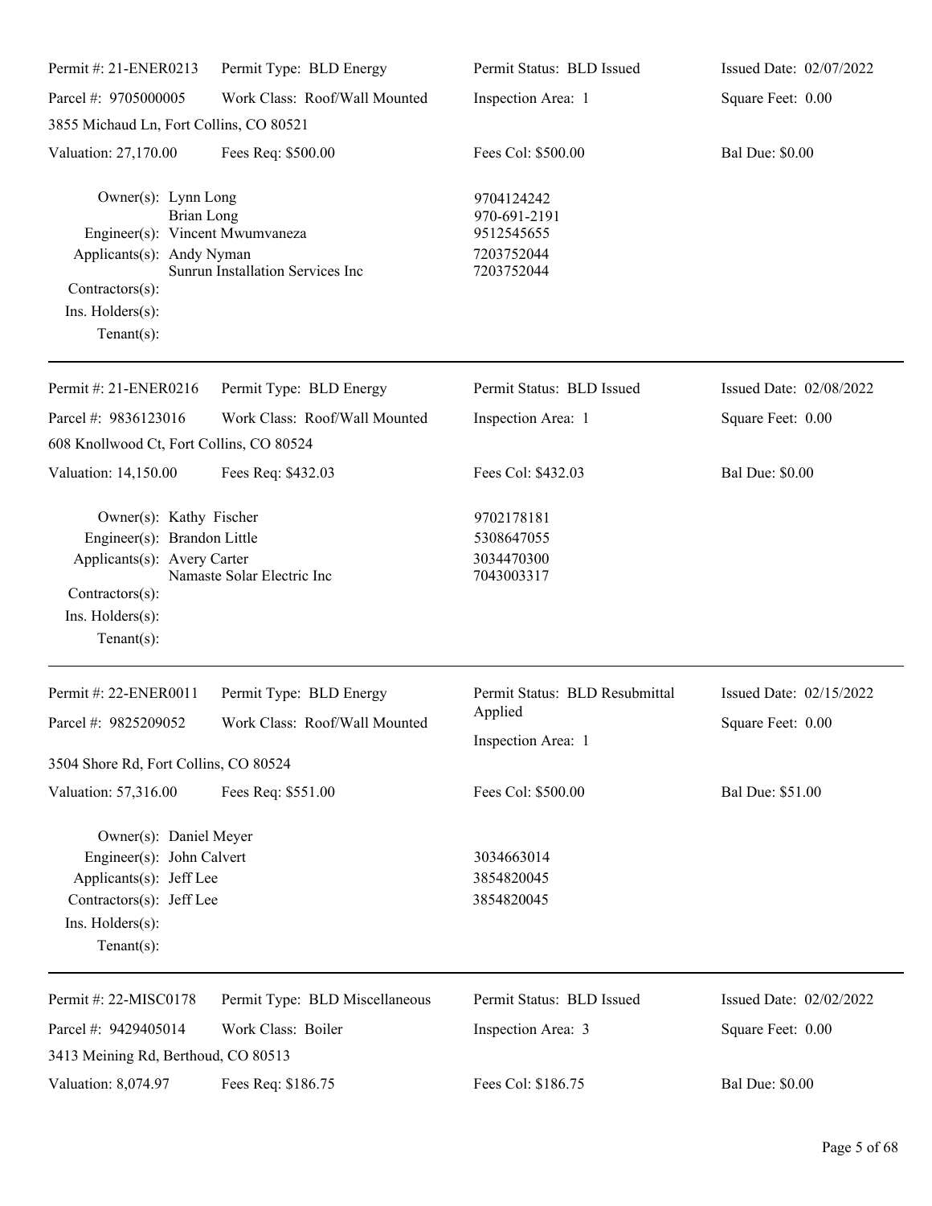Permit #: 21-ENER0213 | Permit Type: BLD Energy | Permit Status: BLD Issued | Issued Date: 02/07/2022

Parcel #: 9705000005 | Work Class: Roof/Wall Mounted | Inspection Area: 1 | Square Feet: 0.00

3855 Michaud Ln, Fort Collins, CO 80521

Valuation: 27,170.00 | Fees Req: $500.00 | Fees Col: $500.00 | Bal Due: $0.00

Owner(s): Lynn Long — 9704124242
Brian Long — 970-691-2191
Engineer(s): Vincent Mwumvaneza — 9512545655
Applicants(s): Andy Nyman — 7203752044
Sunrun Installation Services Inc — 7203752044
Contractors(s):
Ins. Holders(s):
Tenant(s):

---

Permit #: 21-ENER0216 | Permit Type: BLD Energy | Permit Status: BLD Issued | Issued Date: 02/08/2022

Parcel #: 9836123016 | Work Class: Roof/Wall Mounted | Inspection Area: 1 | Square Feet: 0.00

608 Knollwood Ct, Fort Collins, CO 80524

Valuation: 14,150.00 | Fees Req: $432.03 | Fees Col: $432.03 | Bal Due: $0.00

Owner(s): Kathy Fischer — 9702178181
Engineer(s): Brandon Little — 5308647055
Applicants(s): Avery Carter — 3034470300
Namaste Solar Electric Inc — 7043003317
Contractors(s):
Ins. Holders(s):
Tenant(s):

---

Permit #: 22-ENER0011 | Permit Type: BLD Energy | Permit Status: BLD Resubmittal Applied | Issued Date: 02/15/2022

Parcel #: 9825209052 | Work Class: Roof/Wall Mounted | Inspection Area: 1 | Square Feet: 0.00

3504 Shore Rd, Fort Collins, CO 80524

Valuation: 57,316.00 | Fees Req: $551.00 | Fees Col: $500.00 | Bal Due: $51.00

Owner(s): Daniel Meyer
Engineer(s): John Calvert — 3034663014
Applicants(s): Jeff Lee — 3854820045
Contractors(s): Jeff Lee — 3854820045
Ins. Holders(s):
Tenant(s):

---

Permit #: 22-MISC0178 | Permit Type: BLD Miscellaneous | Permit Status: BLD Issued | Issued Date: 02/02/2022

Parcel #: 9429405014 | Work Class: Boiler | Inspection Area: 3 | Square Feet: 0.00

3413 Meining Rd, Berthoud, CO 80513

Valuation: 8,074.97 | Fees Req: $186.75 | Fees Col: $186.75 | Bal Due: $0.00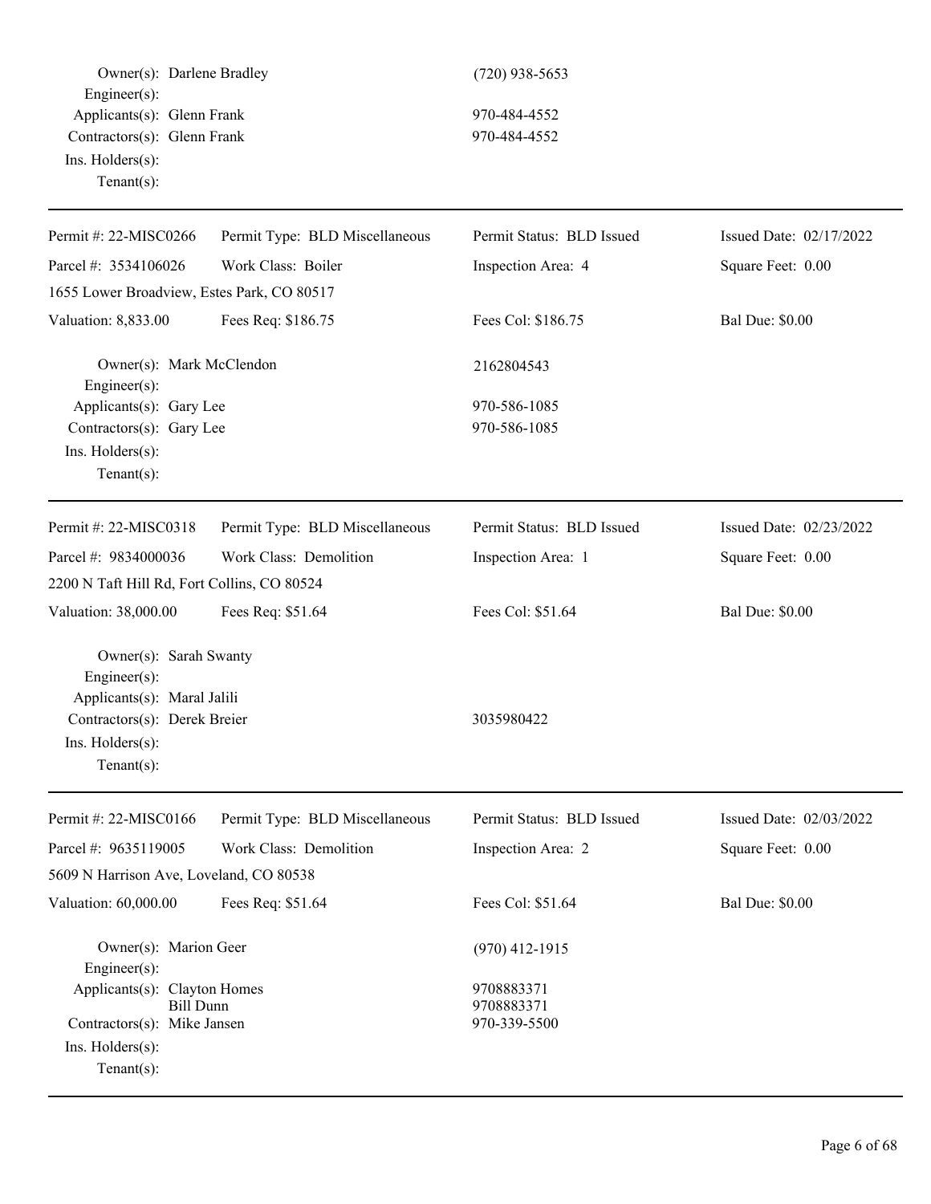| | |
|---|---|
| Owner(s): Darlene Bradley | (720) 938-5653 |
| Engineer(s): | |
| Applicants(s): Glenn Frank | 970-484-4552 |
| Contractors(s): Glenn Frank | 970-484-4552 |
| Ins. Holders(s): | |
| Tenant(s): | |

---

| | | | |
|---|---|---|---|
| Permit #: 22-MISC0266 | Permit Type: BLD Miscellaneous | Permit Status: BLD Issued | Issued Date: 02/17/2022 |
| Parcel #: 3534106026 | Work Class: Boiler | Inspection Area: 4 | Square Feet: 0.00 |
| 1655 Lower Broadview, Estes Park, CO 80517 | | | |
| Valuation: 8,833.00 | Fees Req: $186.75 | Fees Col: $186.75 | Bal Due: $0.00 |

| | |
|---|---|
| Owner(s): Mark McClendon | 2162804543 |
| Engineer(s): | |
| Applicants(s): Gary Lee | 970-586-1085 |
| Contractors(s): Gary Lee | 970-586-1085 |
| Ins. Holders(s): | |
| Tenant(s): | |

---

| | | | |
|---|---|---|---|
| Permit #: 22-MISC0318 | Permit Type: BLD Miscellaneous | Permit Status: BLD Issued | Issued Date: 02/23/2022 |
| Parcel #: 9834000036 | Work Class: Demolition | Inspection Area: 1 | Square Feet: 0.00 |
| 2200 N Taft Hill Rd, Fort Collins, CO 80524 | | | |
| Valuation: 38,000.00 | Fees Req: $51.64 | Fees Col: $51.64 | Bal Due: $0.00 |

| | |
|---|---|
| Owner(s): Sarah Swanty | |
| Engineer(s): | |
| Applicants(s): Maral Jalili | |
| Contractors(s): Derek Breier | 3035980422 |
| Ins. Holders(s): | |
| Tenant(s): | |

---

| | | | |
|---|---|---|---|
| Permit #: 22-MISC0166 | Permit Type: BLD Miscellaneous | Permit Status: BLD Issued | Issued Date: 02/03/2022 |
| Parcel #: 9635119005 | Work Class: Demolition | Inspection Area: 2 | Square Feet: 0.00 |
| 5609 N Harrison Ave, Loveland, CO 80538 | | | |
| Valuation: 60,000.00 | Fees Req: $51.64 | Fees Col: $51.64 | Bal Due: $0.00 |

| | |
|---|---|
| Owner(s): Marion Geer | (970) 412-1915 |
| Engineer(s): | |
| Applicants(s): Clayton Homes | 9708883371 |
| Bill Dunn | 9708883371 |
| Contractors(s): Mike Jansen | 970-339-5500 |
| Ins. Holders(s): | |
| Tenant(s): | |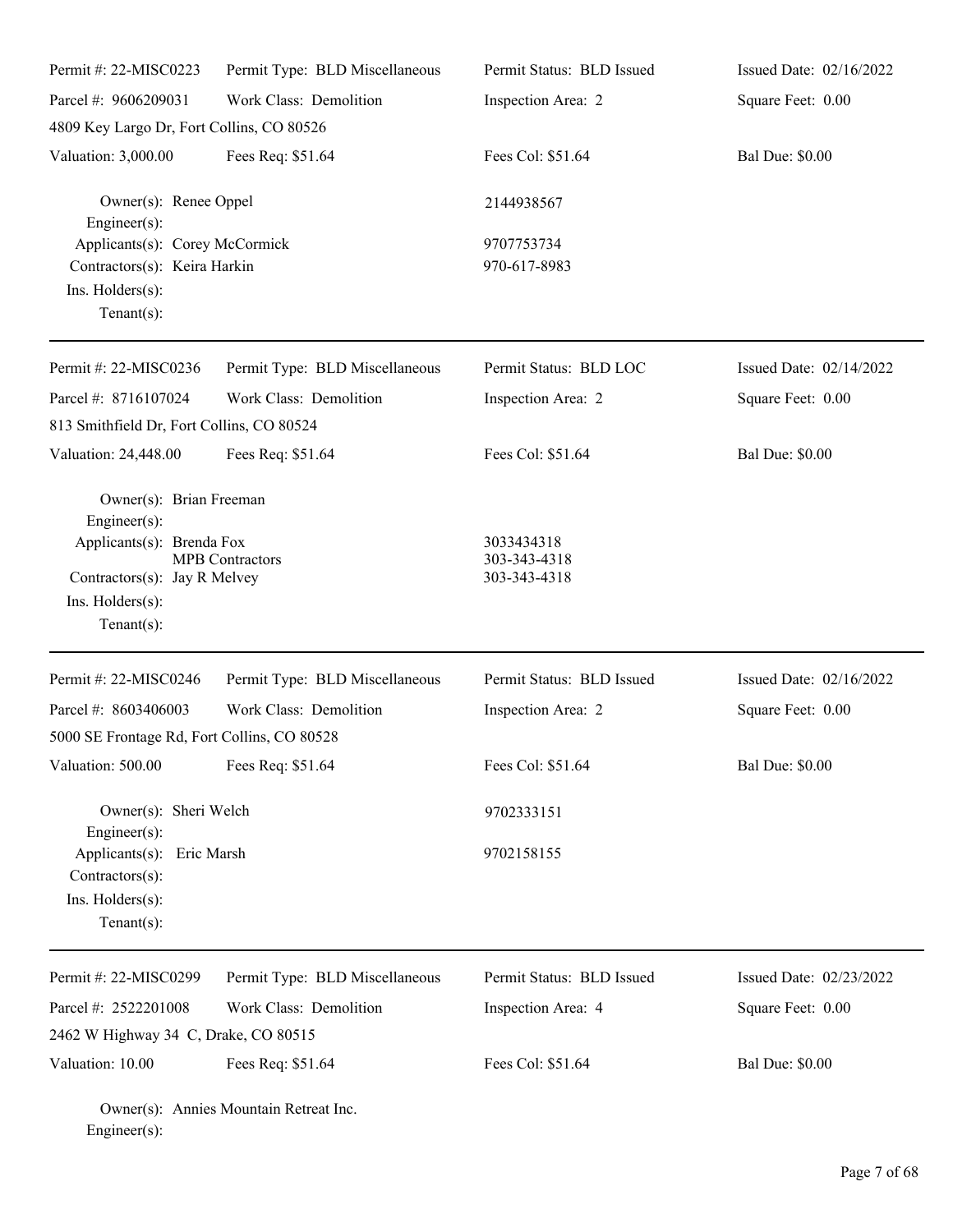| Permit #: 22-MISC0223 | Permit Type: BLD Miscellaneous | Permit Status: BLD Issued | Issued Date: 02/16/2022 |
|---|---|---|---|
| Parcel #: 9606209031 | Work Class: Demolition | Inspection Area: 2 | Square Feet: 0.00 |
| 4809 Key Largo Dr, Fort Collins, CO 80526 | | | |
| Valuation: 3,000.00 | Fees Req: $51.64 | Fees Col: $51.64 | Bal Due: $0.00 |

Owner(s): Renee Oppel — 2144938567
Engineer(s):
Applicants(s): Corey McCormick — 9707753734
Contractors(s): Keira Harkin — 970-617-8983
Ins. Holders(s):
Tenant(s):

---

| Permit #: 22-MISC0236 | Permit Type: BLD Miscellaneous | Permit Status: BLD LOC | Issued Date: 02/14/2022 |
|---|---|---|---|
| Parcel #: 8716107024 | Work Class: Demolition | Inspection Area: 2 | Square Feet: 0.00 |
| 813 Smithfield Dr, Fort Collins, CO 80524 | | | |
| Valuation: 24,448.00 | Fees Req: $51.64 | Fees Col: $51.64 | Bal Due: $0.00 |

Owner(s): Brian Freeman
Engineer(s):
Applicants(s): Brenda Fox — 3033434318
MPB Contractors — 303-343-4318
Contractors(s): Jay R Melvey — 303-343-4318
Ins. Holders(s):
Tenant(s):

---

| Permit #: 22-MISC0246 | Permit Type: BLD Miscellaneous | Permit Status: BLD Issued | Issued Date: 02/16/2022 |
|---|---|---|---|
| Parcel #: 8603406003 | Work Class: Demolition | Inspection Area: 2 | Square Feet: 0.00 |
| 5000 SE Frontage Rd, Fort Collins, CO 80528 | | | |
| Valuation: 500.00 | Fees Req: $51.64 | Fees Col: $51.64 | Bal Due: $0.00 |

Owner(s): Sheri Welch — 9702333151
Engineer(s):
Applicants(s): Eric Marsh — 9702158155
Contractors(s):
Ins. Holders(s):
Tenant(s):

---

| Permit #: 22-MISC0299 | Permit Type: BLD Miscellaneous | Permit Status: BLD Issued | Issued Date: 02/23/2022 |
|---|---|---|---|
| Parcel #: 2522201008 | Work Class: Demolition | Inspection Area: 4 | Square Feet: 0.00 |
| 2462 W Highway 34 C, Drake, CO 80515 | | | |
| Valuation: 10.00 | Fees Req: $51.64 | Fees Col: $51.64 | Bal Due: $0.00 |

Owner(s): Annies Mountain Retreat Inc.
Engineer(s):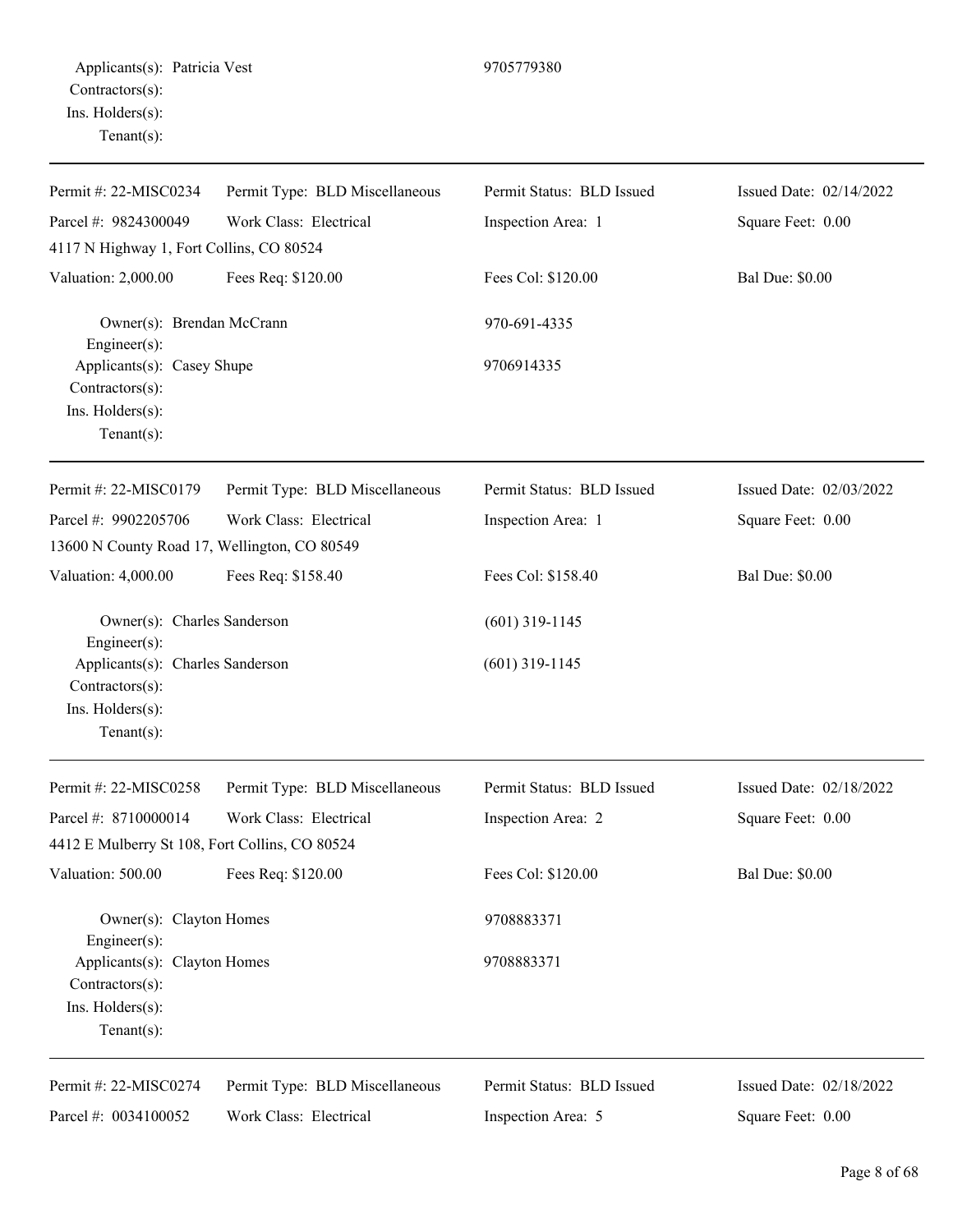Applicants(s): Patricia Vest 9705779380
Contractors(s):
Ins. Holders(s):
Tenant(s):

---

| Permit #: 22-MISC0234 | Permit Type: BLD Miscellaneous | Permit Status: BLD Issued | Issued Date: 02/14/2022 |
|---|---|---|---|
| Parcel #: 9824300049 | Work Class: Electrical | Inspection Area: 1 | Square Feet: 0.00 |
| 4117 N Highway 1, Fort Collins, CO 80524 | | | |
| Valuation: 2,000.00 | Fees Req: $120.00 | Fees Col: $120.00 | Bal Due: $0.00 |

Owner(s): Brendan McCrann 970-691-4335
Engineer(s):
Applicants(s): Casey Shupe 9706914335
Contractors(s):
Ins. Holders(s):
Tenant(s):

---

| Permit #: 22-MISC0179 | Permit Type: BLD Miscellaneous | Permit Status: BLD Issued | Issued Date: 02/03/2022 |
|---|---|---|---|
| Parcel #: 9902205706 | Work Class: Electrical | Inspection Area: 1 | Square Feet: 0.00 |
| 13600 N County Road 17, Wellington, CO 80549 | | | |
| Valuation: 4,000.00 | Fees Req: $158.40 | Fees Col: $158.40 | Bal Due: $0.00 |

Owner(s): Charles Sanderson (601) 319-1145
Engineer(s):
Applicants(s): Charles Sanderson (601) 319-1145
Contractors(s):
Ins. Holders(s):
Tenant(s):

---

| Permit #: 22-MISC0258 | Permit Type: BLD Miscellaneous | Permit Status: BLD Issued | Issued Date: 02/18/2022 |
|---|---|---|---|
| Parcel #: 8710000014 | Work Class: Electrical | Inspection Area: 2 | Square Feet: 0.00 |
| 4412 E Mulberry St 108, Fort Collins, CO 80524 | | | |
| Valuation: 500.00 | Fees Req: $120.00 | Fees Col: $120.00 | Bal Due: $0.00 |

Owner(s): Clayton Homes 9708883371
Engineer(s):
Applicants(s): Clayton Homes 9708883371
Contractors(s):
Ins. Holders(s):
Tenant(s):

---

| Permit #: 22-MISC0274 | Permit Type: BLD Miscellaneous | Permit Status: BLD Issued | Issued Date: 02/18/2022 |
|---|---|---|---|
| Parcel #: 0034100052 | Work Class: Electrical | Inspection Area: 5 | Square Feet: 0.00 |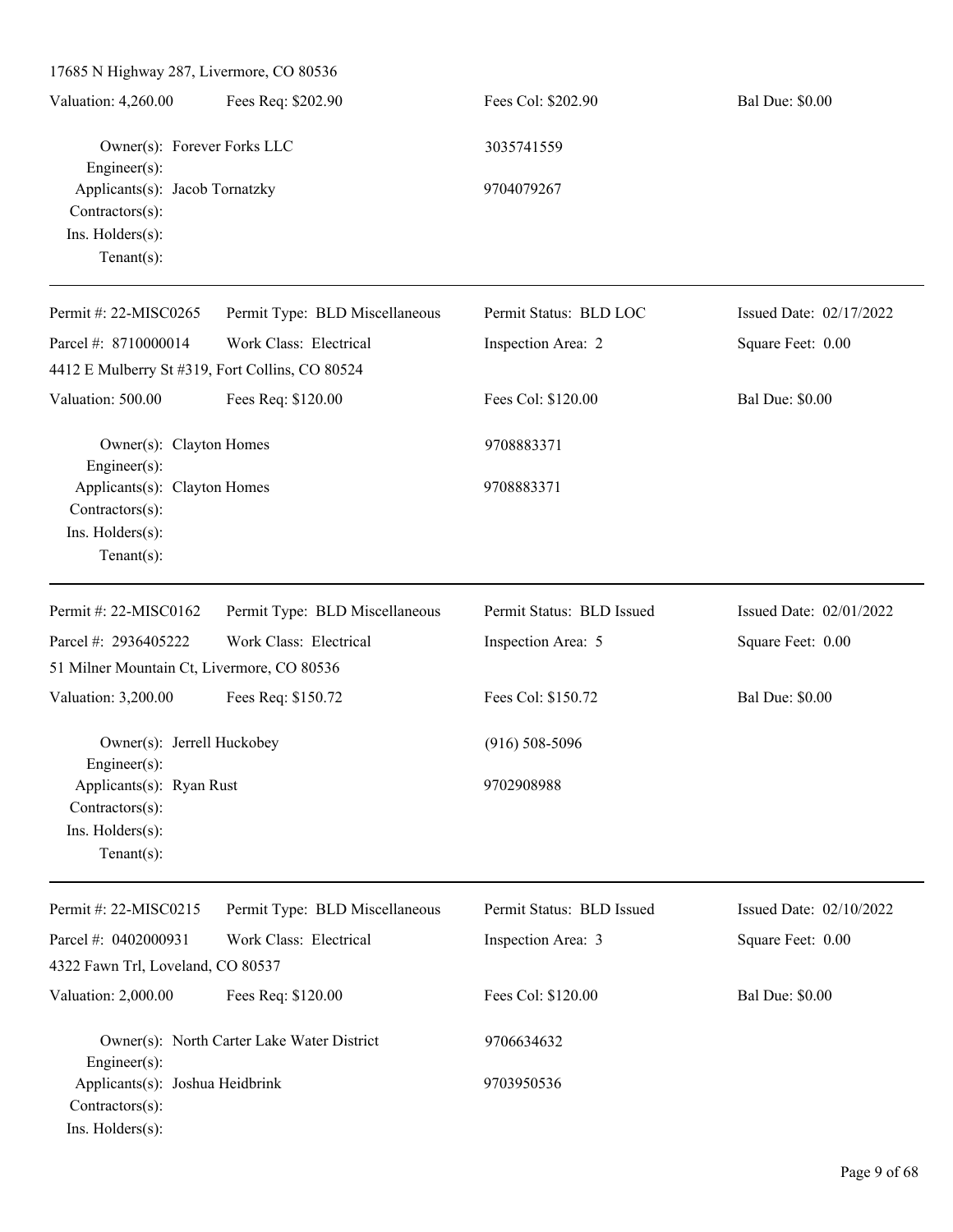17685 N Highway 287, Livermore, CO 80536

| Valuation: 4,260.00 | Fees Req: $202.90 | Fees Col: $202.90 | Bal Due: $0.00 |
|---|---|---|---|

Owner(s): Forever Forks LLC — 3035741559
Engineer(s):
Applicants(s): Jacob Tornatzky — 9704079267
Contractors(s):
Ins. Holders(s):
Tenant(s):

---

| Permit #: 22-MISC0265 | Permit Type: BLD Miscellaneous | Permit Status: BLD LOC | Issued Date: 02/17/2022 |
|---|---|---|---|
| Parcel #: 8710000014 | Work Class: Electrical | Inspection Area: 2 | Square Feet: 0.00 |
| 4412 E Mulberry St #319, Fort Collins, CO 80524 | | | |
| Valuation: 500.00 | Fees Req: $120.00 | Fees Col: $120.00 | Bal Due: $0.00 |

Owner(s): Clayton Homes — 9708883371
Engineer(s):
Applicants(s): Clayton Homes — 9708883371
Contractors(s):
Ins. Holders(s):
Tenant(s):

---

| Permit #: 22-MISC0162 | Permit Type: BLD Miscellaneous | Permit Status: BLD Issued | Issued Date: 02/01/2022 |
|---|---|---|---|
| Parcel #: 2936405222 | Work Class: Electrical | Inspection Area: 5 | Square Feet: 0.00 |
| 51 Milner Mountain Ct, Livermore, CO 80536 | | | |
| Valuation: 3,200.00 | Fees Req: $150.72 | Fees Col: $150.72 | Bal Due: $0.00 |

Owner(s): Jerrell Huckobey — (916) 508-5096
Engineer(s):
Applicants(s): Ryan Rust — 9702908988
Contractors(s):
Ins. Holders(s):
Tenant(s):

---

| Permit #: 22-MISC0215 | Permit Type: BLD Miscellaneous | Permit Status: BLD Issued | Issued Date: 02/10/2022 |
|---|---|---|---|
| Parcel #: 0402000931 | Work Class: Electrical | Inspection Area: 3 | Square Feet: 0.00 |
| 4322 Fawn Trl, Loveland, CO 80537 | | | |
| Valuation: 2,000.00 | Fees Req: $120.00 | Fees Col: $120.00 | Bal Due: $0.00 |

Owner(s): North Carter Lake Water District — 9706634632
Engineer(s):
Applicants(s): Joshua Heidbrink — 9703950536
Contractors(s):
Ins. Holders(s):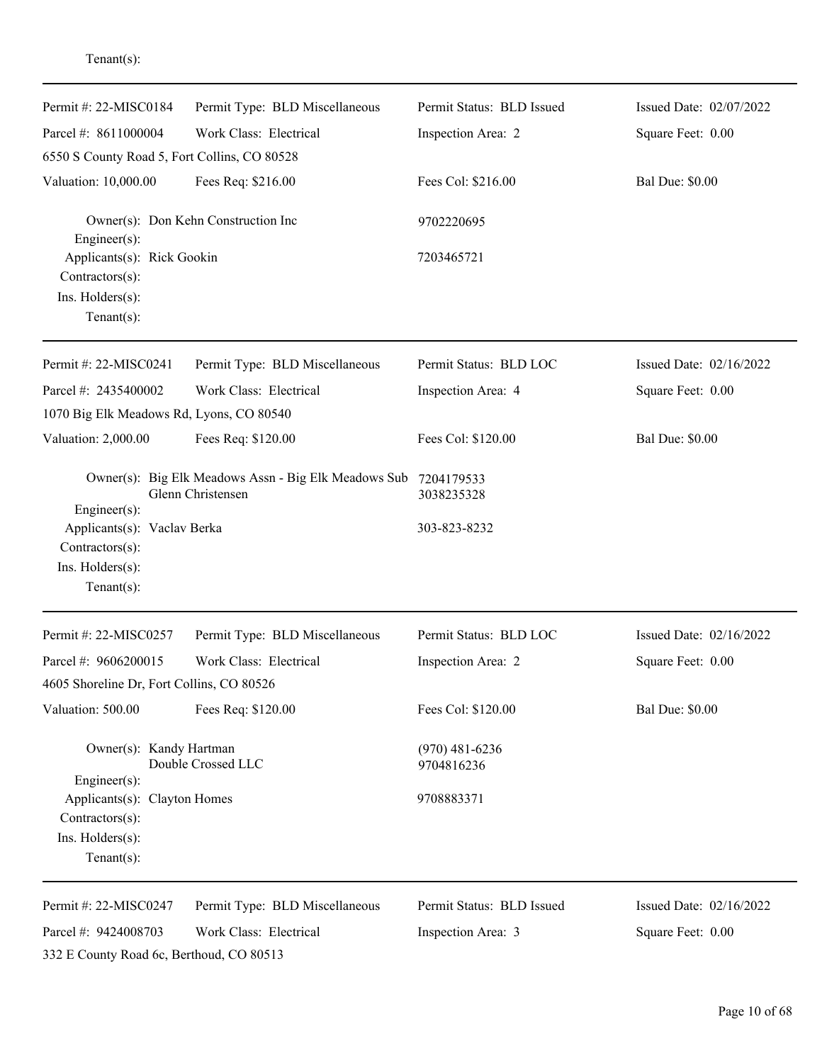Tenant(s):

---

| Permit #: 22-MISC0184 | Permit Type: BLD Miscellaneous | Permit Status: BLD Issued | Issued Date: 02/07/2022 |
|---|---|---|---|
| Parcel #: 8611000004 | Work Class: Electrical | Inspection Area: 2 | Square Feet: 0.00 |
| 6550 S County Road 5, Fort Collins, CO 80528 | | | |
| Valuation: 10,000.00 | Fees Req: $216.00 | Fees Col: $216.00 | Bal Due: $0.00 |

Owner(s): Don Kehn Construction Inc — 9702220695
Engineer(s):
Applicants(s): Rick Gookin — 7203465721
Contractors(s):
Ins. Holders(s):
Tenant(s):

---

| Permit #: 22-MISC0241 | Permit Type: BLD Miscellaneous | Permit Status: BLD LOC | Issued Date: 02/16/2022 |
|---|---|---|---|
| Parcel #: 2435400002 | Work Class: Electrical | Inspection Area: 4 | Square Feet: 0.00 |
| 1070 Big Elk Meadows Rd, Lyons, CO 80540 | | | |
| Valuation: 2,000.00 | Fees Req: $120.00 | Fees Col: $120.00 | Bal Due: $0.00 |

Owner(s): Big Elk Meadows Assn - Big Elk Meadows Sub — 7204179533
Glenn Christensen — 3038235328
Engineer(s):
Applicants(s): Vaclav Berka — 303-823-8232
Contractors(s):
Ins. Holders(s):
Tenant(s):

---

| Permit #: 22-MISC0257 | Permit Type: BLD Miscellaneous | Permit Status: BLD LOC | Issued Date: 02/16/2022 |
|---|---|---|---|
| Parcel #: 9606200015 | Work Class: Electrical | Inspection Area: 2 | Square Feet: 0.00 |
| 4605 Shoreline Dr, Fort Collins, CO 80526 | | | |
| Valuation: 500.00 | Fees Req: $120.00 | Fees Col: $120.00 | Bal Due: $0.00 |

Owner(s): Kandy Hartman — (970) 481-6236
Double Crossed LLC — 9704816236
Engineer(s):
Applicants(s): Clayton Homes — 9708883371
Contractors(s):
Ins. Holders(s):
Tenant(s):

---

| Permit #: 22-MISC0247 | Permit Type: BLD Miscellaneous | Permit Status: BLD Issued | Issued Date: 02/16/2022 |
|---|---|---|---|
| Parcel #: 9424008703 | Work Class: Electrical | Inspection Area: 3 | Square Feet: 0.00 |
| 332 E County Road 6c, Berthoud, CO 80513 | | | |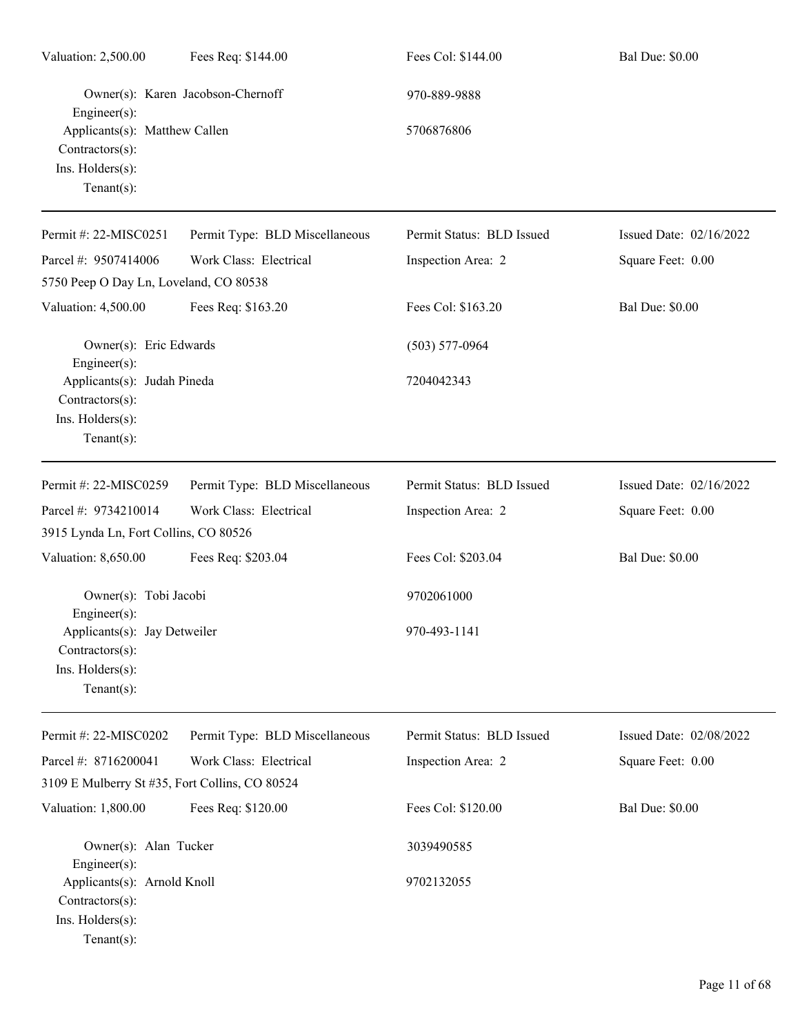| | | | |
|---|---|---|---|
| Valuation: 2,500.00 | Fees Req: $144.00 | Fees Col: $144.00 | Bal Due: $0.00 |

Owner(s): Karen Jacobson-Chernoff — 970-889-9888
Engineer(s):
Applicants(s): Matthew Callen — 5706876806
Contractors(s):
Ins. Holders(s):
Tenant(s):

---

| | | | |
|---|---|---|---|
| Permit #: 22-MISC0251 | Permit Type: BLD Miscellaneous | Permit Status: BLD Issued | Issued Date: 02/16/2022 |
| Parcel #: 9507414006 | Work Class: Electrical | Inspection Area: 2 | Square Feet: 0.00 |
| 5750 Peep O Day Ln, Loveland, CO 80538 | | | |
| Valuation: 4,500.00 | Fees Req: $163.20 | Fees Col: $163.20 | Bal Due: $0.00 |

Owner(s): Eric Edwards — (503) 577-0964
Engineer(s):
Applicants(s): Judah Pineda — 7204042343
Contractors(s):
Ins. Holders(s):
Tenant(s):

---

| | | | |
|---|---|---|---|
| Permit #: 22-MISC0259 | Permit Type: BLD Miscellaneous | Permit Status: BLD Issued | Issued Date: 02/16/2022 |
| Parcel #: 9734210014 | Work Class: Electrical | Inspection Area: 2 | Square Feet: 0.00 |
| 3915 Lynda Ln, Fort Collins, CO 80526 | | | |
| Valuation: 8,650.00 | Fees Req: $203.04 | Fees Col: $203.04 | Bal Due: $0.00 |

Owner(s): Tobi Jacobi — 9702061000
Engineer(s):
Applicants(s): Jay Detweiler — 970-493-1141
Contractors(s):
Ins. Holders(s):
Tenant(s):

---

| | | | |
|---|---|---|---|
| Permit #: 22-MISC0202 | Permit Type: BLD Miscellaneous | Permit Status: BLD Issued | Issued Date: 02/08/2022 |
| Parcel #: 8716200041 | Work Class: Electrical | Inspection Area: 2 | Square Feet: 0.00 |
| 3109 E Mulberry St #35, Fort Collins, CO 80524 | | | |
| Valuation: 1,800.00 | Fees Req: $120.00 | Fees Col: $120.00 | Bal Due: $0.00 |

Owner(s): Alan Tucker — 3039490585
Engineer(s):
Applicants(s): Arnold Knoll — 9702132055
Contractors(s):
Ins. Holders(s):
Tenant(s):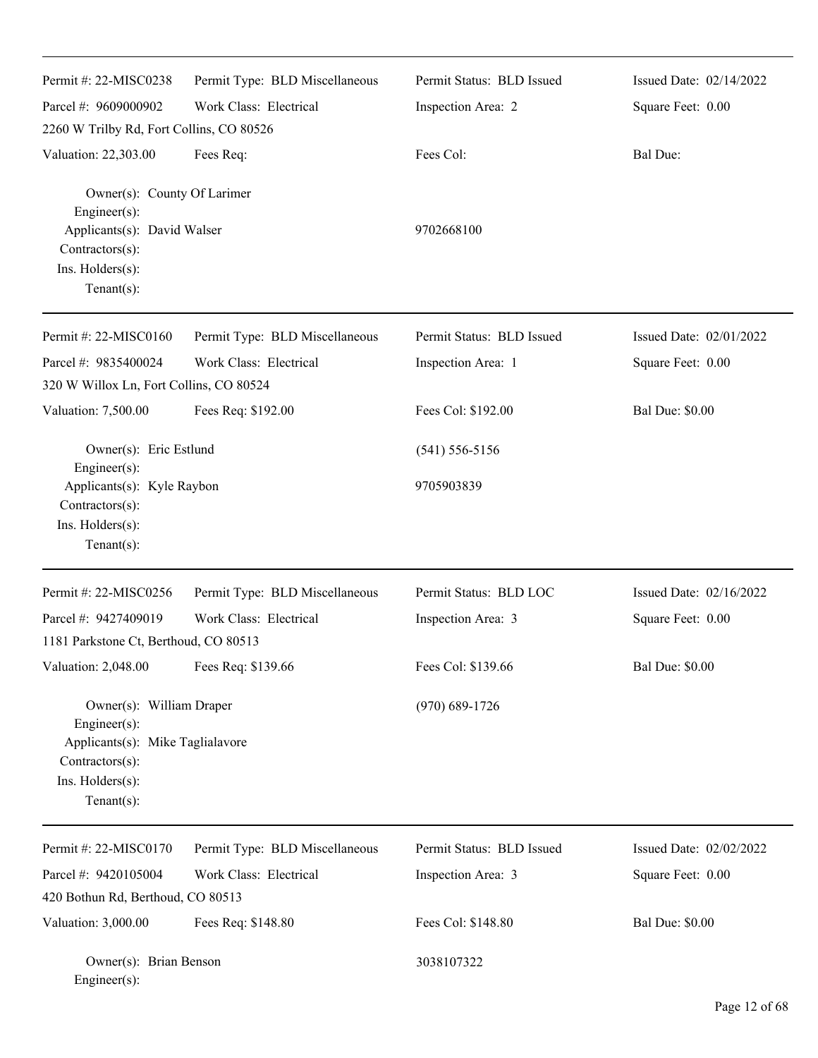| | | | |
|---|---|---|---|
| Permit #: 22-MISC0238 | Permit Type: BLD Miscellaneous | Permit Status: BLD Issued | Issued Date: 02/14/2022 |
| Parcel #: 9609000902 | Work Class: Electrical | Inspection Area: 2 | Square Feet: 0.00 |
| 2260 W Trilby Rd, Fort Collins, CO 80526 | | | |
| Valuation: 22,303.00 | Fees Req: | Fees Col: | Bal Due: |

Owner(s): County Of Larimer
Engineer(s):
Applicants(s): David Walser — 9702668100
Contractors(s):
Ins. Holders(s):
Tenant(s):

---

| | | | |
|---|---|---|---|
| Permit #: 22-MISC0160 | Permit Type: BLD Miscellaneous | Permit Status: BLD Issued | Issued Date: 02/01/2022 |
| Parcel #: 9835400024 | Work Class: Electrical | Inspection Area: 1 | Square Feet: 0.00 |
| 320 W Willox Ln, Fort Collins, CO 80524 | | | |
| Valuation: 7,500.00 | Fees Req: $192.00 | Fees Col: $192.00 | Bal Due: $0.00 |

Owner(s): Eric Estlund — (541) 556-5156
Engineer(s):
Applicants(s): Kyle Raybon — 9705903839
Contractors(s):
Ins. Holders(s):
Tenant(s):

---

| | | | |
|---|---|---|---|
| Permit #: 22-MISC0256 | Permit Type: BLD Miscellaneous | Permit Status: BLD LOC | Issued Date: 02/16/2022 |
| Parcel #: 9427409019 | Work Class: Electrical | Inspection Area: 3 | Square Feet: 0.00 |
| 1181 Parkstone Ct, Berthoud, CO 80513 | | | |
| Valuation: 2,048.00 | Fees Req: $139.66 | Fees Col: $139.66 | Bal Due: $0.00 |

Owner(s): William Draper — (970) 689-1726
Engineer(s):
Applicants(s): Mike Taglialavore
Contractors(s):
Ins. Holders(s):
Tenant(s):

---

| | | | |
|---|---|---|---|
| Permit #: 22-MISC0170 | Permit Type: BLD Miscellaneous | Permit Status: BLD Issued | Issued Date: 02/02/2022 |
| Parcel #: 9420105004 | Work Class: Electrical | Inspection Area: 3 | Square Feet: 0.00 |
| 420 Bothun Rd, Berthoud, CO 80513 | | | |
| Valuation: 3,000.00 | Fees Req: $148.80 | Fees Col: $148.80 | Bal Due: $0.00 |

Owner(s): Brian Benson — 3038107322
Engineer(s):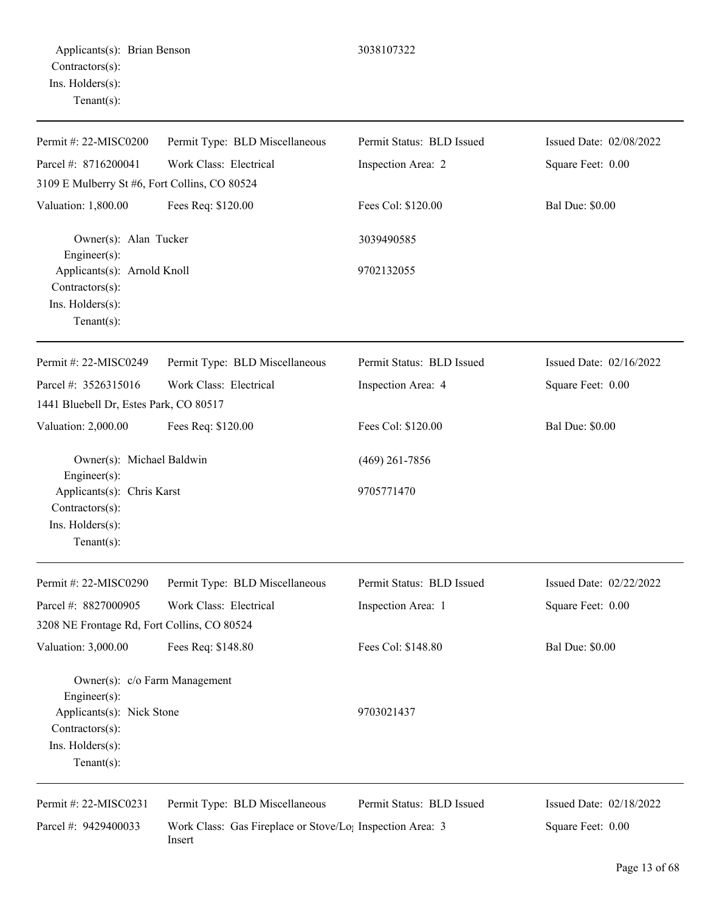Applicants(s): Brian Benson 3038107322
Contractors(s):
Ins. Holders(s):
Tenant(s):

---

| Permit #: 22-MISC0200 | Permit Type: BLD Miscellaneous | Permit Status: BLD Issued | Issued Date: 02/08/2022 |
|---|---|---|---|
| Parcel #: 8716200041 | Work Class: Electrical | Inspection Area: 2 | Square Feet: 0.00 |
| 3109 E Mulberry St #6, Fort Collins, CO 80524 | | | |
| Valuation: 1,800.00 | Fees Req: $120.00 | Fees Col: $120.00 | Bal Due: $0.00 |

Owner(s): Alan Tucker 3039490585
Engineer(s):
Applicants(s): Arnold Knoll 9702132055
Contractors(s):
Ins. Holders(s):
Tenant(s):

---

| Permit #: 22-MISC0249 | Permit Type: BLD Miscellaneous | Permit Status: BLD Issued | Issued Date: 02/16/2022 |
|---|---|---|---|
| Parcel #: 3526315016 | Work Class: Electrical | Inspection Area: 4 | Square Feet: 0.00 |
| 1441 Bluebell Dr, Estes Park, CO 80517 | | | |
| Valuation: 2,000.00 | Fees Req: $120.00 | Fees Col: $120.00 | Bal Due: $0.00 |

Owner(s): Michael Baldwin (469) 261-7856
Engineer(s):
Applicants(s): Chris Karst 9705771470
Contractors(s):
Ins. Holders(s):
Tenant(s):

---

| Permit #: 22-MISC0290 | Permit Type: BLD Miscellaneous | Permit Status: BLD Issued | Issued Date: 02/22/2022 |
|---|---|---|---|
| Parcel #: 8827000905 | Work Class: Electrical | Inspection Area: 1 | Square Feet: 0.00 |
| 3208 NE Frontage Rd, Fort Collins, CO 80524 | | | |
| Valuation: 3,000.00 | Fees Req: $148.80 | Fees Col: $148.80 | Bal Due: $0.00 |

Owner(s): c/o Farm Management
Engineer(s):
Applicants(s): Nick Stone 9703021437
Contractors(s):
Ins. Holders(s):
Tenant(s):

---

| Permit #: 22-MISC0231 | Permit Type: BLD Miscellaneous | Permit Status: BLD Issued | Issued Date: 02/18/2022 |
|---|---|---|---|
| Parcel #: 9429400033 | Work Class: Gas Fireplace or Stove/Log Insert | Inspection Area: 3 | Square Feet: 0.00 |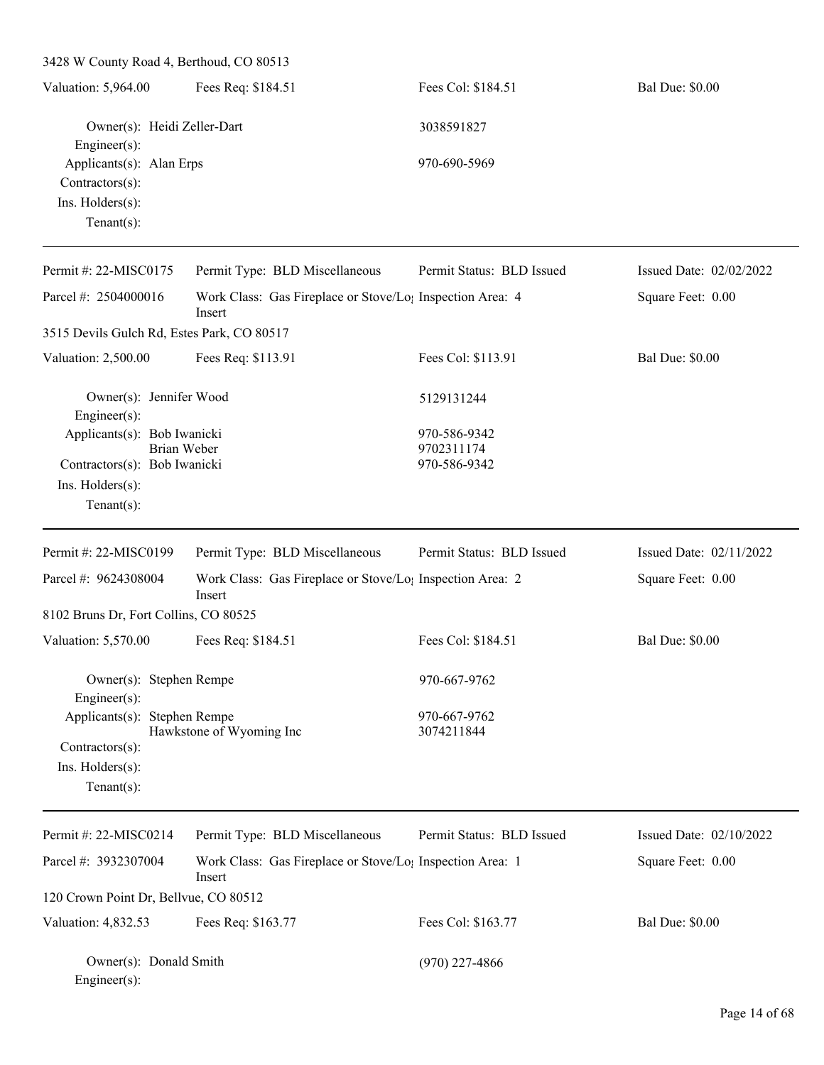3428 W County Road 4, Berthoud, CO 80513

| Valuation: 5,964.00 | Fees Req: $184.51 | Fees Col: $184.51 | Bal Due: $0.00 |
|---|---|---|---|

Owner(s): Heidi Zeller-Dart — 3038591827
Engineer(s):
Applicants(s): Alan Erps — 970-690-5969
Contractors(s):
Ins. Holders(s):
Tenant(s):

---

| Permit #: 22-MISC0175 | Permit Type: BLD Miscellaneous | Permit Status: BLD Issued | Issued Date: 02/02/2022 |
|---|---|---|---|
| Parcel #: 2504000016 | Work Class: Gas Fireplace or Stove/Log Insert | Inspection Area: 4 | Square Feet: 0.00 |

3515 Devils Gulch Rd, Estes Park, CO 80517

| Valuation: 2,500.00 | Fees Req: $113.91 | Fees Col: $113.91 | Bal Due: $0.00 |
|---|---|---|---|

Owner(s): Jennifer Wood — 5129131244
Engineer(s):
Applicants(s): Bob Iwanicki — 970-586-9342
Brian Weber — 9702311174
Contractors(s): Bob Iwanicki — 970-586-9342
Ins. Holders(s):
Tenant(s):

---

| Permit #: 22-MISC0199 | Permit Type: BLD Miscellaneous | Permit Status: BLD Issued | Issued Date: 02/11/2022 |
|---|---|---|---|
| Parcel #: 9624308004 | Work Class: Gas Fireplace or Stove/Log Insert | Inspection Area: 2 | Square Feet: 0.00 |

8102 Bruns Dr, Fort Collins, CO 80525

| Valuation: 5,570.00 | Fees Req: $184.51 | Fees Col: $184.51 | Bal Due: $0.00 |
|---|---|---|---|

Owner(s): Stephen Rempe — 970-667-9762
Engineer(s):
Applicants(s): Stephen Rempe — 970-667-9762
Hawkstone of Wyoming Inc — 3074211844
Contractors(s):
Ins. Holders(s):
Tenant(s):

---

| Permit #: 22-MISC0214 | Permit Type: BLD Miscellaneous | Permit Status: BLD Issued | Issued Date: 02/10/2022 |
|---|---|---|---|
| Parcel #: 3932307004 | Work Class: Gas Fireplace or Stove/Log Insert | Inspection Area: 1 | Square Feet: 0.00 |

120 Crown Point Dr, Bellvue, CO 80512

| Valuation: 4,832.53 | Fees Req: $163.77 | Fees Col: $163.77 | Bal Due: $0.00 |
|---|---|---|---|

Owner(s): Donald Smith — (970) 227-4866
Engineer(s):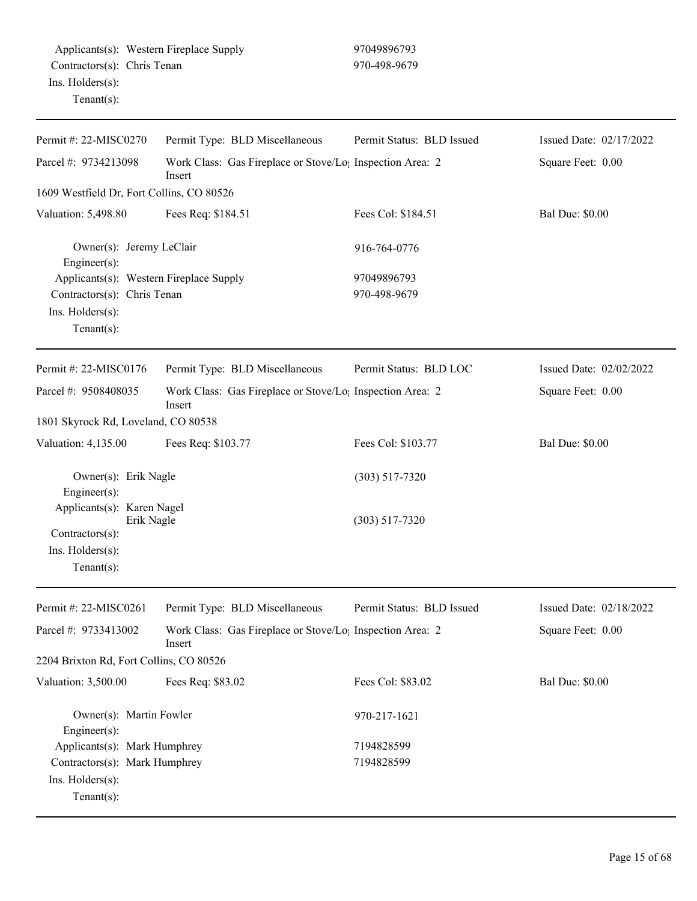| | | | |
|---|---|---|---|
| Applicants(s): Western Fireplace Supply | | 97049896793 | |
| Contractors(s): Chris Tenan | | 970-498-9679 | |
| Ins. Holders(s): | | | |
| Tenant(s): | | | |

| | | | |
|---|---|---|---|
| Permit #: 22-MISC0270 | Permit Type: BLD Miscellaneous | Permit Status: BLD Issued | Issued Date: 02/17/2022 |
| Parcel #: 9734213098 | Work Class: Gas Fireplace or Stove/Log Insert | Inspection Area: 2 | Square Feet: 0.00 |
| 1609 Westfield Dr, Fort Collins, CO 80526 | | | |
| Valuation: 5,498.80 | Fees Req: $184.51 | Fees Col: $184.51 | Bal Due: $0.00 |
| Owner(s): Jeremy LeClair | | 916-764-0776 | |
| Engineer(s): | | | |
| Applicants(s): Western Fireplace Supply | | 97049896793 | |
| Contractors(s): Chris Tenan | | 970-498-9679 | |
| Ins. Holders(s): | | | |
| Tenant(s): | | | |

| | | | |
|---|---|---|---|
| Permit #: 22-MISC0176 | Permit Type: BLD Miscellaneous | Permit Status: BLD LOC | Issued Date: 02/02/2022 |
| Parcel #: 9508408035 | Work Class: Gas Fireplace or Stove/Log Insert | Inspection Area: 2 | Square Feet: 0.00 |
| 1801 Skyrock Rd, Loveland, CO 80538 | | | |
| Valuation: 4,135.00 | Fees Req: $103.77 | Fees Col: $103.77 | Bal Due: $0.00 |
| Owner(s): Erik Nagle | | (303) 517-7320 | |
| Engineer(s): | | | |
| Applicants(s): Karen Nagel<br>Erik Nagle | | (303) 517-7320 | |
| Contractors(s): | | | |
| Ins. Holders(s): | | | |
| Tenant(s): | | | |

| | | | |
|---|---|---|---|
| Permit #: 22-MISC0261 | Permit Type: BLD Miscellaneous | Permit Status: BLD Issued | Issued Date: 02/18/2022 |
| Parcel #: 9733413002 | Work Class: Gas Fireplace or Stove/Log Insert | Inspection Area: 2 | Square Feet: 0.00 |
| 2204 Brixton Rd, Fort Collins, CO 80526 | | | |
| Valuation: 3,500.00 | Fees Req: $83.02 | Fees Col: $83.02 | Bal Due: $0.00 |
| Owner(s): Martin Fowler | | 970-217-1621 | |
| Engineer(s): | | | |
| Applicants(s): Mark Humphrey | | 7194828599 | |
| Contractors(s): Mark Humphrey | | 7194828599 | |
| Ins. Holders(s): | | | |
| Tenant(s): | | | |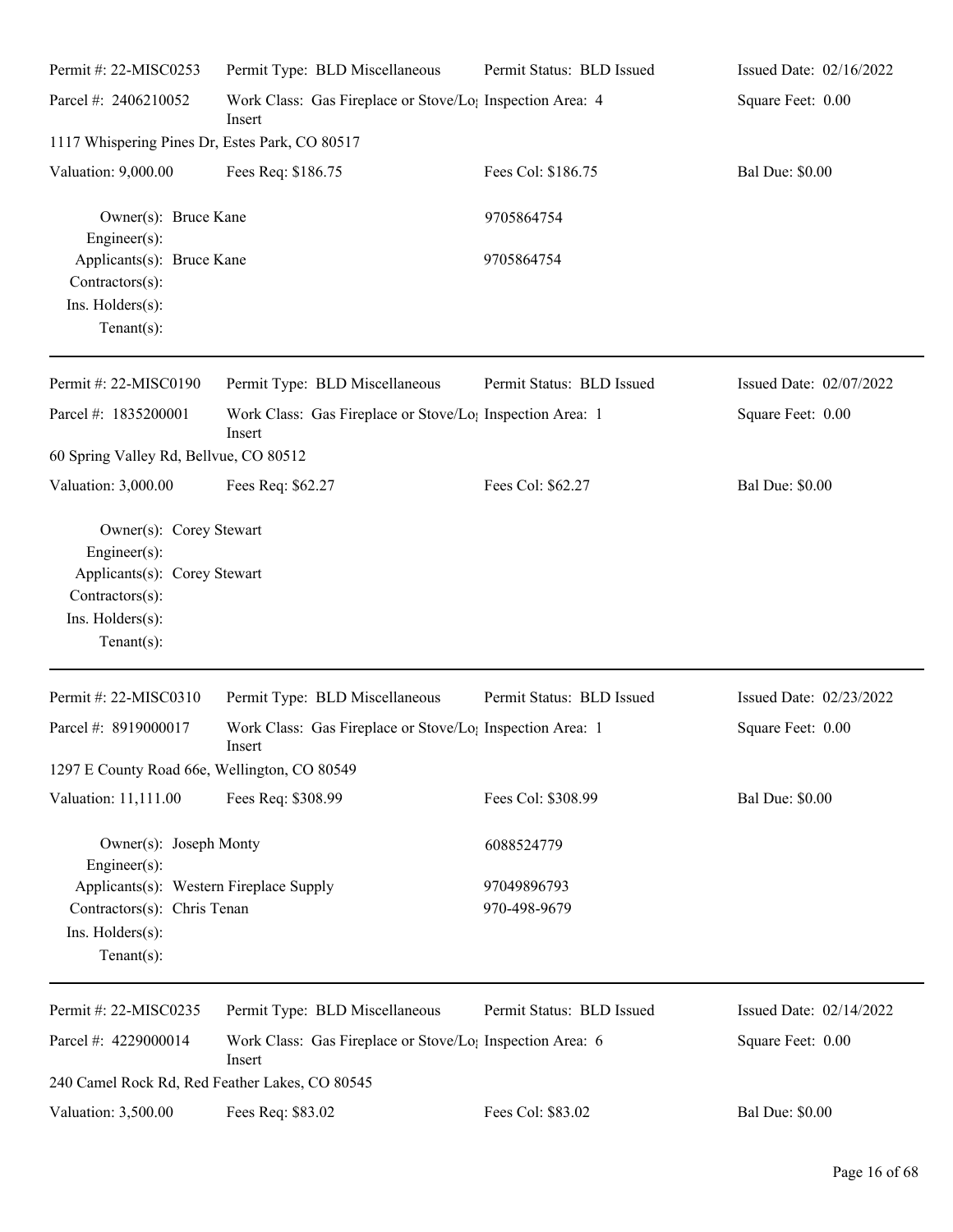Permit #: 22-MISC0253 | Permit Type: BLD Miscellaneous | Permit Status: BLD Issued | Issued Date: 02/16/2022

Parcel #: 2406210052 | Work Class: Gas Fireplace or Stove/Log Insert | Inspection Area: 4 | Square Feet: 0.00

1117 Whispering Pines Dr, Estes Park, CO 80517

Valuation: 9,000.00 | Fees Req: $186.75 | Fees Col: $186.75 | Bal Due: $0.00

Owner(s): Bruce Kane 9705864754
Engineer(s):
Applicants(s): Bruce Kane 9705864754
Contractors(s):
Ins. Holders(s):
Tenant(s):

---

Permit #: 22-MISC0190 | Permit Type: BLD Miscellaneous | Permit Status: BLD Issued | Issued Date: 02/07/2022

Parcel #: 1835200001 | Work Class: Gas Fireplace or Stove/Log Insert | Inspection Area: 1 | Square Feet: 0.00

60 Spring Valley Rd, Bellvue, CO 80512

Valuation: 3,000.00 | Fees Req: $62.27 | Fees Col: $62.27 | Bal Due: $0.00

Owner(s): Corey Stewart
Engineer(s):
Applicants(s): Corey Stewart
Contractors(s):
Ins. Holders(s):
Tenant(s):

---

Permit #: 22-MISC0310 | Permit Type: BLD Miscellaneous | Permit Status: BLD Issued | Issued Date: 02/23/2022

Parcel #: 8919000017 | Work Class: Gas Fireplace or Stove/Log Insert | Inspection Area: 1 | Square Feet: 0.00

1297 E County Road 66e, Wellington, CO 80549

Valuation: 11,111.00 | Fees Req: $308.99 | Fees Col: $308.99 | Bal Due: $0.00

Owner(s): Joseph Monty 6088524779
Engineer(s):
Applicants(s): Western Fireplace Supply 97049896793
Contractors(s): Chris Tenan 970-498-9679
Ins. Holders(s):
Tenant(s):

---

Permit #: 22-MISC0235 | Permit Type: BLD Miscellaneous | Permit Status: BLD Issued | Issued Date: 02/14/2022

Parcel #: 4229000014 | Work Class: Gas Fireplace or Stove/Log Insert | Inspection Area: 6 | Square Feet: 0.00

240 Camel Rock Rd, Red Feather Lakes, CO 80545

Valuation: 3,500.00 | Fees Req: $83.02 | Fees Col: $83.02 | Bal Due: $0.00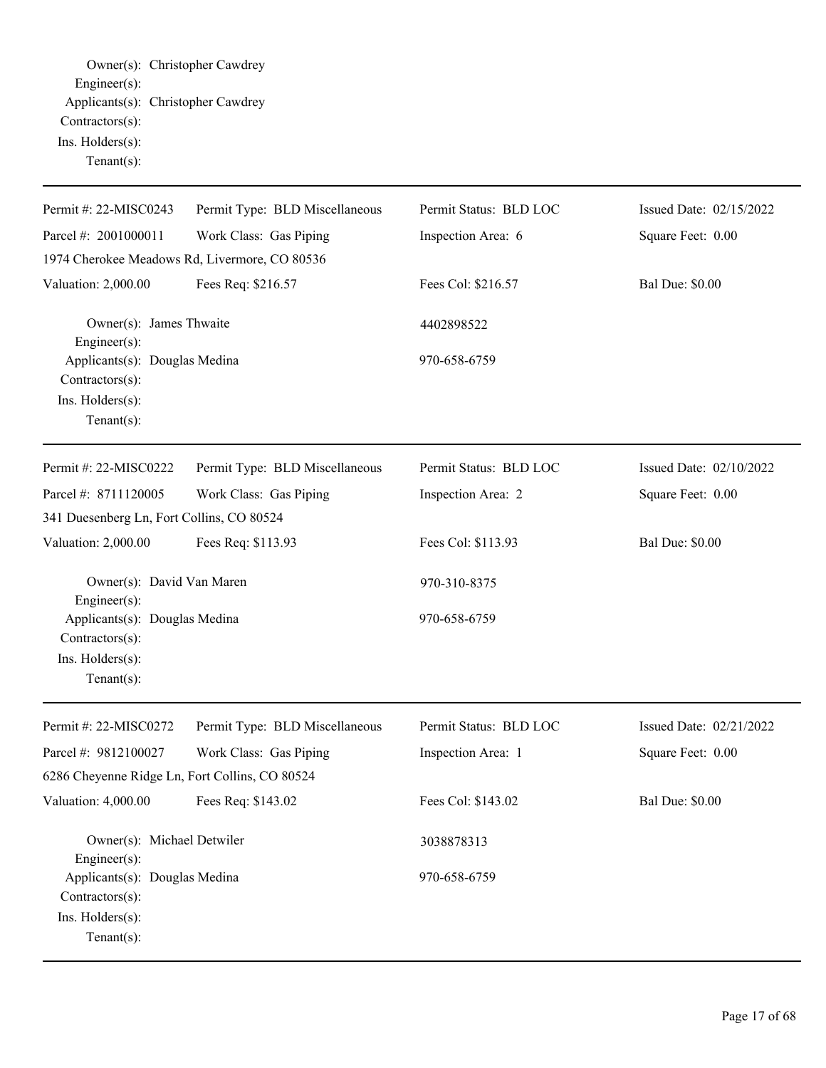Owner(s): Christopher Cawdrey
Engineer(s):
Applicants(s): Christopher Cawdrey
Contractors(s):
Ins. Holders(s):
Tenant(s):

---

| | | | |
|---|---|---|---|
| Permit #: 22-MISC0243 | Permit Type: BLD Miscellaneous | Permit Status: BLD LOC | Issued Date: 02/15/2022 |
| Parcel #: 2001000011 | Work Class: Gas Piping | Inspection Area: 6 | Square Feet: 0.00 |
| 1974 Cherokee Meadows Rd, Livermore, CO 80536 | | | |
| Valuation: 2,000.00 | Fees Req: $216.57 | Fees Col: $216.57 | Bal Due: $0.00 |

Owner(s): James Thwaite — 4402898522
Engineer(s):
Applicants(s): Douglas Medina — 970-658-6759
Contractors(s):
Ins. Holders(s):
Tenant(s):

---

| | | | |
|---|---|---|---|
| Permit #: 22-MISC0222 | Permit Type: BLD Miscellaneous | Permit Status: BLD LOC | Issued Date: 02/10/2022 |
| Parcel #: 8711120005 | Work Class: Gas Piping | Inspection Area: 2 | Square Feet: 0.00 |
| 341 Duesenberg Ln, Fort Collins, CO 80524 | | | |
| Valuation: 2,000.00 | Fees Req: $113.93 | Fees Col: $113.93 | Bal Due: $0.00 |

Owner(s): David Van Maren — 970-310-8375
Engineer(s):
Applicants(s): Douglas Medina — 970-658-6759
Contractors(s):
Ins. Holders(s):
Tenant(s):

---

| | | | |
|---|---|---|---|
| Permit #: 22-MISC0272 | Permit Type: BLD Miscellaneous | Permit Status: BLD LOC | Issued Date: 02/21/2022 |
| Parcel #: 9812100027 | Work Class: Gas Piping | Inspection Area: 1 | Square Feet: 0.00 |
| 6286 Cheyenne Ridge Ln, Fort Collins, CO 80524 | | | |
| Valuation: 4,000.00 | Fees Req: $143.02 | Fees Col: $143.02 | Bal Due: $0.00 |

Owner(s): Michael Detwiler — 3038878313
Engineer(s):
Applicants(s): Douglas Medina — 970-658-6759
Contractors(s):
Ins. Holders(s):
Tenant(s):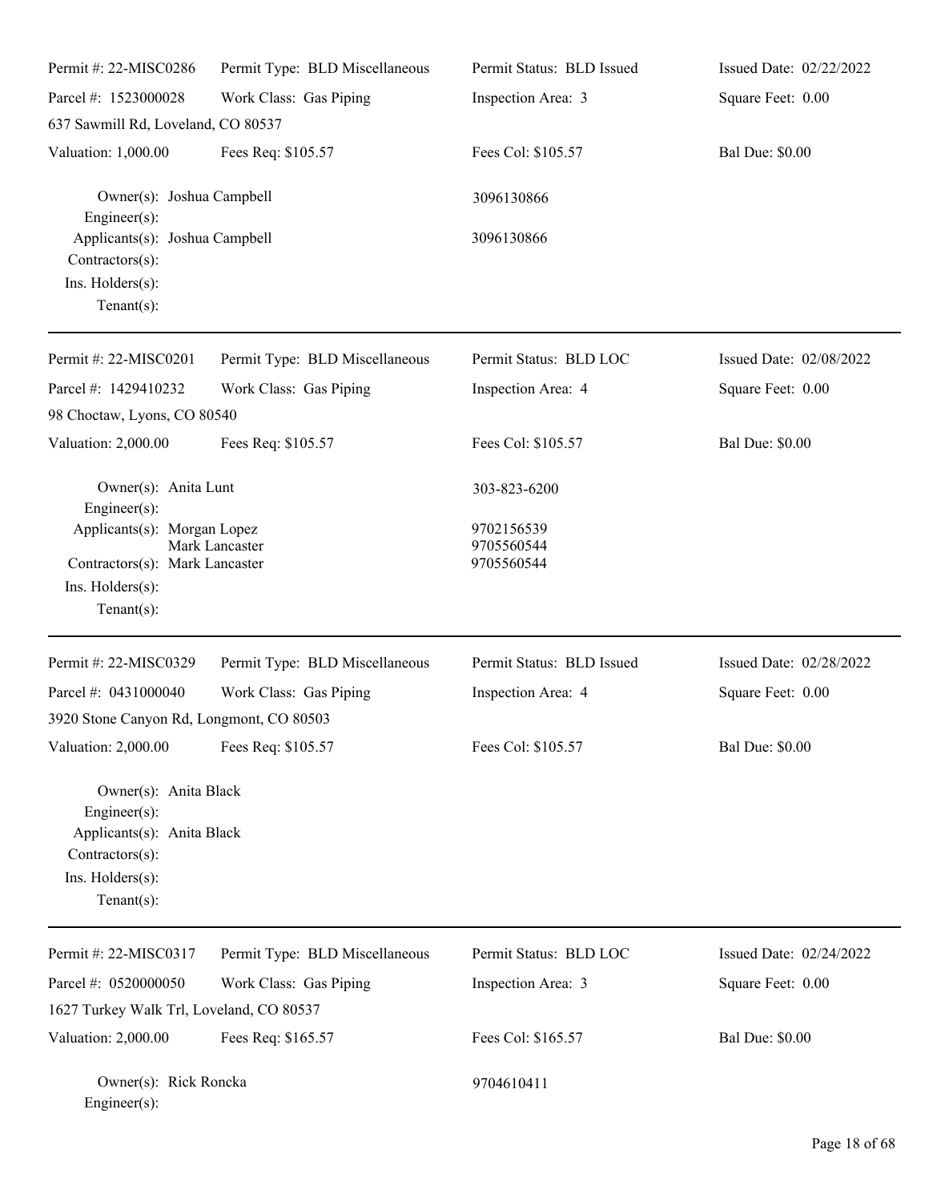| Permit #: 22-MISC0286 | Permit Type: BLD Miscellaneous | Permit Status: BLD Issued | Issued Date: 02/22/2022 |
|---|---|---|---|
| Parcel #: 1523000028 | Work Class: Gas Piping | Inspection Area: 3 | Square Feet: 0.00 |
| 637 Sawmill Rd, Loveland, CO 80537 | | | |
| Valuation: 1,000.00 | Fees Req: $105.57 | Fees Col: $105.57 | Bal Due: $0.00 |

Owner(s): Joshua Campbell — 3096130866
Engineer(s):
Applicants(s): Joshua Campbell — 3096130866
Contractors(s):
Ins. Holders(s):
Tenant(s):

---

| Permit #: 22-MISC0201 | Permit Type: BLD Miscellaneous | Permit Status: BLD LOC | Issued Date: 02/08/2022 |
|---|---|---|---|
| Parcel #: 1429410232 | Work Class: Gas Piping | Inspection Area: 4 | Square Feet: 0.00 |
| 98 Choctaw, Lyons, CO 80540 | | | |
| Valuation: 2,000.00 | Fees Req: $105.57 | Fees Col: $105.57 | Bal Due: $0.00 |

Owner(s): Anita Lunt — 303-823-6200
Engineer(s):
Applicants(s): Morgan Lopez — 9702156539
Mark Lancaster — 9705560544
Contractors(s): Mark Lancaster — 9705560544
Ins. Holders(s):
Tenant(s):

---

| Permit #: 22-MISC0329 | Permit Type: BLD Miscellaneous | Permit Status: BLD Issued | Issued Date: 02/28/2022 |
|---|---|---|---|
| Parcel #: 0431000040 | Work Class: Gas Piping | Inspection Area: 4 | Square Feet: 0.00 |
| 3920 Stone Canyon Rd, Longmont, CO 80503 | | | |
| Valuation: 2,000.00 | Fees Req: $105.57 | Fees Col: $105.57 | Bal Due: $0.00 |

Owner(s): Anita Black
Engineer(s):
Applicants(s): Anita Black
Contractors(s):
Ins. Holders(s):
Tenant(s):

---

| Permit #: 22-MISC0317 | Permit Type: BLD Miscellaneous | Permit Status: BLD LOC | Issued Date: 02/24/2022 |
|---|---|---|---|
| Parcel #: 0520000050 | Work Class: Gas Piping | Inspection Area: 3 | Square Feet: 0.00 |
| 1627 Turkey Walk Trl, Loveland, CO 80537 | | | |
| Valuation: 2,000.00 | Fees Req: $165.57 | Fees Col: $165.57 | Bal Due: $0.00 |

Owner(s): Rick Roncka — 9704610411
Engineer(s):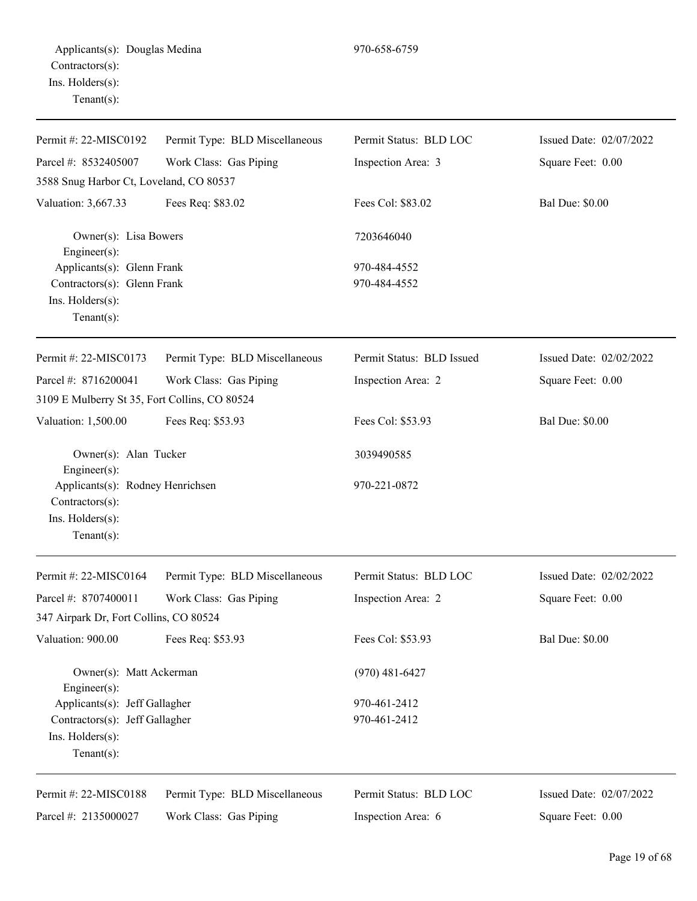Applicants(s): Douglas Medina 970-658-6759
Contractors(s):
Ins. Holders(s):
Tenant(s):

---

| Permit #: 22-MISC0192 | Permit Type: BLD Miscellaneous | Permit Status: BLD LOC | Issued Date: 02/07/2022 |
|---|---|---|---|
| Parcel #: 8532405007 | Work Class: Gas Piping | Inspection Area: 3 | Square Feet: 0.00 |
| 3588 Snug Harbor Ct, Loveland, CO 80537 | | | |
| Valuation: 3,667.33 | Fees Req: $83.02 | Fees Col: $83.02 | Bal Due: $0.00 |

Owner(s): Lisa Bowers 7203646040
Engineer(s):
Applicants(s): Glenn Frank 970-484-4552
Contractors(s): Glenn Frank 970-484-4552
Ins. Holders(s):
Tenant(s):

---

| Permit #: 22-MISC0173 | Permit Type: BLD Miscellaneous | Permit Status: BLD Issued | Issued Date: 02/02/2022 |
|---|---|---|---|
| Parcel #: 8716200041 | Work Class: Gas Piping | Inspection Area: 2 | Square Feet: 0.00 |
| 3109 E Mulberry St 35, Fort Collins, CO 80524 | | | |
| Valuation: 1,500.00 | Fees Req: $53.93 | Fees Col: $53.93 | Bal Due: $0.00 |

Owner(s): Alan Tucker 3039490585
Engineer(s):
Applicants(s): Rodney Henrichsen 970-221-0872
Contractors(s):
Ins. Holders(s):
Tenant(s):

---

| Permit #: 22-MISC0164 | Permit Type: BLD Miscellaneous | Permit Status: BLD LOC | Issued Date: 02/02/2022 |
|---|---|---|---|
| Parcel #: 8707400011 | Work Class: Gas Piping | Inspection Area: 2 | Square Feet: 0.00 |
| 347 Airpark Dr, Fort Collins, CO 80524 | | | |
| Valuation: 900.00 | Fees Req: $53.93 | Fees Col: $53.93 | Bal Due: $0.00 |

Owner(s): Matt Ackerman (970) 481-6427
Engineer(s):
Applicants(s): Jeff Gallagher 970-461-2412
Contractors(s): Jeff Gallagher 970-461-2412
Ins. Holders(s):
Tenant(s):

---

| Permit #: 22-MISC0188 | Permit Type: BLD Miscellaneous | Permit Status: BLD LOC | Issued Date: 02/07/2022 |
|---|---|---|---|
| Parcel #: 2135000027 | Work Class: Gas Piping | Inspection Area: 6 | Square Feet: 0.00 |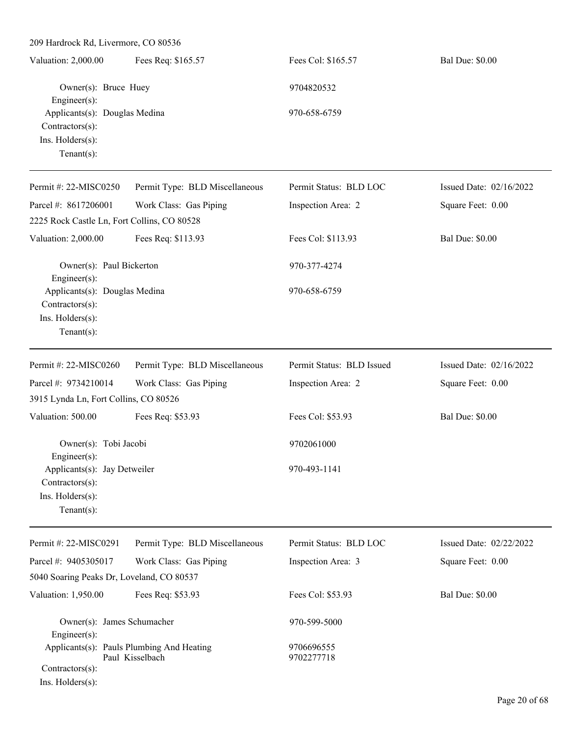209 Hardrock Rd, Livermore, CO 80536

| Valuation: 2,000.00 | Fees Req: $165.57 | Fees Col: $165.57 | Bal Due: $0.00 |
|---|---|---|---|

Owner(s): Bruce Huey 9704820532
Engineer(s):
Applicants(s): Douglas Medina 970-658-6759
Contractors(s):
Ins. Holders(s):
Tenant(s):

---

| Permit #: 22-MISC0250 | Permit Type: BLD Miscellaneous | Permit Status: BLD LOC | Issued Date: 02/16/2022 |
|---|---|---|---|
| Parcel #: 8617206001 | Work Class: Gas Piping | Inspection Area: 2 | Square Feet: 0.00 |
| 2225 Rock Castle Ln, Fort Collins, CO 80528 | | | |
| Valuation: 2,000.00 | Fees Req: $113.93 | Fees Col: $113.93 | Bal Due: $0.00 |

Owner(s): Paul Bickerton 970-377-4274
Engineer(s):
Applicants(s): Douglas Medina 970-658-6759
Contractors(s):
Ins. Holders(s):
Tenant(s):

---

| Permit #: 22-MISC0260 | Permit Type: BLD Miscellaneous | Permit Status: BLD Issued | Issued Date: 02/16/2022 |
|---|---|---|---|
| Parcel #: 9734210014 | Work Class: Gas Piping | Inspection Area: 2 | Square Feet: 0.00 |
| 3915 Lynda Ln, Fort Collins, CO 80526 | | | |
| Valuation: 500.00 | Fees Req: $53.93 | Fees Col: $53.93 | Bal Due: $0.00 |

Owner(s): Tobi Jacobi 9702061000
Engineer(s):
Applicants(s): Jay Detweiler 970-493-1141
Contractors(s):
Ins. Holders(s):
Tenant(s):

---

| Permit #: 22-MISC0291 | Permit Type: BLD Miscellaneous | Permit Status: BLD LOC | Issued Date: 02/22/2022 |
|---|---|---|---|
| Parcel #: 9405305017 | Work Class: Gas Piping | Inspection Area: 3 | Square Feet: 0.00 |
| 5040 Soaring Peaks Dr, Loveland, CO 80537 | | | |
| Valuation: 1,950.00 | Fees Req: $53.93 | Fees Col: $53.93 | Bal Due: $0.00 |

Owner(s): James Schumacher 970-599-5000
Engineer(s):
Applicants(s): Pauls Plumbing And Heating 9706696555
Paul Kisselbach 9702277718
Contractors(s):
Ins. Holders(s):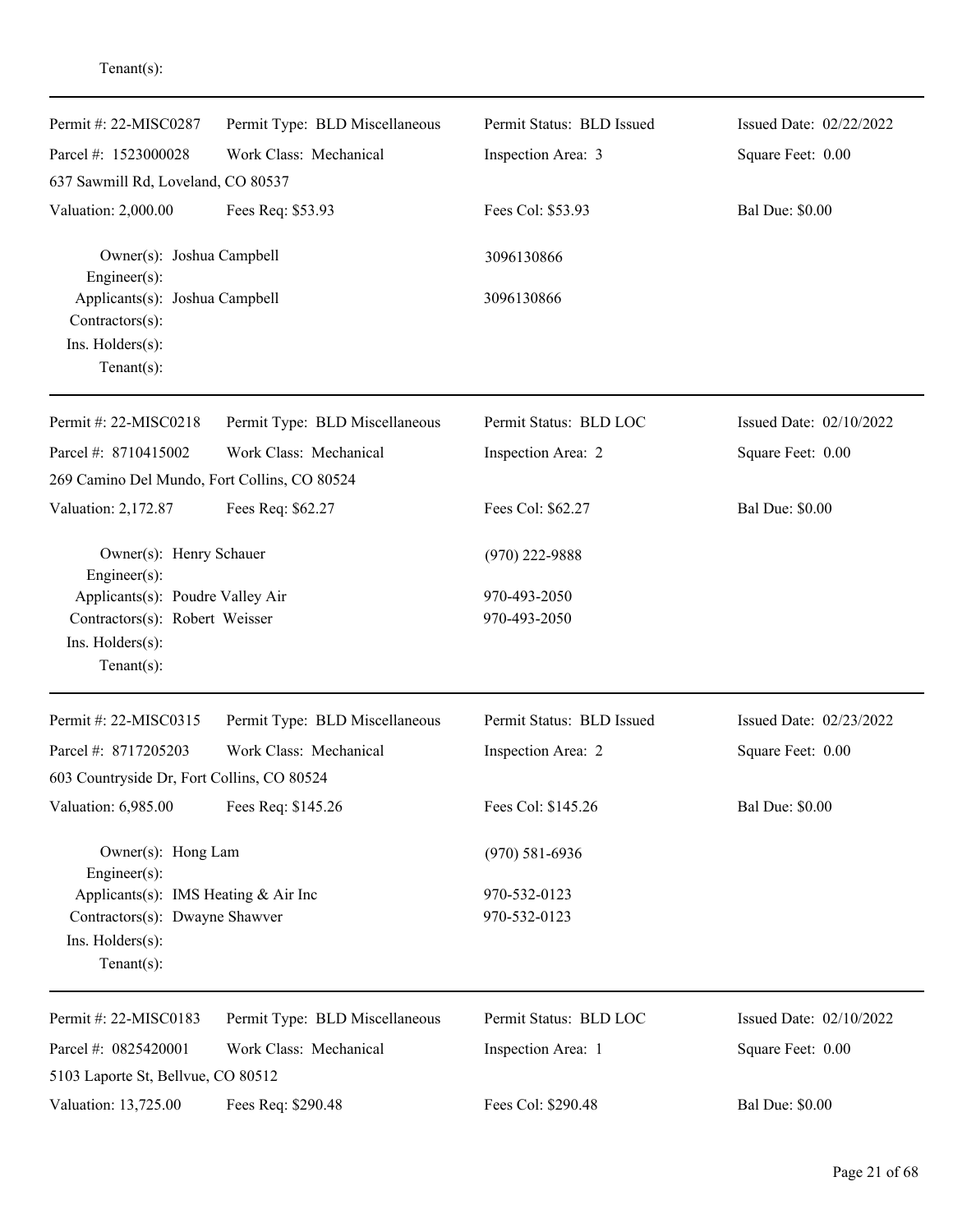Tenant(s):

---

| | | | |
|---|---|---|---|
| Permit #: 22-MISC0287 | Permit Type: BLD Miscellaneous | Permit Status: BLD Issued | Issued Date: 02/22/2022 |
| Parcel #: 1523000028 | Work Class: Mechanical | Inspection Area: 3 | Square Feet: 0.00 |
| 637 Sawmill Rd, Loveland, CO 80537 | | | |
| Valuation: 2,000.00 | Fees Req: $53.93 | Fees Col: $53.93 | Bal Due: $0.00 |

Owner(s): Joshua Campbell — 3096130866
Engineer(s):
Applicants(s): Joshua Campbell — 3096130866
Contractors(s):
Ins. Holders(s):
Tenant(s):

---

| | | | |
|---|---|---|---|
| Permit #: 22-MISC0218 | Permit Type: BLD Miscellaneous | Permit Status: BLD LOC | Issued Date: 02/10/2022 |
| Parcel #: 8710415002 | Work Class: Mechanical | Inspection Area: 2 | Square Feet: 0.00 |
| 269 Camino Del Mundo, Fort Collins, CO 80524 | | | |
| Valuation: 2,172.87 | Fees Req: $62.27 | Fees Col: $62.27 | Bal Due: $0.00 |

Owner(s): Henry Schauer — (970) 222-9888
Engineer(s):
Applicants(s): Poudre Valley Air — 970-493-2050
Contractors(s): Robert Weisser — 970-493-2050
Ins. Holders(s):
Tenant(s):

---

| | | | |
|---|---|---|---|
| Permit #: 22-MISC0315 | Permit Type: BLD Miscellaneous | Permit Status: BLD Issued | Issued Date: 02/23/2022 |
| Parcel #: 8717205203 | Work Class: Mechanical | Inspection Area: 2 | Square Feet: 0.00 |
| 603 Countryside Dr, Fort Collins, CO 80524 | | | |
| Valuation: 6,985.00 | Fees Req: $145.26 | Fees Col: $145.26 | Bal Due: $0.00 |

Owner(s): Hong Lam — (970) 581-6936
Engineer(s):
Applicants(s): IMS Heating & Air Inc — 970-532-0123
Contractors(s): Dwayne Shawver — 970-532-0123
Ins. Holders(s):
Tenant(s):

---

| | | | |
|---|---|---|---|
| Permit #: 22-MISC0183 | Permit Type: BLD Miscellaneous | Permit Status: BLD LOC | Issued Date: 02/10/2022 |
| Parcel #: 0825420001 | Work Class: Mechanical | Inspection Area: 1 | Square Feet: 0.00 |
| 5103 Laporte St, Bellvue, CO 80512 | | | |
| Valuation: 13,725.00 | Fees Req: $290.48 | Fees Col: $290.48 | Bal Due: $0.00 |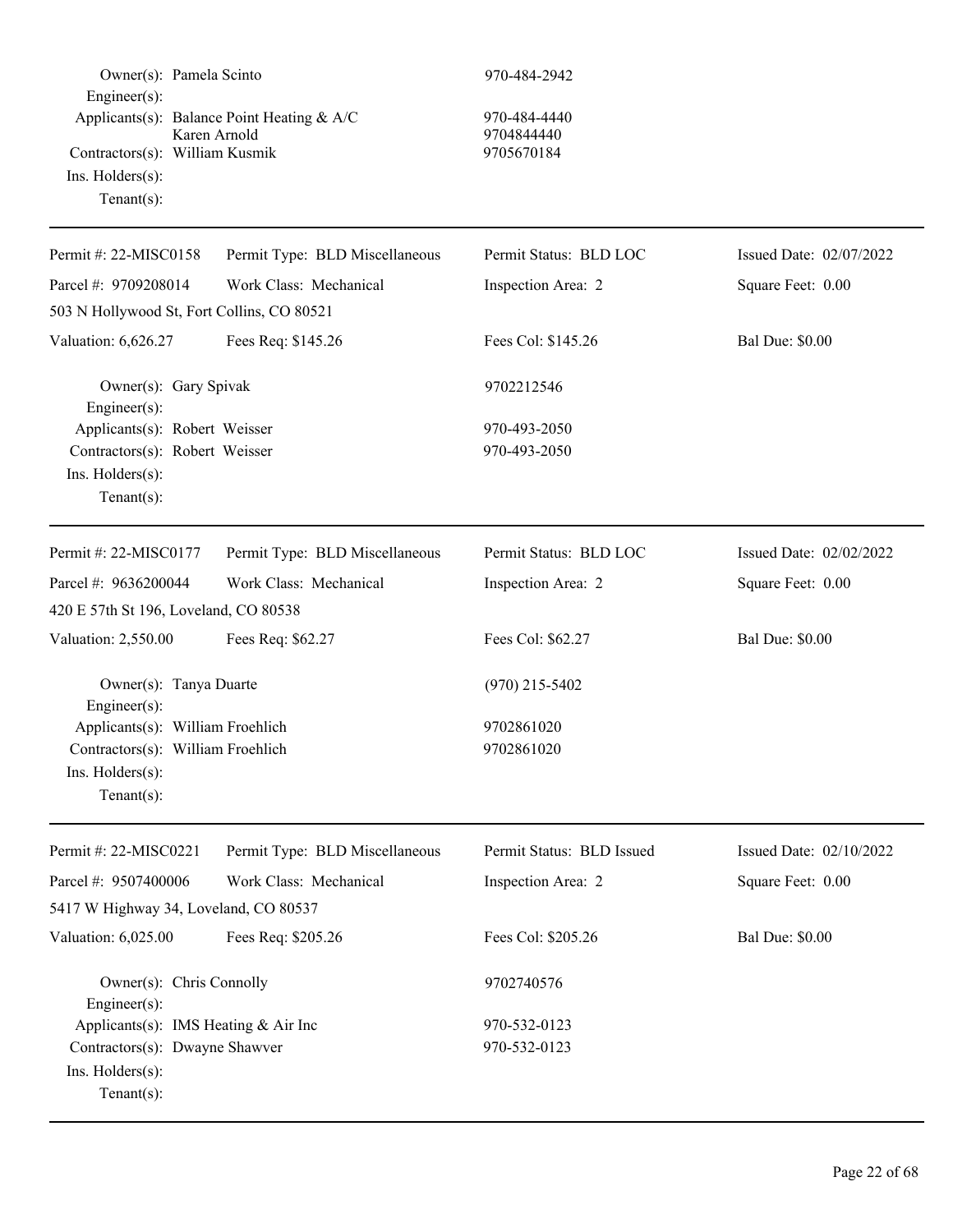Owner(s): Pamela Scinto 970-484-2942
Engineer(s):
Applicants(s): Balance Point Heating & A/C 970-484-4440
Karen Arnold 9704844440
Contractors(s): William Kusmik 9705670184
Ins. Holders(s):
Tenant(s):

---

| Permit #: 22-MISC0158 | Permit Type: BLD Miscellaneous | Permit Status: BLD LOC | Issued Date: 02/07/2022 |
|---|---|---|---|
| Parcel #: 9709208014 | Work Class: Mechanical | Inspection Area: 2 | Square Feet: 0.00 |
| 503 N Hollywood St, Fort Collins, CO 80521 | | | |
| Valuation: 6,626.27 | Fees Req: $145.26 | Fees Col: $145.26 | Bal Due: $0.00 |

Owner(s): Gary Spivak 9702212546
Engineer(s):
Applicants(s): Robert Weisser 970-493-2050
Contractors(s): Robert Weisser 970-493-2050
Ins. Holders(s):
Tenant(s):

---

| Permit #: 22-MISC0177 | Permit Type: BLD Miscellaneous | Permit Status: BLD LOC | Issued Date: 02/02/2022 |
|---|---|---|---|
| Parcel #: 9636200044 | Work Class: Mechanical | Inspection Area: 2 | Square Feet: 0.00 |
| 420 E 57th St 196, Loveland, CO 80538 | | | |
| Valuation: 2,550.00 | Fees Req: $62.27 | Fees Col: $62.27 | Bal Due: $0.00 |

Owner(s): Tanya Duarte (970) 215-5402
Engineer(s):
Applicants(s): William Froehlich 9702861020
Contractors(s): William Froehlich 9702861020
Ins. Holders(s):
Tenant(s):

---

| Permit #: 22-MISC0221 | Permit Type: BLD Miscellaneous | Permit Status: BLD Issued | Issued Date: 02/10/2022 |
|---|---|---|---|
| Parcel #: 9507400006 | Work Class: Mechanical | Inspection Area: 2 | Square Feet: 0.00 |
| 5417 W Highway 34, Loveland, CO 80537 | | | |
| Valuation: 6,025.00 | Fees Req: $205.26 | Fees Col: $205.26 | Bal Due: $0.00 |

Owner(s): Chris Connolly 9702740576
Engineer(s):
Applicants(s): IMS Heating & Air Inc 970-532-0123
Contractors(s): Dwayne Shawver 970-532-0123
Ins. Holders(s):
Tenant(s):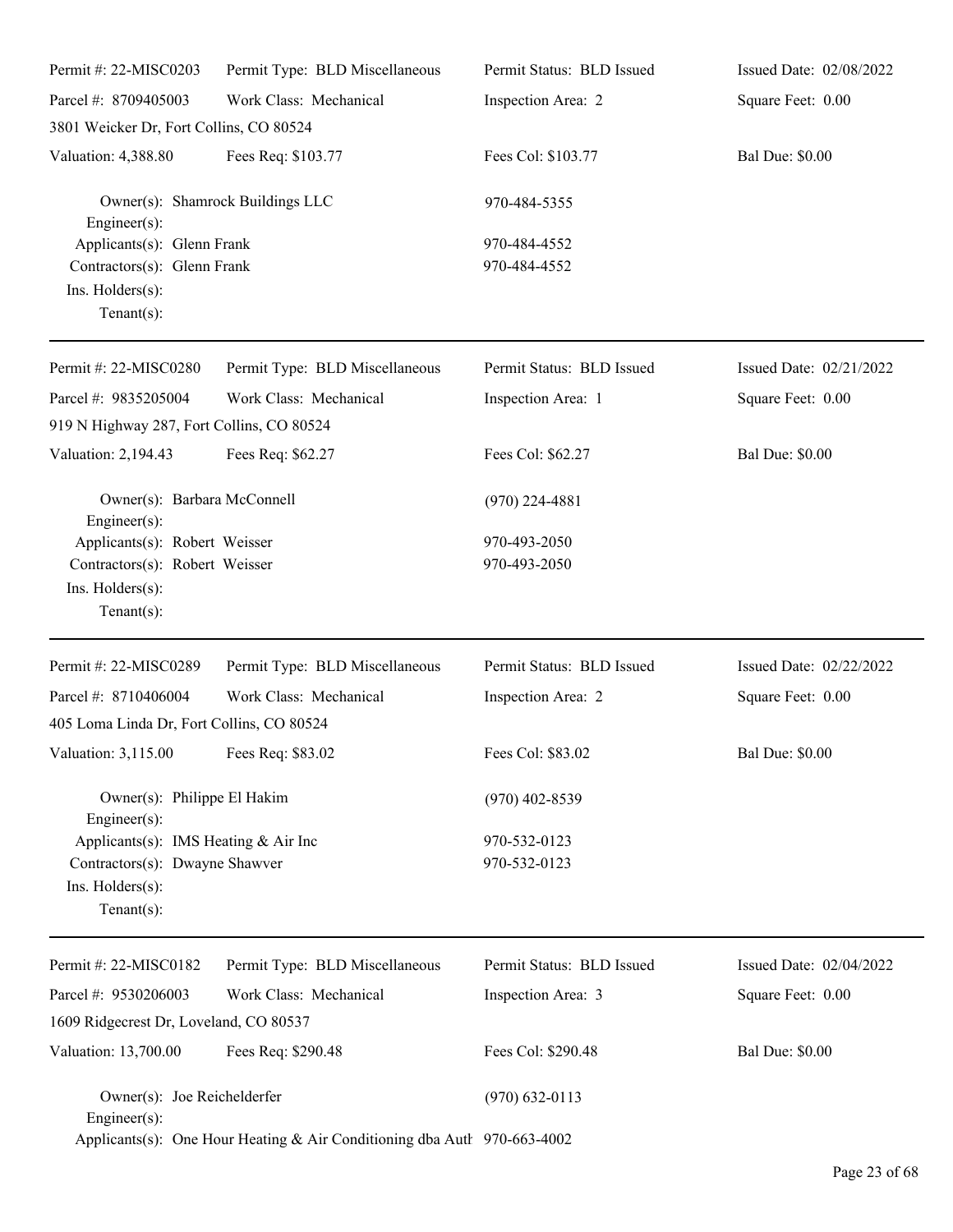Permit #: 22-MISC0203 | Permit Type: BLD Miscellaneous | Permit Status: BLD Issued | Issued Date: 02/08/2022
Parcel #: 8709405003 | Work Class: Mechanical | Inspection Area: 2 | Square Feet: 0.00

3801 Weicker Dr, Fort Collins, CO 80524

Valuation: 4,388.80 | Fees Req: $103.77 | Fees Col: $103.77 | Bal Due: $0.00

Owner(s): Shamrock Buildings LLC 970-484-5355
Engineer(s):
Applicants(s): Glenn Frank 970-484-4552
Contractors(s): Glenn Frank 970-484-4552
Ins. Holders(s):
Tenant(s):

---

Permit #: 22-MISC0280 | Permit Type: BLD Miscellaneous | Permit Status: BLD Issued | Issued Date: 02/21/2022
Parcel #: 9835205004 | Work Class: Mechanical | Inspection Area: 1 | Square Feet: 0.00

919 N Highway 287, Fort Collins, CO 80524

Valuation: 2,194.43 | Fees Req: $62.27 | Fees Col: $62.27 | Bal Due: $0.00

Owner(s): Barbara McConnell (970) 224-4881
Engineer(s):
Applicants(s): Robert Weisser 970-493-2050
Contractors(s): Robert Weisser 970-493-2050
Ins. Holders(s):
Tenant(s):

---

Permit #: 22-MISC0289 | Permit Type: BLD Miscellaneous | Permit Status: BLD Issued | Issued Date: 02/22/2022
Parcel #: 8710406004 | Work Class: Mechanical | Inspection Area: 2 | Square Feet: 0.00

405 Loma Linda Dr, Fort Collins, CO 80524

Valuation: 3,115.00 | Fees Req: $83.02 | Fees Col: $83.02 | Bal Due: $0.00

Owner(s): Philippe El Hakim (970) 402-8539
Engineer(s):
Applicants(s): IMS Heating & Air Inc 970-532-0123
Contractors(s): Dwayne Shawver 970-532-0123
Ins. Holders(s):
Tenant(s):

---

Permit #: 22-MISC0182 | Permit Type: BLD Miscellaneous | Permit Status: BLD Issued | Issued Date: 02/04/2022
Parcel #: 9530206003 | Work Class: Mechanical | Inspection Area: 3 | Square Feet: 0.00

1609 Ridgecrest Dr, Loveland, CO 80537

Valuation: 13,700.00 | Fees Req: $290.48 | Fees Col: $290.48 | Bal Due: $0.00

Owner(s): Joe Reichelderfer (970) 632-0113
Engineer(s):
Applicants(s): One Hour Heating & Air Conditioning dba Autl 970-663-4002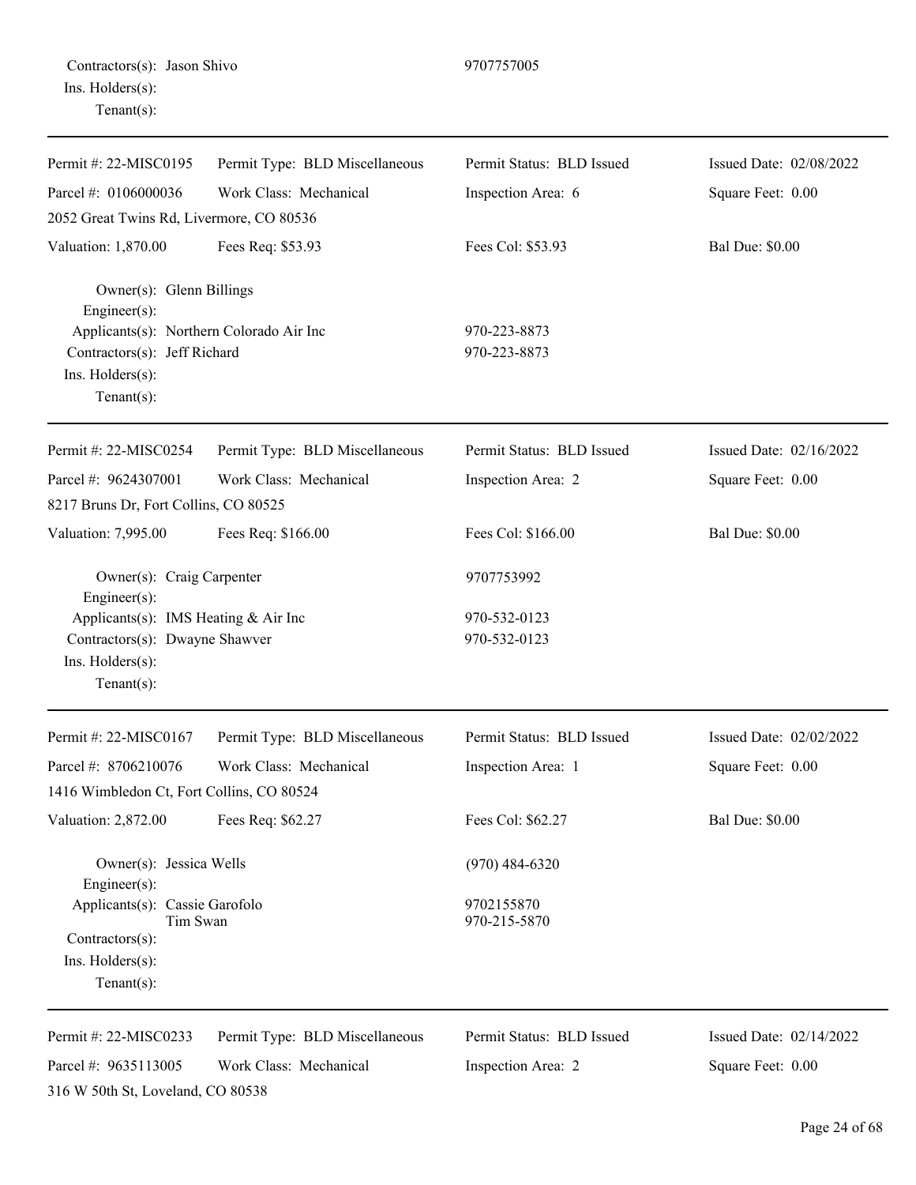Contractors(s): Jason Shivo 9707757005
Ins. Holders(s):
Tenant(s):

---

Permit #: 22-MISC0195 Permit Type: BLD Miscellaneous Permit Status: BLD Issued Issued Date: 02/08/2022
Parcel #: 0106000036 Work Class: Mechanical Inspection Area: 6 Square Feet: 0.00
2052 Great Twins Rd, Livermore, CO 80536
Valuation: 1,870.00 Fees Req: $53.93 Fees Col: $53.93 Bal Due: $0.00

Owner(s): Glenn Billings
Engineer(s):
Applicants(s): Northern Colorado Air Inc 970-223-8873
Contractors(s): Jeff Richard 970-223-8873
Ins. Holders(s):
Tenant(s):

---

Permit #: 22-MISC0254 Permit Type: BLD Miscellaneous Permit Status: BLD Issued Issued Date: 02/16/2022
Parcel #: 9624307001 Work Class: Mechanical Inspection Area: 2 Square Feet: 0.00
8217 Bruns Dr, Fort Collins, CO 80525
Valuation: 7,995.00 Fees Req: $166.00 Fees Col: $166.00 Bal Due: $0.00

Owner(s): Craig Carpenter 9707753992
Engineer(s):
Applicants(s): IMS Heating & Air Inc 970-532-0123
Contractors(s): Dwayne Shawver 970-532-0123
Ins. Holders(s):
Tenant(s):

---

Permit #: 22-MISC0167 Permit Type: BLD Miscellaneous Permit Status: BLD Issued Issued Date: 02/02/2022
Parcel #: 8706210076 Work Class: Mechanical Inspection Area: 1 Square Feet: 0.00
1416 Wimbledon Ct, Fort Collins, CO 80524
Valuation: 2,872.00 Fees Req: $62.27 Fees Col: $62.27 Bal Due: $0.00

Owner(s): Jessica Wells (970) 484-6320
Engineer(s):
Applicants(s): Cassie Garofolo 9702155870
Tim Swan 970-215-5870
Contractors(s):
Ins. Holders(s):
Tenant(s):

---

Permit #: 22-MISC0233 Permit Type: BLD Miscellaneous Permit Status: BLD Issued Issued Date: 02/14/2022
Parcel #: 9635113005 Work Class: Mechanical Inspection Area: 2 Square Feet: 0.00
316 W 50th St, Loveland, CO 80538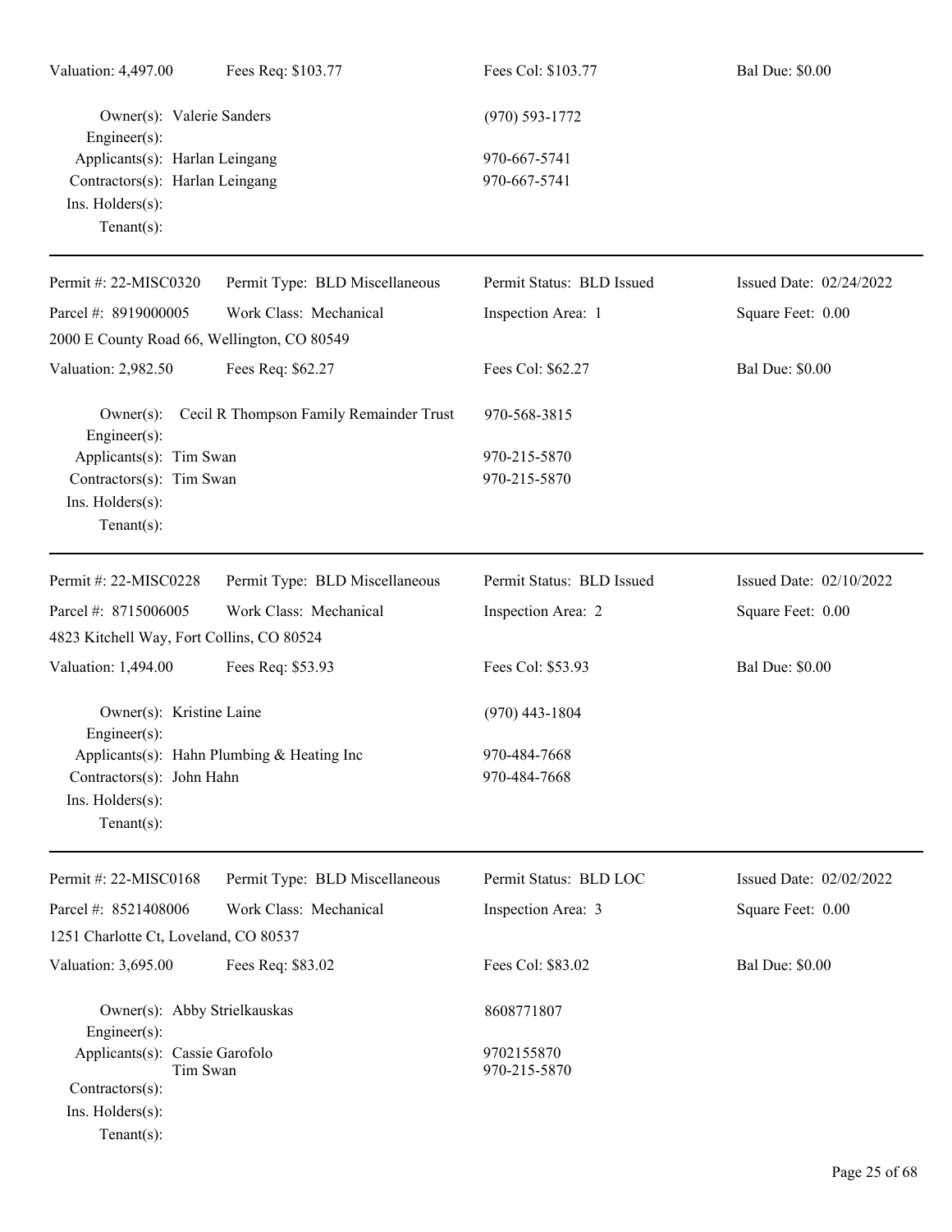Valuation: 4,497.00 Fees Req: $103.77 Fees Col: $103.77 Bal Due: $0.00

Owner(s): Valerie Sanders (970) 593-1772
Engineer(s):
Applicants(s): Harlan Leingang 970-667-5741
Contractors(s): Harlan Leingang 970-667-5741
Ins. Holders(s):
Tenant(s):

---

Permit #: 22-MISC0320 Permit Type: BLD Miscellaneous Permit Status: BLD Issued Issued Date: 02/24/2022
Parcel #: 8919000005 Work Class: Mechanical Inspection Area: 1 Square Feet: 0.00
2000 E County Road 66, Wellington, CO 80549
Valuation: 2,982.50 Fees Req: $62.27 Fees Col: $62.27 Bal Due: $0.00

Owner(s): Cecil R Thompson Family Remainder Trust 970-568-3815
Engineer(s):
Applicants(s): Tim Swan 970-215-5870
Contractors(s): Tim Swan 970-215-5870
Ins. Holders(s):
Tenant(s):

---

Permit #: 22-MISC0228 Permit Type: BLD Miscellaneous Permit Status: BLD Issued Issued Date: 02/10/2022
Parcel #: 8715006005 Work Class: Mechanical Inspection Area: 2 Square Feet: 0.00
4823 Kitchell Way, Fort Collins, CO 80524
Valuation: 1,494.00 Fees Req: $53.93 Fees Col: $53.93 Bal Due: $0.00

Owner(s): Kristine Laine (970) 443-1804
Engineer(s):
Applicants(s): Hahn Plumbing & Heating Inc 970-484-7668
Contractors(s): John Hahn 970-484-7668
Ins. Holders(s):
Tenant(s):

---

Permit #: 22-MISC0168 Permit Type: BLD Miscellaneous Permit Status: BLD LOC Issued Date: 02/02/2022
Parcel #: 8521408006 Work Class: Mechanical Inspection Area: 3 Square Feet: 0.00
1251 Charlotte Ct, Loveland, CO 80537
Valuation: 3,695.00 Fees Req: $83.02 Fees Col: $83.02 Bal Due: $0.00

Owner(s): Abby Strielkauskas 8608771807
Engineer(s):
Applicants(s): Cassie Garofolo 9702155870
Tim Swan 970-215-5870
Contractors(s):
Ins. Holders(s):
Tenant(s):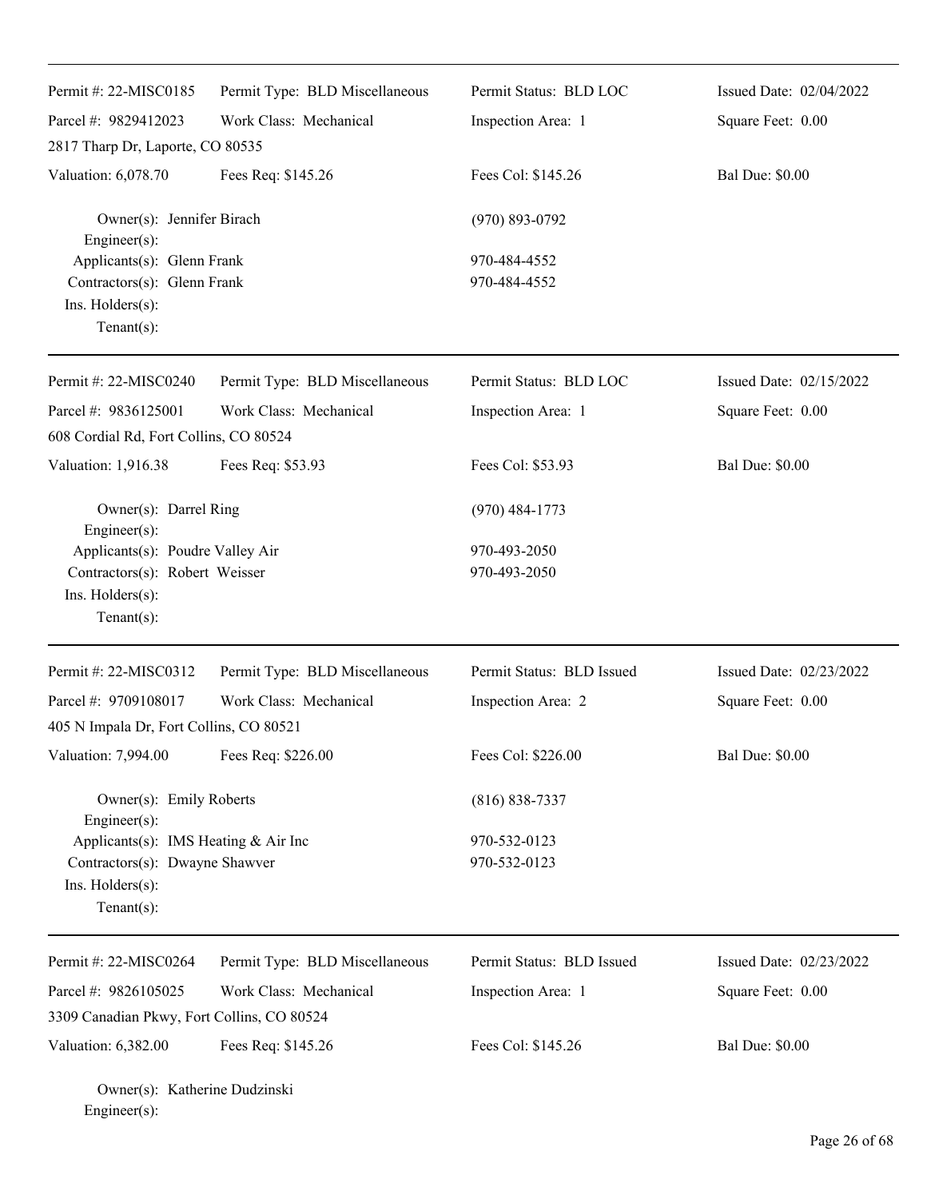| Permit #: 22-MISC0185 | Permit Type: BLD Miscellaneous | Permit Status: BLD LOC | Issued Date: 02/04/2022 |
|---|---|---|---|
| Parcel #: 9829412023 | Work Class: Mechanical | Inspection Area: 1 | Square Feet: 0.00 |
| 2817 Tharp Dr, Laporte, CO 80535 | | | |
| Valuation: 6,078.70 | Fees Req: $145.26 | Fees Col: $145.26 | Bal Due: $0.00 |

Owner(s): Jennifer Birach (970) 893-0792
Engineer(s):
Applicants(s): Glenn Frank 970-484-4552
Contractors(s): Glenn Frank 970-484-4552
Ins. Holders(s):
Tenant(s):

| Permit #: 22-MISC0240 | Permit Type: BLD Miscellaneous | Permit Status: BLD LOC | Issued Date: 02/15/2022 |
|---|---|---|---|
| Parcel #: 9836125001 | Work Class: Mechanical | Inspection Area: 1 | Square Feet: 0.00 |
| 608 Cordial Rd, Fort Collins, CO 80524 | | | |
| Valuation: 1,916.38 | Fees Req: $53.93 | Fees Col: $53.93 | Bal Due: $0.00 |

Owner(s): Darrel Ring (970) 484-1773
Engineer(s):
Applicants(s): Poudre Valley Air 970-493-2050
Contractors(s): Robert Weisser 970-493-2050
Ins. Holders(s):
Tenant(s):

| Permit #: 22-MISC0312 | Permit Type: BLD Miscellaneous | Permit Status: BLD Issued | Issued Date: 02/23/2022 |
|---|---|---|---|
| Parcel #: 9709108017 | Work Class: Mechanical | Inspection Area: 2 | Square Feet: 0.00 |
| 405 N Impala Dr, Fort Collins, CO 80521 | | | |
| Valuation: 7,994.00 | Fees Req: $226.00 | Fees Col: $226.00 | Bal Due: $0.00 |

Owner(s): Emily Roberts (816) 838-7337
Engineer(s):
Applicants(s): IMS Heating & Air Inc 970-532-0123
Contractors(s): Dwayne Shawver 970-532-0123
Ins. Holders(s):
Tenant(s):

| Permit #: 22-MISC0264 | Permit Type: BLD Miscellaneous | Permit Status: BLD Issued | Issued Date: 02/23/2022 |
|---|---|---|---|
| Parcel #: 9826105025 | Work Class: Mechanical | Inspection Area: 1 | Square Feet: 0.00 |
| 3309 Canadian Pkwy, Fort Collins, CO 80524 | | | |
| Valuation: 6,382.00 | Fees Req: $145.26 | Fees Col: $145.26 | Bal Due: $0.00 |

Owner(s): Katherine Dudzinski
Engineer(s):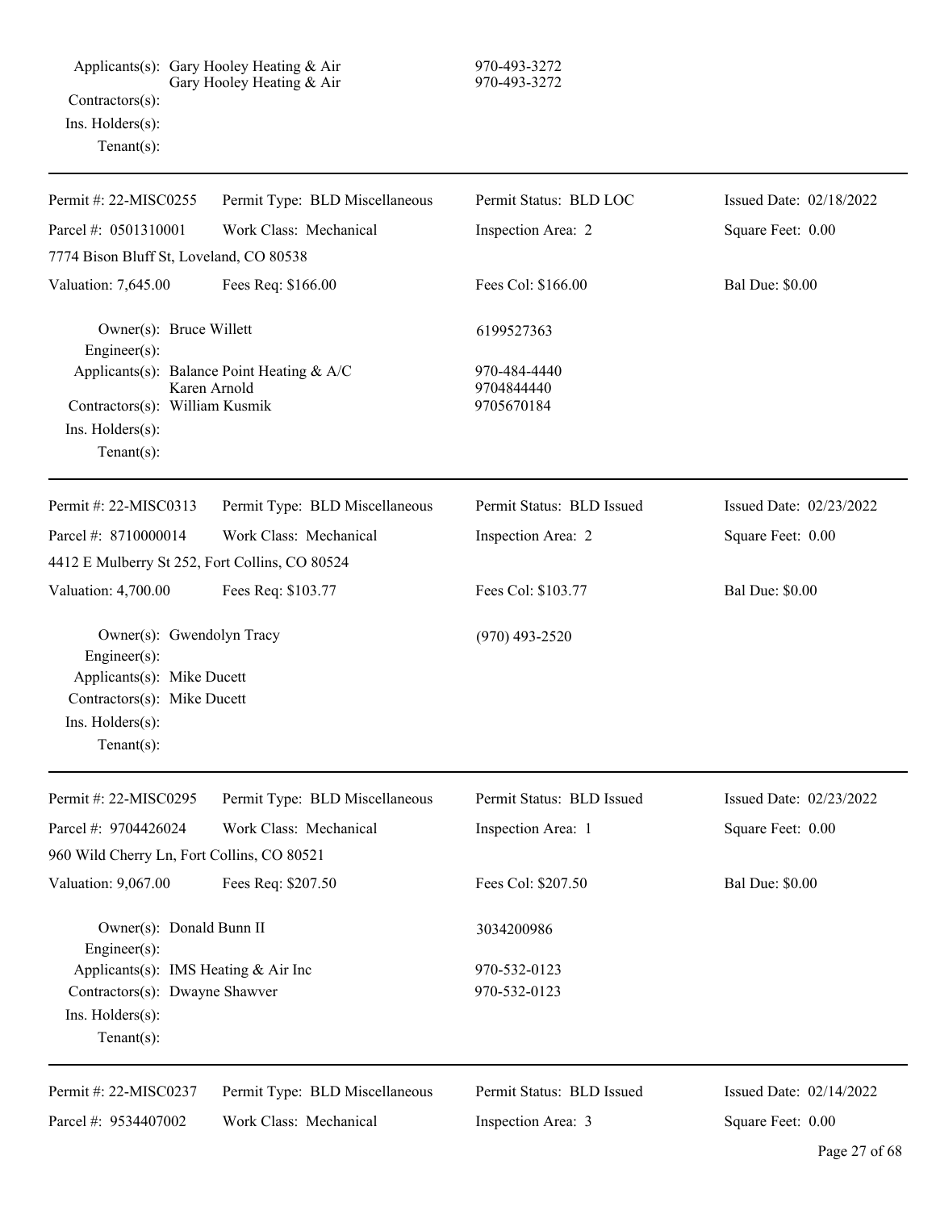Applicants(s): Gary Hooley Heating & Air 970-493-3272
Gary Hooley Heating & Air 970-493-3272
Contractors(s):
Ins. Holders(s):
Tenant(s):

---

| Permit #: 22-MISC0255 | Permit Type: BLD Miscellaneous | Permit Status: BLD LOC | Issued Date: 02/18/2022 |
|---|---|---|---|
| Parcel #: 0501310001 | Work Class: Mechanical | Inspection Area: 2 | Square Feet: 0.00 |
| 7774 Bison Bluff St, Loveland, CO 80538 | | | |
| Valuation: 7,645.00 | Fees Req: $166.00 | Fees Col: $166.00 | Bal Due: $0.00 |

Owner(s): Bruce Willett 6199527363
Engineer(s):
Applicants(s): Balance Point Heating & A/C 970-484-4440
Karen Arnold 9704844440
Contractors(s): William Kusmik 9705670184
Ins. Holders(s):
Tenant(s):

---

| Permit #: 22-MISC0313 | Permit Type: BLD Miscellaneous | Permit Status: BLD Issued | Issued Date: 02/23/2022 |
|---|---|---|---|
| Parcel #: 8710000014 | Work Class: Mechanical | Inspection Area: 2 | Square Feet: 0.00 |
| 4412 E Mulberry St 252, Fort Collins, CO 80524 | | | |
| Valuation: 4,700.00 | Fees Req: $103.77 | Fees Col: $103.77 | Bal Due: $0.00 |

Owner(s): Gwendolyn Tracy (970) 493-2520
Engineer(s):
Applicants(s): Mike Ducett
Contractors(s): Mike Ducett
Ins. Holders(s):
Tenant(s):

---

| Permit #: 22-MISC0295 | Permit Type: BLD Miscellaneous | Permit Status: BLD Issued | Issued Date: 02/23/2022 |
|---|---|---|---|
| Parcel #: 9704426024 | Work Class: Mechanical | Inspection Area: 1 | Square Feet: 0.00 |
| 960 Wild Cherry Ln, Fort Collins, CO 80521 | | | |
| Valuation: 9,067.00 | Fees Req: $207.50 | Fees Col: $207.50 | Bal Due: $0.00 |

Owner(s): Donald Bunn II 3034200986
Engineer(s):
Applicants(s): IMS Heating & Air Inc 970-532-0123
Contractors(s): Dwayne Shawver 970-532-0123
Ins. Holders(s):
Tenant(s):

---

| Permit #: 22-MISC0237 | Permit Type: BLD Miscellaneous | Permit Status: BLD Issued | Issued Date: 02/14/2022 |
|---|---|---|---|
| Parcel #: 9534407002 | Work Class: Mechanical | Inspection Area: 3 | Square Feet: 0.00 |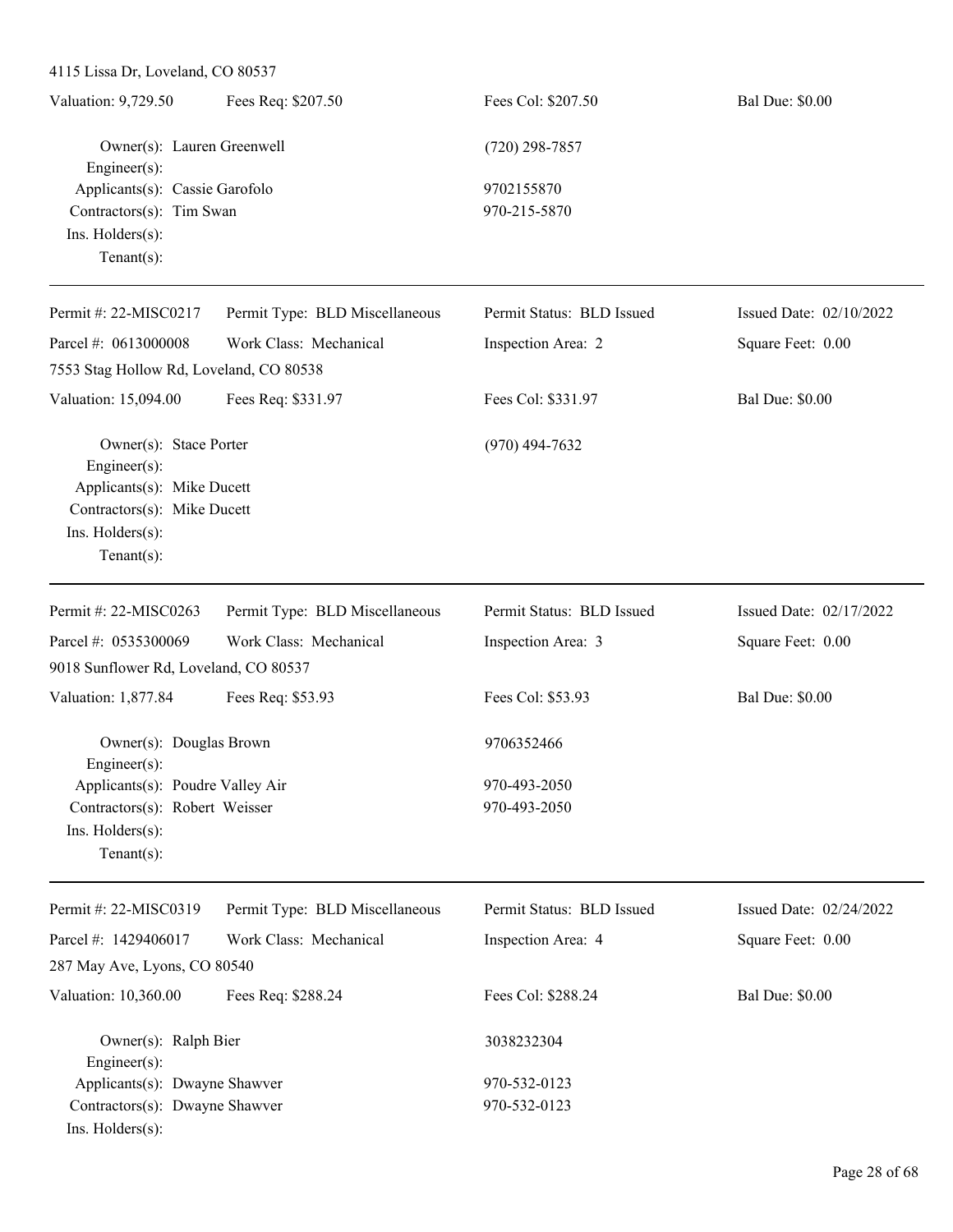4115 Lissa Dr, Loveland, CO 80537

| Valuation: 9,729.50 | Fees Req: $207.50 | Fees Col: $207.50 | Bal Due: $0.00 |
|---|---|---|---|

Owner(s): Lauren Greenwell (720) 298-7857
Engineer(s):
Applicants(s): Cassie Garofolo 9702155870
Contractors(s): Tim Swan 970-215-5870
Ins. Holders(s):
Tenant(s):

---

| Permit #: 22-MISC0217 | Permit Type: BLD Miscellaneous | Permit Status: BLD Issued | Issued Date: 02/10/2022 |
|---|---|---|---|
| Parcel #: 0613000008 | Work Class: Mechanical | Inspection Area: 2 | Square Feet: 0.00 |

7553 Stag Hollow Rd, Loveland, CO 80538

| Valuation: 15,094.00 | Fees Req: $331.97 | Fees Col: $331.97 | Bal Due: $0.00 |
|---|---|---|---|

Owner(s): Stace Porter (970) 494-7632
Engineer(s):
Applicants(s): Mike Ducett
Contractors(s): Mike Ducett
Ins. Holders(s):
Tenant(s):

---

| Permit #: 22-MISC0263 | Permit Type: BLD Miscellaneous | Permit Status: BLD Issued | Issued Date: 02/17/2022 |
|---|---|---|---|
| Parcel #: 0535300069 | Work Class: Mechanical | Inspection Area: 3 | Square Feet: 0.00 |

9018 Sunflower Rd, Loveland, CO 80537

| Valuation: 1,877.84 | Fees Req: $53.93 | Fees Col: $53.93 | Bal Due: $0.00 |
|---|---|---|---|

Owner(s): Douglas Brown 9706352466
Engineer(s):
Applicants(s): Poudre Valley Air 970-493-2050
Contractors(s): Robert Weisser 970-493-2050
Ins. Holders(s):
Tenant(s):

---

| Permit #: 22-MISC0319 | Permit Type: BLD Miscellaneous | Permit Status: BLD Issued | Issued Date: 02/24/2022 |
|---|---|---|---|
| Parcel #: 1429406017 | Work Class: Mechanical | Inspection Area: 4 | Square Feet: 0.00 |

287 May Ave, Lyons, CO 80540

| Valuation: 10,360.00 | Fees Req: $288.24 | Fees Col: $288.24 | Bal Due: $0.00 |
|---|---|---|---|

Owner(s): Ralph Bier 3038232304
Engineer(s):
Applicants(s): Dwayne Shawver 970-532-0123
Contractors(s): Dwayne Shawver 970-532-0123
Ins. Holders(s):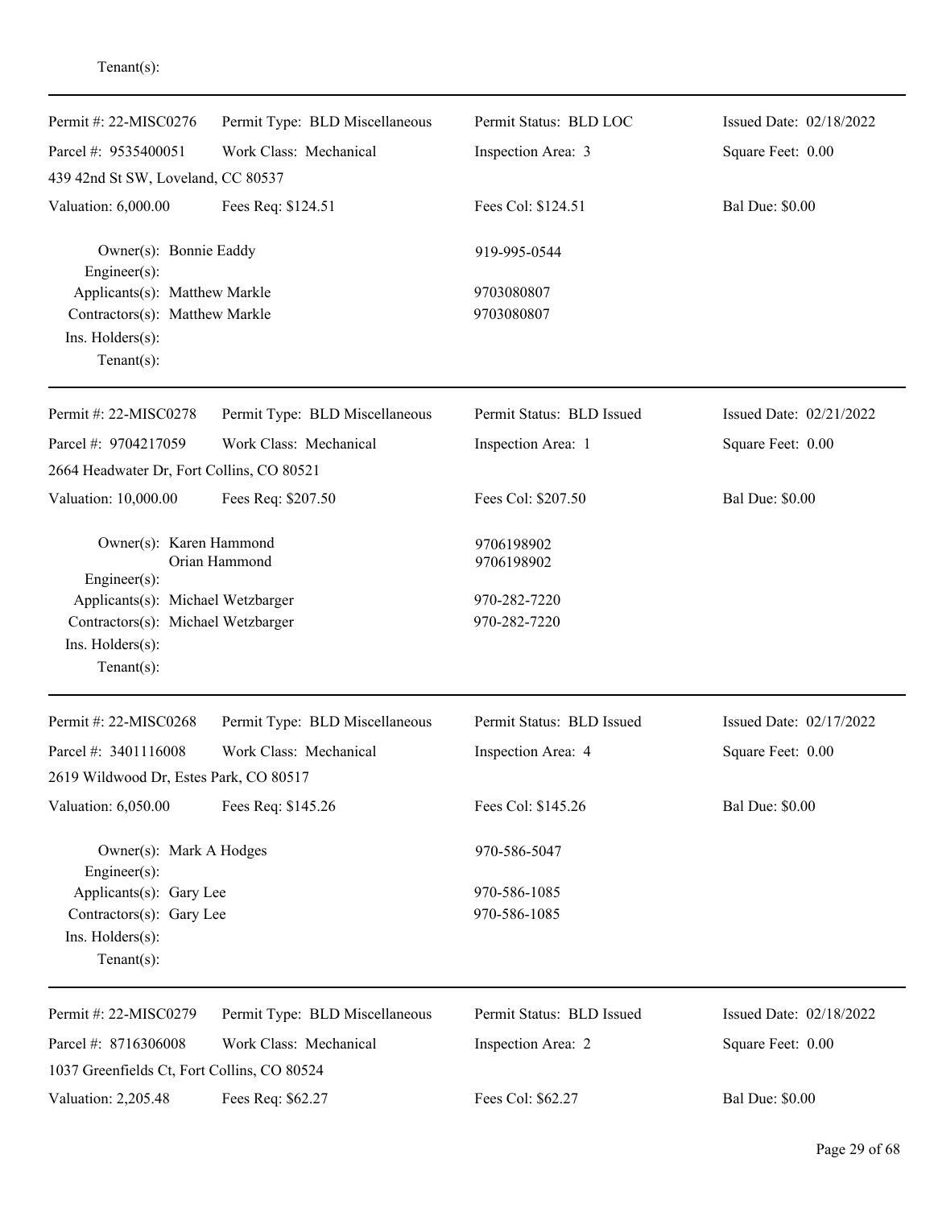Tenant(s):

---

| Permit #: 22-MISC0276 | Permit Type: BLD Miscellaneous | Permit Status: BLD LOC | Issued Date: 02/18/2022 |
|---|---|---|---|
| Parcel #: 9535400051 | Work Class: Mechanical | Inspection Area: 3 | Square Feet: 0.00 |
| 439 42nd St SW, Loveland, CC 80537 | | | |
| Valuation: 6,000.00 | Fees Req: $124.51 | Fees Col: $124.51 | Bal Due: $0.00 |

Owner(s): Bonnie Eaddy — 919-995-0544
Engineer(s):
Applicants(s): Matthew Markle — 9703080807
Contractors(s): Matthew Markle — 9703080807
Ins. Holders(s):
Tenant(s):

---

| Permit #: 22-MISC0278 | Permit Type: BLD Miscellaneous | Permit Status: BLD Issued | Issued Date: 02/21/2022 |
|---|---|---|---|
| Parcel #: 9704217059 | Work Class: Mechanical | Inspection Area: 1 | Square Feet: 0.00 |
| 2664 Headwater Dr, Fort Collins, CO 80521 | | | |
| Valuation: 10,000.00 | Fees Req: $207.50 | Fees Col: $207.50 | Bal Due: $0.00 |

Owner(s): Karen Hammond — 9706198902
Orian Hammond — 9706198902
Engineer(s):
Applicants(s): Michael Wetzbarger — 970-282-7220
Contractors(s): Michael Wetzbarger — 970-282-7220
Ins. Holders(s):
Tenant(s):

---

| Permit #: 22-MISC0268 | Permit Type: BLD Miscellaneous | Permit Status: BLD Issued | Issued Date: 02/17/2022 |
|---|---|---|---|
| Parcel #: 3401116008 | Work Class: Mechanical | Inspection Area: 4 | Square Feet: 0.00 |
| 2619 Wildwood Dr, Estes Park, CO 80517 | | | |
| Valuation: 6,050.00 | Fees Req: $145.26 | Fees Col: $145.26 | Bal Due: $0.00 |

Owner(s): Mark A Hodges — 970-586-5047
Engineer(s):
Applicants(s): Gary Lee — 970-586-1085
Contractors(s): Gary Lee — 970-586-1085
Ins. Holders(s):
Tenant(s):

---

| Permit #: 22-MISC0279 | Permit Type: BLD Miscellaneous | Permit Status: BLD Issued | Issued Date: 02/18/2022 |
|---|---|---|---|
| Parcel #: 8716306008 | Work Class: Mechanical | Inspection Area: 2 | Square Feet: 0.00 |
| 1037 Greenfields Ct, Fort Collins, CO 80524 | | | |
| Valuation: 2,205.48 | Fees Req: $62.27 | Fees Col: $62.27 | Bal Due: $0.00 |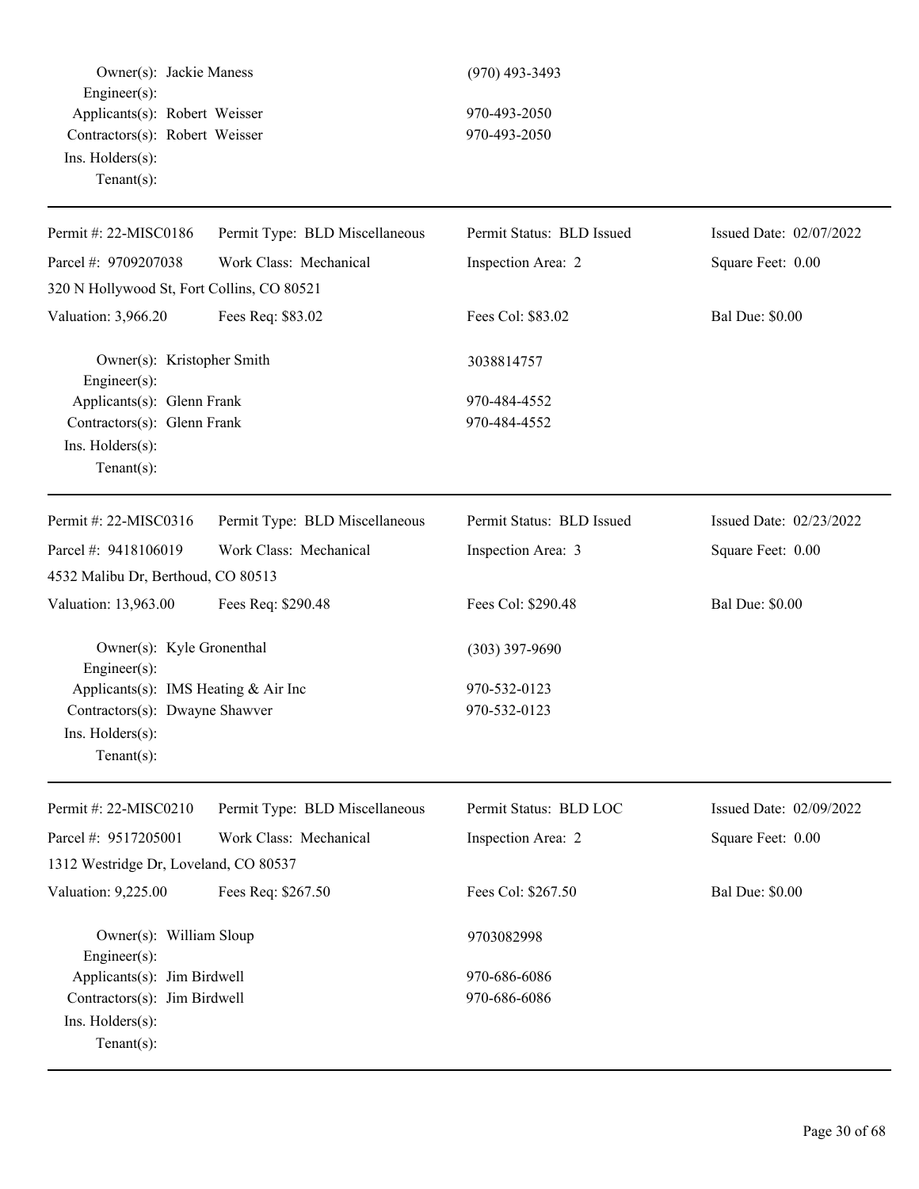Owner(s): Jackie Maness (970) 493-3493
Engineer(s):
Applicants(s): Robert Weisser 970-493-2050
Contractors(s): Robert Weisser 970-493-2050
Ins. Holders(s):
Tenant(s):

---

| Permit #: 22-MISC0186 | Permit Type: BLD Miscellaneous | Permit Status: BLD Issued | Issued Date: 02/07/2022 |
|---|---|---|---|
| Parcel #: 9709207038 | Work Class: Mechanical | Inspection Area: 2 | Square Feet: 0.00 |
| 320 N Hollywood St, Fort Collins, CO 80521 | | | |
| Valuation: 3,966.20 | Fees Req: $83.02 | Fees Col: $83.02 | Bal Due: $0.00 |

Owner(s): Kristopher Smith 3038814757
Engineer(s):
Applicants(s): Glenn Frank 970-484-4552
Contractors(s): Glenn Frank 970-484-4552
Ins. Holders(s):
Tenant(s):

---

| Permit #: 22-MISC0316 | Permit Type: BLD Miscellaneous | Permit Status: BLD Issued | Issued Date: 02/23/2022 |
|---|---|---|---|
| Parcel #: 9418106019 | Work Class: Mechanical | Inspection Area: 3 | Square Feet: 0.00 |
| 4532 Malibu Dr, Berthoud, CO 80513 | | | |
| Valuation: 13,963.00 | Fees Req: $290.48 | Fees Col: $290.48 | Bal Due: $0.00 |

Owner(s): Kyle Gronenthal (303) 397-9690
Engineer(s):
Applicants(s): IMS Heating & Air Inc 970-532-0123
Contractors(s): Dwayne Shawver 970-532-0123
Ins. Holders(s):
Tenant(s):

---

| Permit #: 22-MISC0210 | Permit Type: BLD Miscellaneous | Permit Status: BLD LOC | Issued Date: 02/09/2022 |
|---|---|---|---|
| Parcel #: 9517205001 | Work Class: Mechanical | Inspection Area: 2 | Square Feet: 0.00 |
| 1312 Westridge Dr, Loveland, CO 80537 | | | |
| Valuation: 9,225.00 | Fees Req: $267.50 | Fees Col: $267.50 | Bal Due: $0.00 |

Owner(s): William Sloup 9703082998
Engineer(s):
Applicants(s): Jim Birdwell 970-686-6086
Contractors(s): Jim Birdwell 970-686-6086
Ins. Holders(s):
Tenant(s):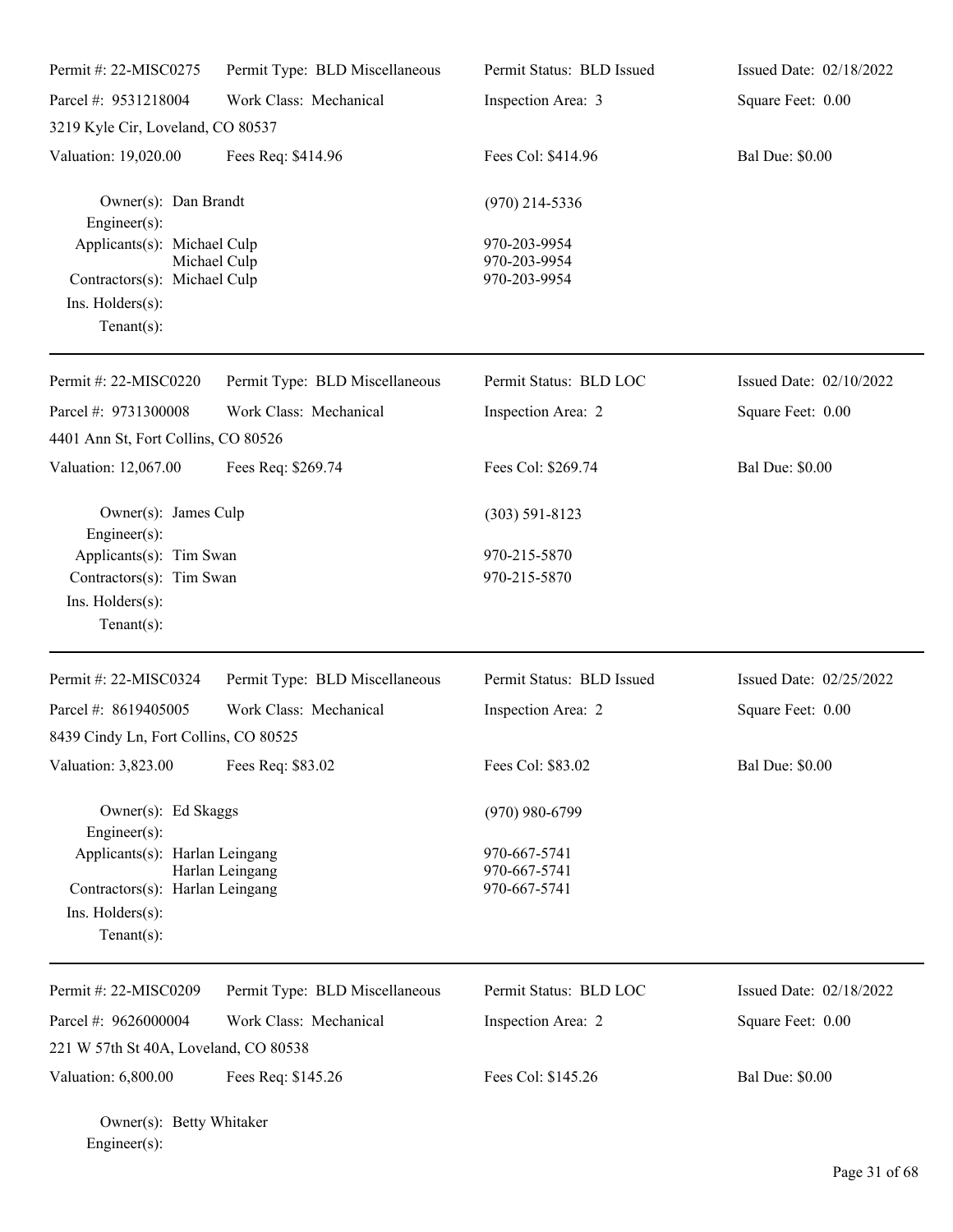Permit #: 22-MISC0275 | Permit Type: BLD Miscellaneous | Permit Status: BLD Issued | Issued Date: 02/18/2022

Parcel #: 9531218004 | Work Class: Mechanical | Inspection Area: 3 | Square Feet: 0.00

3219 Kyle Cir, Loveland, CO 80537

Valuation: 19,020.00 | Fees Req: $414.96 | Fees Col: $414.96 | Bal Due: $0.00

Owner(s): Dan Brandt (970) 214-5336
Engineer(s):
Applicants(s): Michael Culp 970-203-9954
Michael Culp 970-203-9954
Contractors(s): Michael Culp 970-203-9954
Ins. Holders(s):
Tenant(s):

---

Permit #: 22-MISC0220 | Permit Type: BLD Miscellaneous | Permit Status: BLD LOC | Issued Date: 02/10/2022

Parcel #: 9731300008 | Work Class: Mechanical | Inspection Area: 2 | Square Feet: 0.00

4401 Ann St, Fort Collins, CO 80526

Valuation: 12,067.00 | Fees Req: $269.74 | Fees Col: $269.74 | Bal Due: $0.00

Owner(s): James Culp (303) 591-8123
Engineer(s):
Applicants(s): Tim Swan 970-215-5870
Contractors(s): Tim Swan 970-215-5870
Ins. Holders(s):
Tenant(s):

---

Permit #: 22-MISC0324 | Permit Type: BLD Miscellaneous | Permit Status: BLD Issued | Issued Date: 02/25/2022

Parcel #: 8619405005 | Work Class: Mechanical | Inspection Area: 2 | Square Feet: 0.00

8439 Cindy Ln, Fort Collins, CO 80525

Valuation: 3,823.00 | Fees Req: $83.02 | Fees Col: $83.02 | Bal Due: $0.00

Owner(s): Ed Skaggs (970) 980-6799
Engineer(s):
Applicants(s): Harlan Leingang 970-667-5741
Harlan Leingang 970-667-5741
Contractors(s): Harlan Leingang 970-667-5741
Ins. Holders(s):
Tenant(s):

---

Permit #: 22-MISC0209 | Permit Type: BLD Miscellaneous | Permit Status: BLD LOC | Issued Date: 02/18/2022

Parcel #: 9626000004 | Work Class: Mechanical | Inspection Area: 2 | Square Feet: 0.00

221 W 57th St 40A, Loveland, CO 80538

Valuation: 6,800.00 | Fees Req: $145.26 | Fees Col: $145.26 | Bal Due: $0.00

Owner(s): Betty Whitaker
Engineer(s):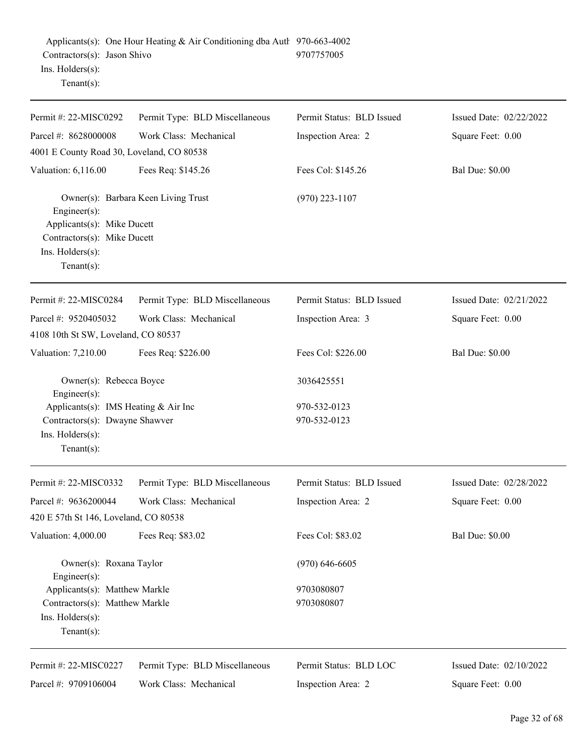Applicants(s): One Hour Heating & Air Conditioning dba Auth 970-663-4002
Contractors(s): Jason Shivo 9707757005
Ins. Holders(s):
Tenant(s):

---

| Permit #: 22-MISC0292 | Permit Type: BLD Miscellaneous | Permit Status: BLD Issued | Issued Date: 02/22/2022 |
|---|---|---|---|
| Parcel #: 8628000008 | Work Class: Mechanical | Inspection Area: 2 | Square Feet: 0.00 |
| 4001 E County Road 30, Loveland, CO 80538 | | | |
| Valuation: 6,116.00 | Fees Req: $145.26 | Fees Col: $145.26 | Bal Due: $0.00 |

Owner(s): Barbara Keen Living Trust (970) 223-1107
Engineer(s):
Applicants(s): Mike Ducett
Contractors(s): Mike Ducett
Ins. Holders(s):
Tenant(s):

---

| Permit #: 22-MISC0284 | Permit Type: BLD Miscellaneous | Permit Status: BLD Issued | Issued Date: 02/21/2022 |
|---|---|---|---|
| Parcel #: 9520405032 | Work Class: Mechanical | Inspection Area: 3 | Square Feet: 0.00 |
| 4108 10th St SW, Loveland, CO 80537 | | | |
| Valuation: 7,210.00 | Fees Req: $226.00 | Fees Col: $226.00 | Bal Due: $0.00 |

Owner(s): Rebecca Boyce 3036425551
Engineer(s):
Applicants(s): IMS Heating & Air Inc 970-532-0123
Contractors(s): Dwayne Shawver 970-532-0123
Ins. Holders(s):
Tenant(s):

---

| Permit #: 22-MISC0332 | Permit Type: BLD Miscellaneous | Permit Status: BLD Issued | Issued Date: 02/28/2022 |
|---|---|---|---|
| Parcel #: 9636200044 | Work Class: Mechanical | Inspection Area: 2 | Square Feet: 0.00 |
| 420 E 57th St 146, Loveland, CO 80538 | | | |
| Valuation: 4,000.00 | Fees Req: $83.02 | Fees Col: $83.02 | Bal Due: $0.00 |

Owner(s): Roxana Taylor (970) 646-6605
Engineer(s):
Applicants(s): Matthew Markle 9703080807
Contractors(s): Matthew Markle 9703080807
Ins. Holders(s):
Tenant(s):

---

| Permit #: 22-MISC0227 | Permit Type: BLD Miscellaneous | Permit Status: BLD LOC | Issued Date: 02/10/2022 |
|---|---|---|---|
| Parcel #: 9709106004 | Work Class: Mechanical | Inspection Area: 2 | Square Feet: 0.00 |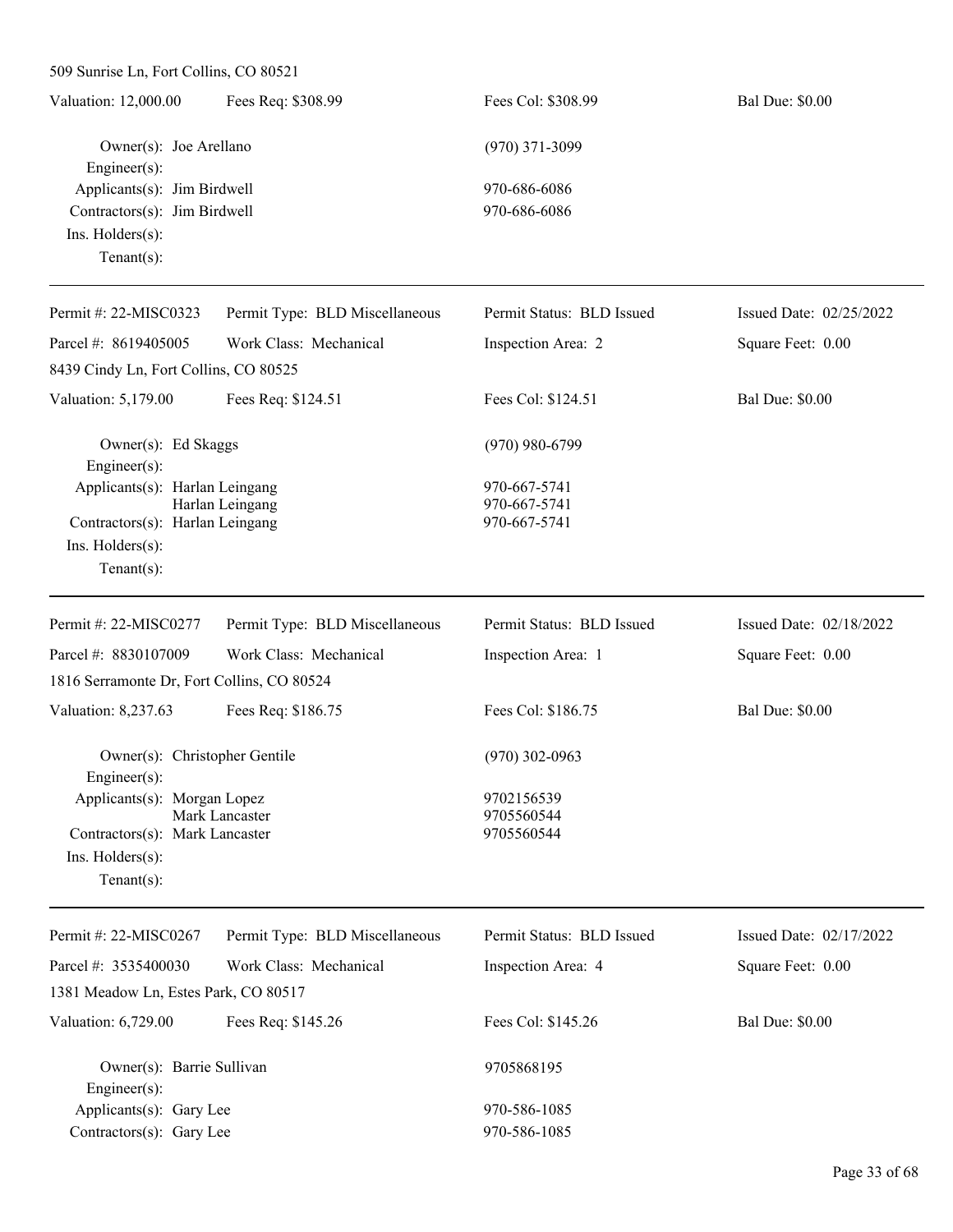509 Sunrise Ln, Fort Collins, CO 80521

| Valuation: 12,000.00 | Fees Req: $308.99 | Fees Col: $308.99 | Bal Due: $0.00 |
|---|---|---|---|

Owner(s): Joe Arellano — (970) 371-3099
Engineer(s):
Applicants(s): Jim Birdwell — 970-686-6086
Contractors(s): Jim Birdwell — 970-686-6086
Ins. Holders(s):
Tenant(s):

---

| Permit #: 22-MISC0323 | Permit Type: BLD Miscellaneous | Permit Status: BLD Issued | Issued Date: 02/25/2022 |
|---|---|---|---|
| Parcel #: 8619405005 | Work Class: Mechanical | Inspection Area: 2 | Square Feet: 0.00 |

8439 Cindy Ln, Fort Collins, CO 80525

| Valuation: 5,179.00 | Fees Req: $124.51 | Fees Col: $124.51 | Bal Due: $0.00 |
|---|---|---|---|

Owner(s): Ed Skaggs — (970) 980-6799
Engineer(s):
Applicants(s): Harlan Leingang — 970-667-5741
Harlan Leingang — 970-667-5741
Contractors(s): Harlan Leingang — 970-667-5741
Ins. Holders(s):
Tenant(s):

---

| Permit #: 22-MISC0277 | Permit Type: BLD Miscellaneous | Permit Status: BLD Issued | Issued Date: 02/18/2022 |
|---|---|---|---|
| Parcel #: 8830107009 | Work Class: Mechanical | Inspection Area: 1 | Square Feet: 0.00 |

1816 Serramonte Dr, Fort Collins, CO 80524

| Valuation: 8,237.63 | Fees Req: $186.75 | Fees Col: $186.75 | Bal Due: $0.00 |
|---|---|---|---|

Owner(s): Christopher Gentile — (970) 302-0963
Engineer(s):
Applicants(s): Morgan Lopez — 9702156539
Mark Lancaster — 9705560544
Contractors(s): Mark Lancaster — 9705560544
Ins. Holders(s):
Tenant(s):

---

| Permit #: 22-MISC0267 | Permit Type: BLD Miscellaneous | Permit Status: BLD Issued | Issued Date: 02/17/2022 |
|---|---|---|---|
| Parcel #: 3535400030 | Work Class: Mechanical | Inspection Area: 4 | Square Feet: 0.00 |

1381 Meadow Ln, Estes Park, CO 80517

| Valuation: 6,729.00 | Fees Req: $145.26 | Fees Col: $145.26 | Bal Due: $0.00 |
|---|---|---|---|

Owner(s): Barrie Sullivan — 9705868195
Engineer(s):
Applicants(s): Gary Lee — 970-586-1085
Contractors(s): Gary Lee — 970-586-1085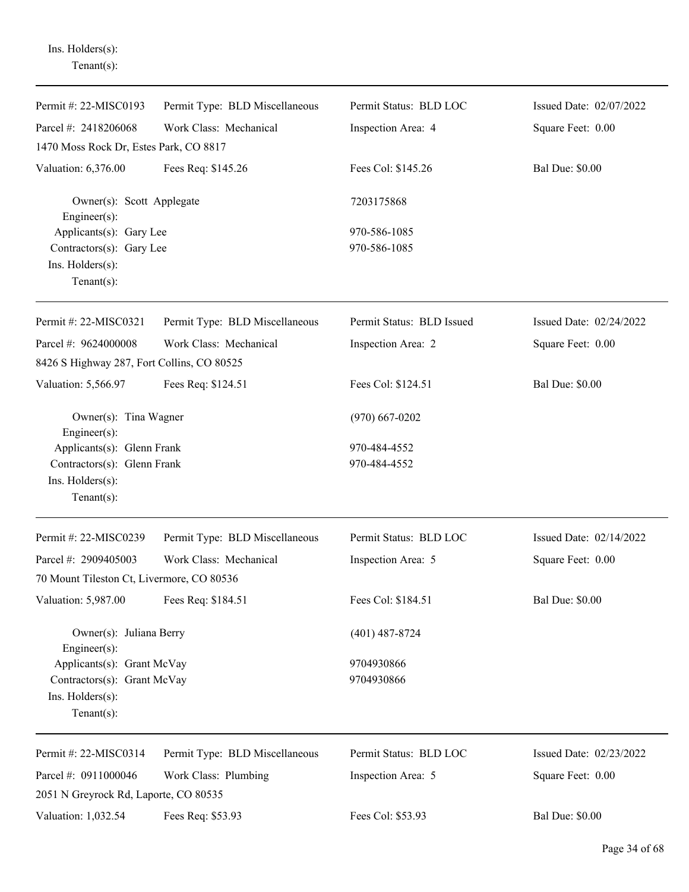Ins. Holders(s):
Tenant(s):

---

| Permit #: 22-MISC0193 | Permit Type: BLD Miscellaneous | Permit Status: BLD LOC | Issued Date: 02/07/2022 |
|---|---|---|---|
| Parcel #: 2418206068 | Work Class: Mechanical | Inspection Area: 4 | Square Feet: 0.00 |
| 1470 Moss Rock Dr, Estes Park, CO 8817 | | | |
| Valuation: 6,376.00 | Fees Req: $145.26 | Fees Col: $145.26 | Bal Due: $0.00 |

Owner(s): Scott Applegate — 7203175868
Engineer(s):
Applicants(s): Gary Lee — 970-586-1085
Contractors(s): Gary Lee — 970-586-1085
Ins. Holders(s):
Tenant(s):

---

| Permit #: 22-MISC0321 | Permit Type: BLD Miscellaneous | Permit Status: BLD Issued | Issued Date: 02/24/2022 |
|---|---|---|---|
| Parcel #: 9624000008 | Work Class: Mechanical | Inspection Area: 2 | Square Feet: 0.00 |
| 8426 S Highway 287, Fort Collins, CO 80525 | | | |
| Valuation: 5,566.97 | Fees Req: $124.51 | Fees Col: $124.51 | Bal Due: $0.00 |

Owner(s): Tina Wagner — (970) 667-0202
Engineer(s):
Applicants(s): Glenn Frank — 970-484-4552
Contractors(s): Glenn Frank — 970-484-4552
Ins. Holders(s):
Tenant(s):

---

| Permit #: 22-MISC0239 | Permit Type: BLD Miscellaneous | Permit Status: BLD LOC | Issued Date: 02/14/2022 |
|---|---|---|---|
| Parcel #: 2909405003 | Work Class: Mechanical | Inspection Area: 5 | Square Feet: 0.00 |
| 70 Mount Tileston Ct, Livermore, CO 80536 | | | |
| Valuation: 5,987.00 | Fees Req: $184.51 | Fees Col: $184.51 | Bal Due: $0.00 |

Owner(s): Juliana Berry — (401) 487-8724
Engineer(s):
Applicants(s): Grant McVay — 9704930866
Contractors(s): Grant McVay — 9704930866
Ins. Holders(s):
Tenant(s):

---

| Permit #: 22-MISC0314 | Permit Type: BLD Miscellaneous | Permit Status: BLD LOC | Issued Date: 02/23/2022 |
|---|---|---|---|
| Parcel #: 0911000046 | Work Class: Plumbing | Inspection Area: 5 | Square Feet: 0.00 |
| 2051 N Greyrock Rd, Laporte, CO 80535 | | | |
| Valuation: 1,032.54 | Fees Req: $53.93 | Fees Col: $53.93 | Bal Due: $0.00 |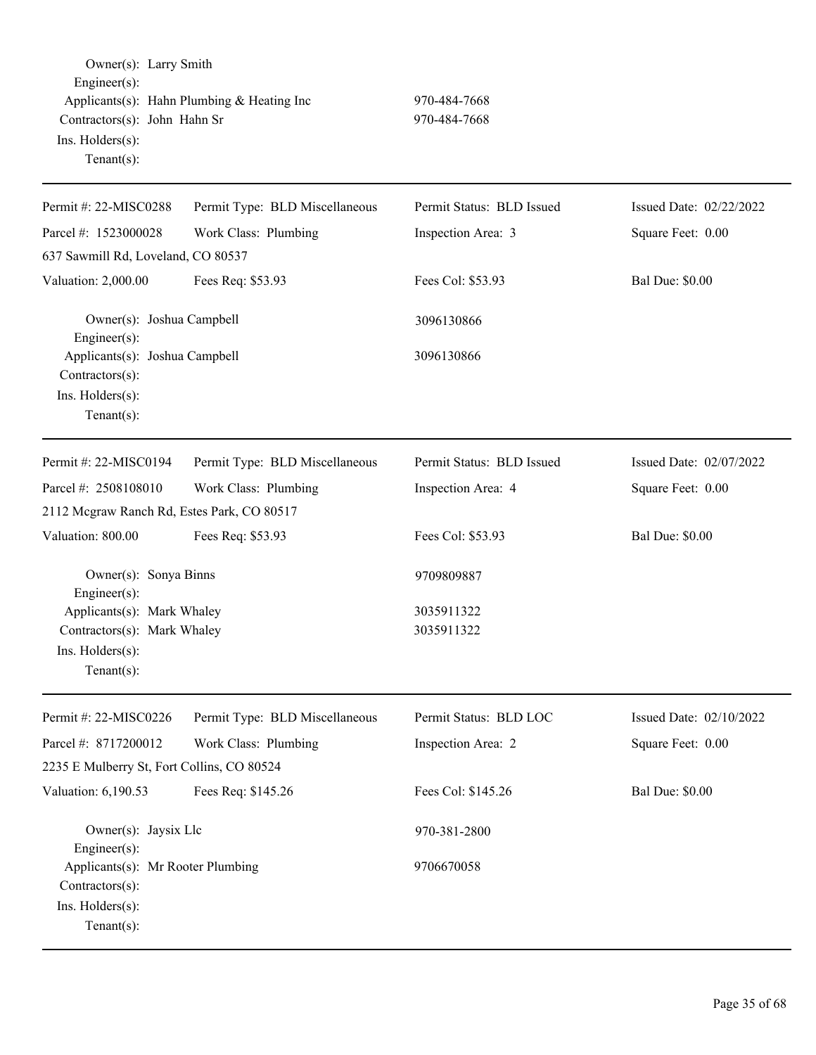Owner(s): Larry Smith
Engineer(s):
Applicants(s): Hahn Plumbing & Heating Inc 970-484-7668
Contractors(s): John Hahn Sr 970-484-7668
Ins. Holders(s):
Tenant(s):

---

| Permit #: 22-MISC0288 | Permit Type: BLD Miscellaneous | Permit Status: BLD Issued | Issued Date: 02/22/2022 |
|---|---|---|---|
| Parcel #: 1523000028 | Work Class: Plumbing | Inspection Area: 3 | Square Feet: 0.00 |
| 637 Sawmill Rd, Loveland, CO 80537 | | | |
| Valuation: 2,000.00 | Fees Req: $53.93 | Fees Col: $53.93 | Bal Due: $0.00 |

Owner(s): Joshua Campbell 3096130866
Engineer(s):
Applicants(s): Joshua Campbell 3096130866
Contractors(s):
Ins. Holders(s):
Tenant(s):

---

| Permit #: 22-MISC0194 | Permit Type: BLD Miscellaneous | Permit Status: BLD Issued | Issued Date: 02/07/2022 |
|---|---|---|---|
| Parcel #: 2508108010 | Work Class: Plumbing | Inspection Area: 4 | Square Feet: 0.00 |
| 2112 Mcgraw Ranch Rd, Estes Park, CO 80517 | | | |
| Valuation: 800.00 | Fees Req: $53.93 | Fees Col: $53.93 | Bal Due: $0.00 |

Owner(s): Sonya Binns 9709809887
Engineer(s):
Applicants(s): Mark Whaley 3035911322
Contractors(s): Mark Whaley 3035911322
Ins. Holders(s):
Tenant(s):

---

| Permit #: 22-MISC0226 | Permit Type: BLD Miscellaneous | Permit Status: BLD LOC | Issued Date: 02/10/2022 |
|---|---|---|---|
| Parcel #: 8717200012 | Work Class: Plumbing | Inspection Area: 2 | Square Feet: 0.00 |
| 2235 E Mulberry St, Fort Collins, CO 80524 | | | |
| Valuation: 6,190.53 | Fees Req: $145.26 | Fees Col: $145.26 | Bal Due: $0.00 |

Owner(s): Jaysix Llc 970-381-2800
Engineer(s):
Applicants(s): Mr Rooter Plumbing 9706670058
Contractors(s):
Ins. Holders(s):
Tenant(s):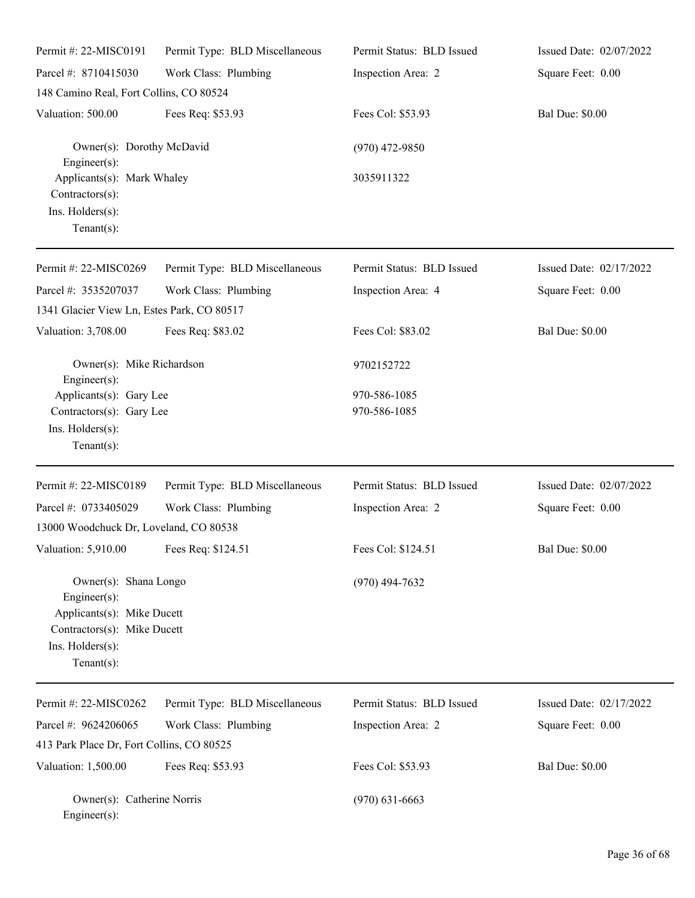| Permit #: 22-MISC0191 | Permit Type: BLD Miscellaneous | Permit Status: BLD Issued | Issued Date: 02/07/2022 |
|---|---|---|---|
| Parcel #: 8710415030 | Work Class: Plumbing | Inspection Area: 2 | Square Feet: 0.00 |
| 148 Camino Real, Fort Collins, CO 80524 | | | |
| Valuation: 500.00 | Fees Req: $53.93 | Fees Col: $53.93 | Bal Due: $0.00 |

Owner(s): Dorothy McDavid (970) 472-9850
Engineer(s):
Applicants(s): Mark Whaley 3035911322
Contractors(s):
Ins. Holders(s):
Tenant(s):

---

| Permit #: 22-MISC0269 | Permit Type: BLD Miscellaneous | Permit Status: BLD Issued | Issued Date: 02/17/2022 |
|---|---|---|---|
| Parcel #: 3535207037 | Work Class: Plumbing | Inspection Area: 4 | Square Feet: 0.00 |
| 1341 Glacier View Ln, Estes Park, CO 80517 | | | |
| Valuation: 3,708.00 | Fees Req: $83.02 | Fees Col: $83.02 | Bal Due: $0.00 |

Owner(s): Mike Richardson 9702152722
Engineer(s):
Applicants(s): Gary Lee 970-586-1085
Contractors(s): Gary Lee 970-586-1085
Ins. Holders(s):
Tenant(s):

---

| Permit #: 22-MISC0189 | Permit Type: BLD Miscellaneous | Permit Status: BLD Issued | Issued Date: 02/07/2022 |
|---|---|---|---|
| Parcel #: 0733405029 | Work Class: Plumbing | Inspection Area: 2 | Square Feet: 0.00 |
| 13000 Woodchuck Dr, Loveland, CO 80538 | | | |
| Valuation: 5,910.00 | Fees Req: $124.51 | Fees Col: $124.51 | Bal Due: $0.00 |

Owner(s): Shana Longo (970) 494-7632
Engineer(s):
Applicants(s): Mike Ducett
Contractors(s): Mike Ducett
Ins. Holders(s):
Tenant(s):

---

| Permit #: 22-MISC0262 | Permit Type: BLD Miscellaneous | Permit Status: BLD Issued | Issued Date: 02/17/2022 |
|---|---|---|---|
| Parcel #: 9624206065 | Work Class: Plumbing | Inspection Area: 2 | Square Feet: 0.00 |
| 413 Park Place Dr, Fort Collins, CO 80525 | | | |
| Valuation: 1,500.00 | Fees Req: $53.93 | Fees Col: $53.93 | Bal Due: $0.00 |

Owner(s): Catherine Norris (970) 631-6663
Engineer(s):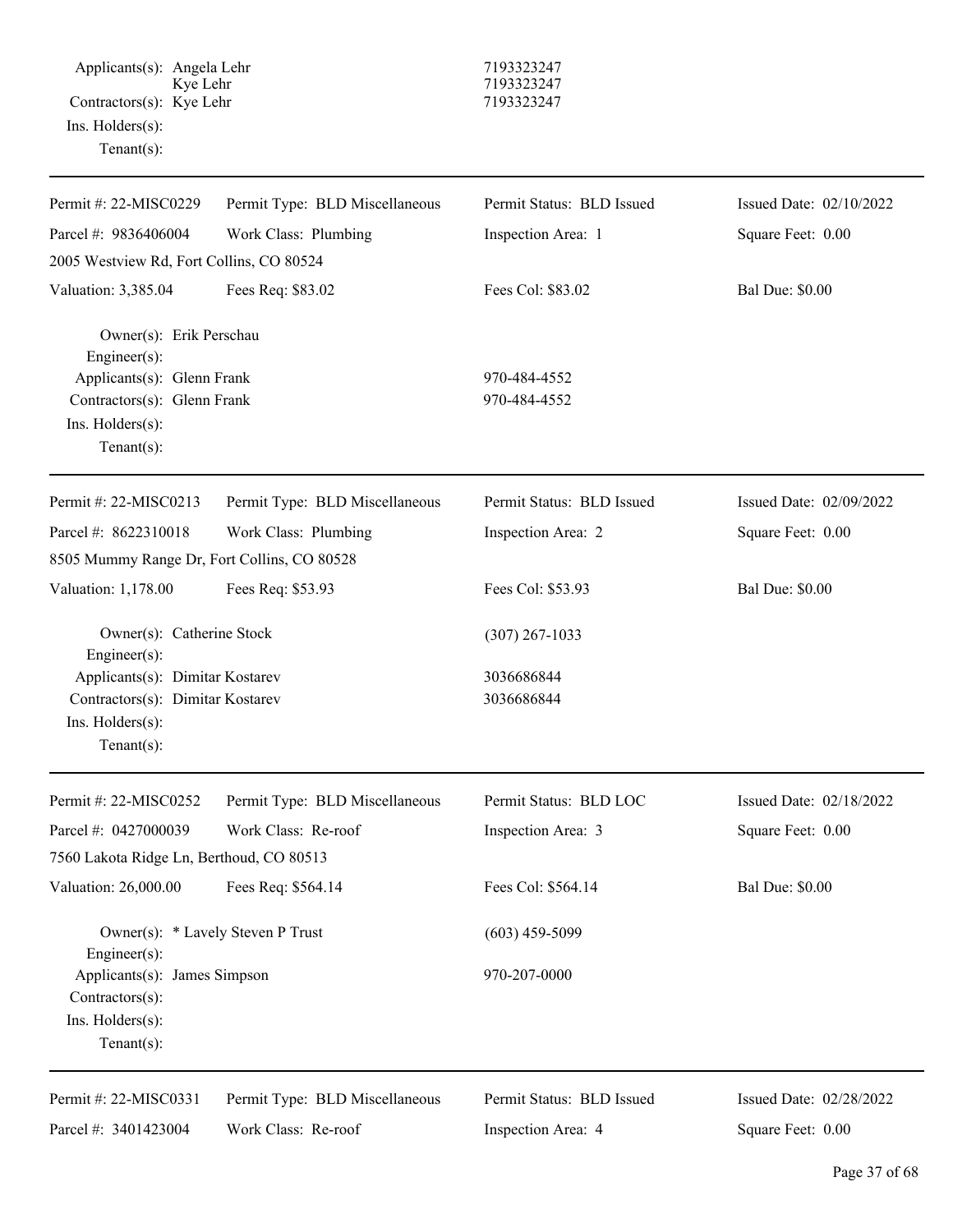Applicants(s): Angela Lehr 7193323247
Kye Lehr 7193323247
Contractors(s): Kye Lehr 7193323247
Ins. Holders(s):
Tenant(s):

---

| Permit #: 22-MISC0229 | Permit Type: BLD Miscellaneous | Permit Status: BLD Issued | Issued Date: 02/10/2022 |
|---|---|---|---|
| Parcel #: 9836406004 | Work Class: Plumbing | Inspection Area: 1 | Square Feet: 0.00 |
| 2005 Westview Rd, Fort Collins, CO 80524 | | | |
| Valuation: 3,385.04 | Fees Req: $83.02 | Fees Col: $83.02 | Bal Due: $0.00 |

Owner(s): Erik Perschau
Engineer(s):
Applicants(s): Glenn Frank 970-484-4552
Contractors(s): Glenn Frank 970-484-4552
Ins. Holders(s):
Tenant(s):

---

| Permit #: 22-MISC0213 | Permit Type: BLD Miscellaneous | Permit Status: BLD Issued | Issued Date: 02/09/2022 |
|---|---|---|---|
| Parcel #: 8622310018 | Work Class: Plumbing | Inspection Area: 2 | Square Feet: 0.00 |
| 8505 Mummy Range Dr, Fort Collins, CO 80528 | | | |
| Valuation: 1,178.00 | Fees Req: $53.93 | Fees Col: $53.93 | Bal Due: $0.00 |

Owner(s): Catherine Stock (307) 267-1033
Engineer(s):
Applicants(s): Dimitar Kostarev 3036686844
Contractors(s): Dimitar Kostarev 3036686844
Ins. Holders(s):
Tenant(s):

---

| Permit #: 22-MISC0252 | Permit Type: BLD Miscellaneous | Permit Status: BLD LOC | Issued Date: 02/18/2022 |
|---|---|---|---|
| Parcel #: 0427000039 | Work Class: Re-roof | Inspection Area: 3 | Square Feet: 0.00 |
| 7560 Lakota Ridge Ln, Berthoud, CO 80513 | | | |
| Valuation: 26,000.00 | Fees Req: $564.14 | Fees Col: $564.14 | Bal Due: $0.00 |

Owner(s): * Lavely Steven P Trust (603) 459-5099
Engineer(s):
Applicants(s): James Simpson 970-207-0000
Contractors(s):
Ins. Holders(s):
Tenant(s):

---

| Permit #: 22-MISC0331 | Permit Type: BLD Miscellaneous | Permit Status: BLD Issued | Issued Date: 02/28/2022 |
|---|---|---|---|
| Parcel #: 3401423004 | Work Class: Re-roof | Inspection Area: 4 | Square Feet: 0.00 |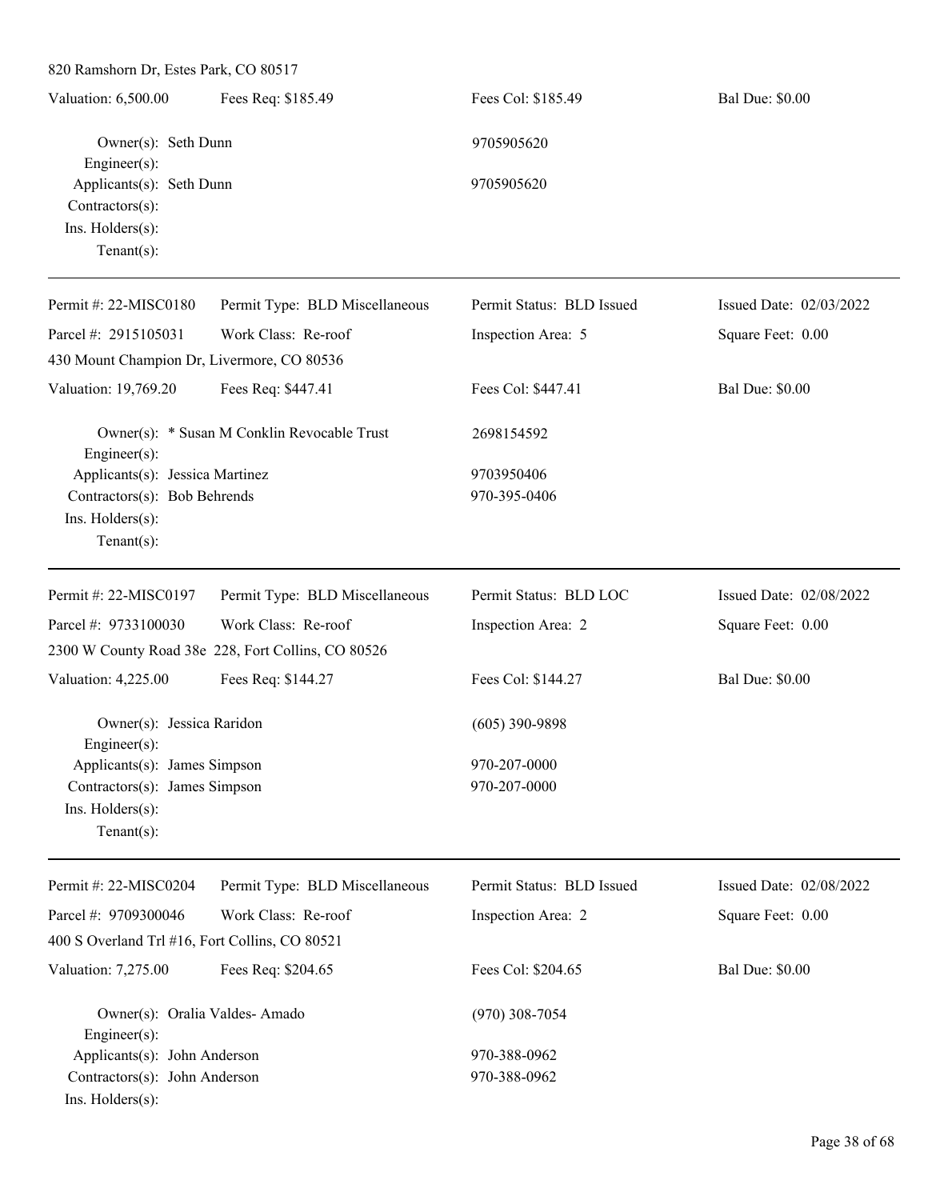820 Ramshorn Dr, Estes Park, CO 80517

| | | | |
|---|---|---|---|
| Valuation: 6,500.00 | Fees Req: $185.49 | Fees Col: $185.49 | Bal Due: $0.00 |

Owner(s): Seth Dunn 9705905620
Engineer(s):
Applicants(s): Seth Dunn 9705905620
Contractors(s):
Ins. Holders(s):
Tenant(s):

---

| | | | |
|---|---|---|---|
| Permit #: 22-MISC0180 | Permit Type: BLD Miscellaneous | Permit Status: BLD Issued | Issued Date: 02/03/2022 |
| Parcel #: 2915105031 | Work Class: Re-roof | Inspection Area: 5 | Square Feet: 0.00 |

430 Mount Champion Dr, Livermore, CO 80536

| | | | |
|---|---|---|---|
| Valuation: 19,769.20 | Fees Req: $447.41 | Fees Col: $447.41 | Bal Due: $0.00 |

Owner(s): * Susan M Conklin Revocable Trust 2698154592
Engineer(s):
Applicants(s): Jessica Martinez 9703950406
Contractors(s): Bob Behrends 970-395-0406
Ins. Holders(s):
Tenant(s):

---

| | | | |
|---|---|---|---|
| Permit #: 22-MISC0197 | Permit Type: BLD Miscellaneous | Permit Status: BLD LOC | Issued Date: 02/08/2022 |
| Parcel #: 9733100030 | Work Class: Re-roof | Inspection Area: 2 | Square Feet: 0.00 |

2300 W County Road 38e 228, Fort Collins, CO 80526

| | | | |
|---|---|---|---|
| Valuation: 4,225.00 | Fees Req: $144.27 | Fees Col: $144.27 | Bal Due: $0.00 |

Owner(s): Jessica Raridon (605) 390-9898
Engineer(s):
Applicants(s): James Simpson 970-207-0000
Contractors(s): James Simpson 970-207-0000
Ins. Holders(s):
Tenant(s):

---

| | | | |
|---|---|---|---|
| Permit #: 22-MISC0204 | Permit Type: BLD Miscellaneous | Permit Status: BLD Issued | Issued Date: 02/08/2022 |
| Parcel #: 9709300046 | Work Class: Re-roof | Inspection Area: 2 | Square Feet: 0.00 |

400 S Overland Trl #16, Fort Collins, CO 80521

| | | | |
|---|---|---|---|
| Valuation: 7,275.00 | Fees Req: $204.65 | Fees Col: $204.65 | Bal Due: $0.00 |

Owner(s): Oralia Valdes- Amado (970) 308-7054
Engineer(s):
Applicants(s): John Anderson 970-388-0962
Contractors(s): John Anderson 970-388-0962
Ins. Holders(s):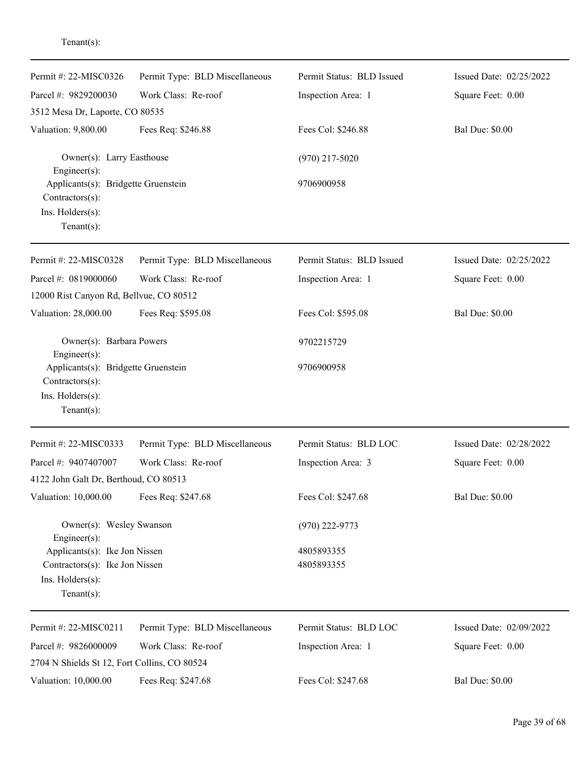Tenant(s):

---

Permit #: 22-MISC0326 | Permit Type: BLD Miscellaneous | Permit Status: BLD Issued | Issued Date: 02/25/2022
Parcel #: 9829200030 | Work Class: Re-roof | Inspection Area: 1 | Square Feet: 0.00
3512 Mesa Dr, Laporte, CO 80535
Valuation: 9,800.00 | Fees Req: $246.88 | Fees Col: $246.88 | Bal Due: $0.00

Owner(s): Larry Easthouse (970) 217-5020
Engineer(s):
Applicants(s): Bridgette Gruenstein 9706900958
Contractors(s):
Ins. Holders(s):
Tenant(s):

---

Permit #: 22-MISC0328 | Permit Type: BLD Miscellaneous | Permit Status: BLD Issued | Issued Date: 02/25/2022
Parcel #: 0819000060 | Work Class: Re-roof | Inspection Area: 1 | Square Feet: 0.00
12000 Rist Canyon Rd, Bellvue, CO 80512
Valuation: 28,000.00 | Fees Req: $595.08 | Fees Col: $595.08 | Bal Due: $0.00

Owner(s): Barbara Powers 9702215729
Engineer(s):
Applicants(s): Bridgette Gruenstein 9706900958
Contractors(s):
Ins. Holders(s):
Tenant(s):

---

Permit #: 22-MISC0333 | Permit Type: BLD Miscellaneous | Permit Status: BLD LOC | Issued Date: 02/28/2022
Parcel #: 9407407007 | Work Class: Re-roof | Inspection Area: 3 | Square Feet: 0.00
4122 John Galt Dr, Berthoud, CO 80513
Valuation: 10,000.00 | Fees Req: $247.68 | Fees Col: $247.68 | Bal Due: $0.00

Owner(s): Wesley Swanson (970) 222-9773
Engineer(s):
Applicants(s): Ike Jon Nissen 4805893355
Contractors(s): Ike Jon Nissen 4805893355
Ins. Holders(s):
Tenant(s):

---

Permit #: 22-MISC0211 | Permit Type: BLD Miscellaneous | Permit Status: BLD LOC | Issued Date: 02/09/2022
Parcel #: 9826000009 | Work Class: Re-roof | Inspection Area: 1 | Square Feet: 0.00
2704 N Shields St 12, Fort Collins, CO 80524
Valuation: 10,000.00 | Fees Req: $247.68 | Fees Col: $247.68 | Bal Due: $0.00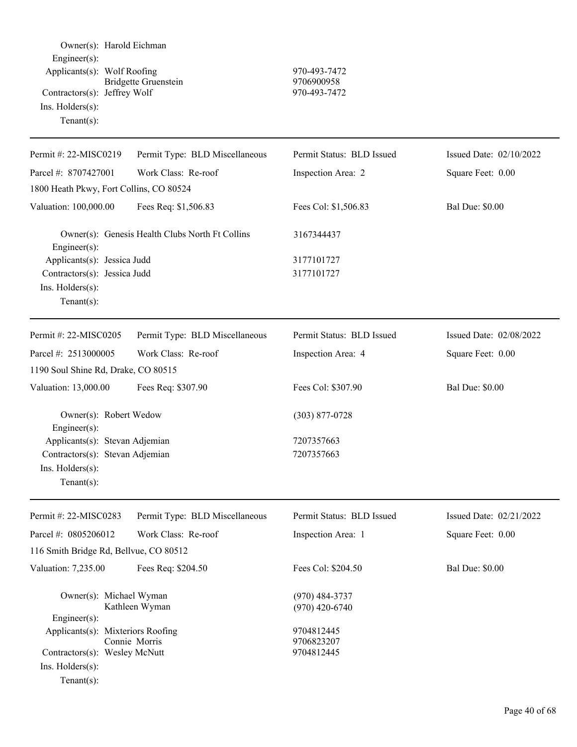Owner(s): Harold Eichman
Engineer(s):
Applicants(s): Wolf Roofing 970-493-7472
Bridgette Gruenstein 9706900958
Contractors(s): Jeffrey Wolf 970-493-7472
Ins. Holders(s):
Tenant(s):

---

| Permit #: 22-MISC0219 | Permit Type: BLD Miscellaneous | Permit Status: BLD Issued | Issued Date: 02/10/2022 |
|---|---|---|---|
| Parcel #: 8707427001 | Work Class: Re-roof | Inspection Area: 2 | Square Feet: 0.00 |
| 1800 Heath Pkwy, Fort Collins, CO 80524 | | | |
| Valuation: 100,000.00 | Fees Req: $1,506.83 | Fees Col: $1,506.83 | Bal Due: $0.00 |

Owner(s): Genesis Health Clubs North Ft Collins 3167344437
Engineer(s):
Applicants(s): Jessica Judd 3177101727
Contractors(s): Jessica Judd 3177101727
Ins. Holders(s):
Tenant(s):

---

| Permit #: 22-MISC0205 | Permit Type: BLD Miscellaneous | Permit Status: BLD Issued | Issued Date: 02/08/2022 |
|---|---|---|---|
| Parcel #: 2513000005 | Work Class: Re-roof | Inspection Area: 4 | Square Feet: 0.00 |
| 1190 Soul Shine Rd, Drake, CO 80515 | | | |
| Valuation: 13,000.00 | Fees Req: $307.90 | Fees Col: $307.90 | Bal Due: $0.00 |

Owner(s): Robert Wedow (303) 877-0728
Engineer(s):
Applicants(s): Stevan Adjemian 7207357663
Contractors(s): Stevan Adjemian 7207357663
Ins. Holders(s):
Tenant(s):

---

| Permit #: 22-MISC0283 | Permit Type: BLD Miscellaneous | Permit Status: BLD Issued | Issued Date: 02/21/2022 |
|---|---|---|---|
| Parcel #: 0805206012 | Work Class: Re-roof | Inspection Area: 1 | Square Feet: 0.00 |
| 116 Smith Bridge Rd, Bellvue, CO 80512 | | | |
| Valuation: 7,235.00 | Fees Req: $204.50 | Fees Col: $204.50 | Bal Due: $0.00 |

Owner(s): Michael Wyman (970) 484-3737
Kathleen Wyman (970) 420-6740
Engineer(s):
Applicants(s): Mixteriors Roofing 9704812445
Connie Morris 9706823207
Contractors(s): Wesley McNutt 9704812445
Ins. Holders(s):
Tenant(s):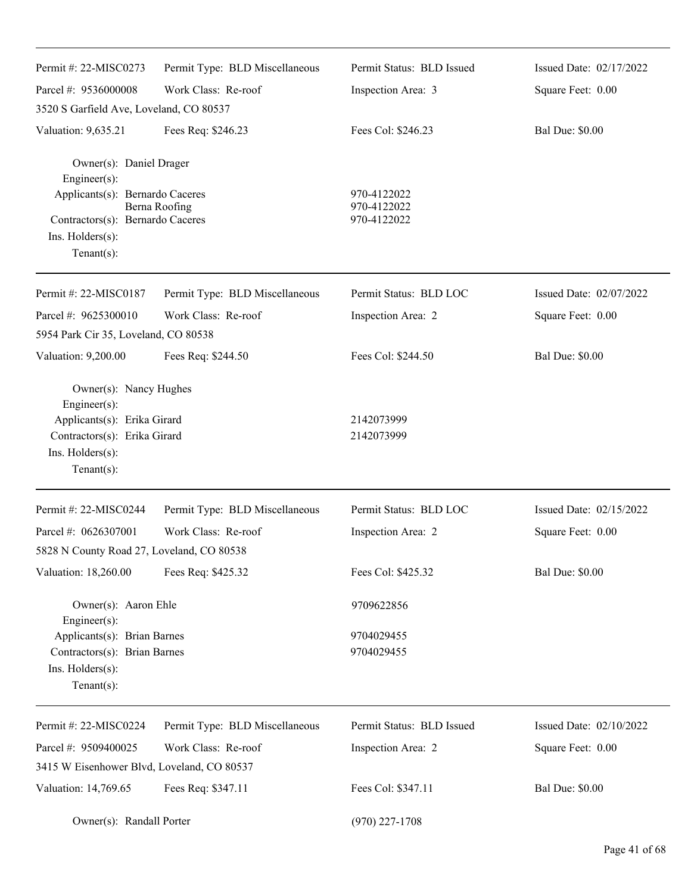| Permit #: 22-MISC0273 | Permit Type: BLD Miscellaneous | Permit Status: BLD Issued | Issued Date: 02/17/2022 |
|---|---|---|---|
| Parcel #: 9536000008 | Work Class: Re-roof | Inspection Area: 3 | Square Feet: 0.00 |
| 3520 S Garfield Ave, Loveland, CO 80537 | | | |
| Valuation: 9,635.21 | Fees Req: $246.23 | Fees Col: $246.23 | Bal Due: $0.00 |

Owner(s): Daniel Drager
Engineer(s):
Applicants(s): Bernardo Caceres — 970-4122022
Berna Roofing — 970-4122022
Contractors(s): Bernardo Caceres — 970-4122022
Ins. Holders(s):
Tenant(s):

---

| Permit #: 22-MISC0187 | Permit Type: BLD Miscellaneous | Permit Status: BLD LOC | Issued Date: 02/07/2022 |
|---|---|---|---|
| Parcel #: 9625300010 | Work Class: Re-roof | Inspection Area: 2 | Square Feet: 0.00 |
| 5954 Park Cir 35, Loveland, CO 80538 | | | |
| Valuation: 9,200.00 | Fees Req: $244.50 | Fees Col: $244.50 | Bal Due: $0.00 |

Owner(s): Nancy Hughes
Engineer(s):
Applicants(s): Erika Girard — 2142073999
Contractors(s): Erika Girard — 2142073999
Ins. Holders(s):
Tenant(s):

---

| Permit #: 22-MISC0244 | Permit Type: BLD Miscellaneous | Permit Status: BLD LOC | Issued Date: 02/15/2022 |
|---|---|---|---|
| Parcel #: 0626307001 | Work Class: Re-roof | Inspection Area: 2 | Square Feet: 0.00 |
| 5828 N County Road 27, Loveland, CO 80538 | | | |
| Valuation: 18,260.00 | Fees Req: $425.32 | Fees Col: $425.32 | Bal Due: $0.00 |

Owner(s): Aaron Ehle — 9709622856
Engineer(s):
Applicants(s): Brian Barnes — 9704029455
Contractors(s): Brian Barnes — 9704029455
Ins. Holders(s):
Tenant(s):

---

| Permit #: 22-MISC0224 | Permit Type: BLD Miscellaneous | Permit Status: BLD Issued | Issued Date: 02/10/2022 |
|---|---|---|---|
| Parcel #: 9509400025 | Work Class: Re-roof | Inspection Area: 2 | Square Feet: 0.00 |
| 3415 W Eisenhower Blvd, Loveland, CO 80537 | | | |
| Valuation: 14,769.65 | Fees Req: $347.11 | Fees Col: $347.11 | Bal Due: $0.00 |

Owner(s): Randall Porter — (970) 227-1708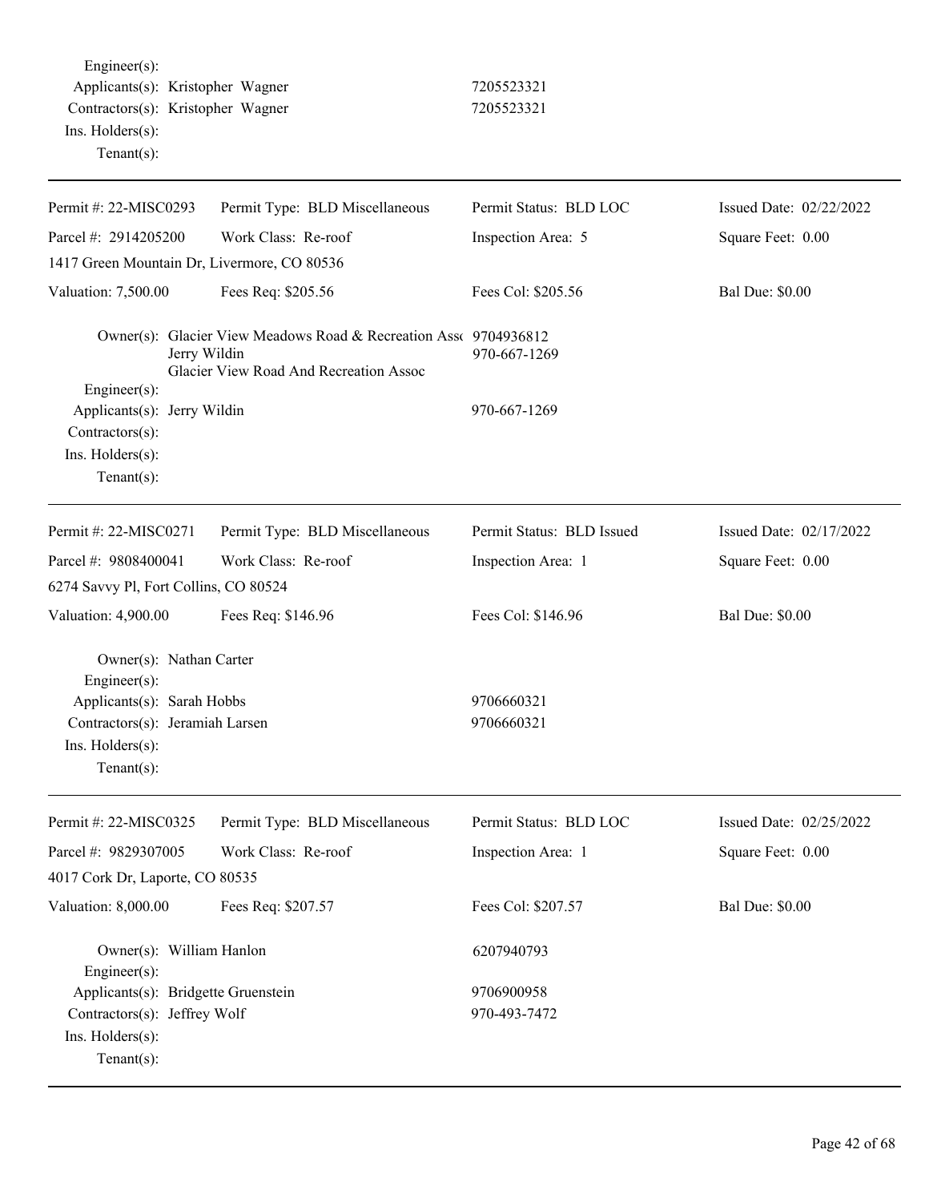Engineer(s):
Applicants(s): Kristopher Wagner 7205523321
Contractors(s): Kristopher Wagner 7205523321
Ins. Holders(s):
Tenant(s):

---

| Permit #: 22-MISC0293 | Permit Type: BLD Miscellaneous | Permit Status: BLD LOC | Issued Date: 02/22/2022 |
|---|---|---|---|
| Parcel #: 2914205200 | Work Class: Re-roof | Inspection Area: 5 | Square Feet: 0.00 |
| 1417 Green Mountain Dr, Livermore, CO 80536 | | | |
| Valuation: 7,500.00 | Fees Req: $205.56 | Fees Col: $205.56 | Bal Due: $0.00 |

Owner(s): Glacier View Meadows Road & Recreation Assc 9704936812
Jerry Wildin 970-667-1269
Glacier View Road And Recreation Assoc
Engineer(s):
Applicants(s): Jerry Wildin 970-667-1269
Contractors(s):
Ins. Holders(s):
Tenant(s):

---

| Permit #: 22-MISC0271 | Permit Type: BLD Miscellaneous | Permit Status: BLD Issued | Issued Date: 02/17/2022 |
|---|---|---|---|
| Parcel #: 9808400041 | Work Class: Re-roof | Inspection Area: 1 | Square Feet: 0.00 |
| 6274 Savvy Pl, Fort Collins, CO 80524 | | | |
| Valuation: 4,900.00 | Fees Req: $146.96 | Fees Col: $146.96 | Bal Due: $0.00 |

Owner(s): Nathan Carter
Engineer(s):
Applicants(s): Sarah Hobbs 9706660321
Contractors(s): Jeramiah Larsen 9706660321
Ins. Holders(s):
Tenant(s):

---

| Permit #: 22-MISC0325 | Permit Type: BLD Miscellaneous | Permit Status: BLD LOC | Issued Date: 02/25/2022 |
|---|---|---|---|
| Parcel #: 9829307005 | Work Class: Re-roof | Inspection Area: 1 | Square Feet: 0.00 |
| 4017 Cork Dr, Laporte, CO 80535 | | | |
| Valuation: 8,000.00 | Fees Req: $207.57 | Fees Col: $207.57 | Bal Due: $0.00 |

Owner(s): William Hanlon 6207940793
Engineer(s):
Applicants(s): Bridgette Gruenstein 9706900958
Contractors(s): Jeffrey Wolf 970-493-7472
Ins. Holders(s):
Tenant(s):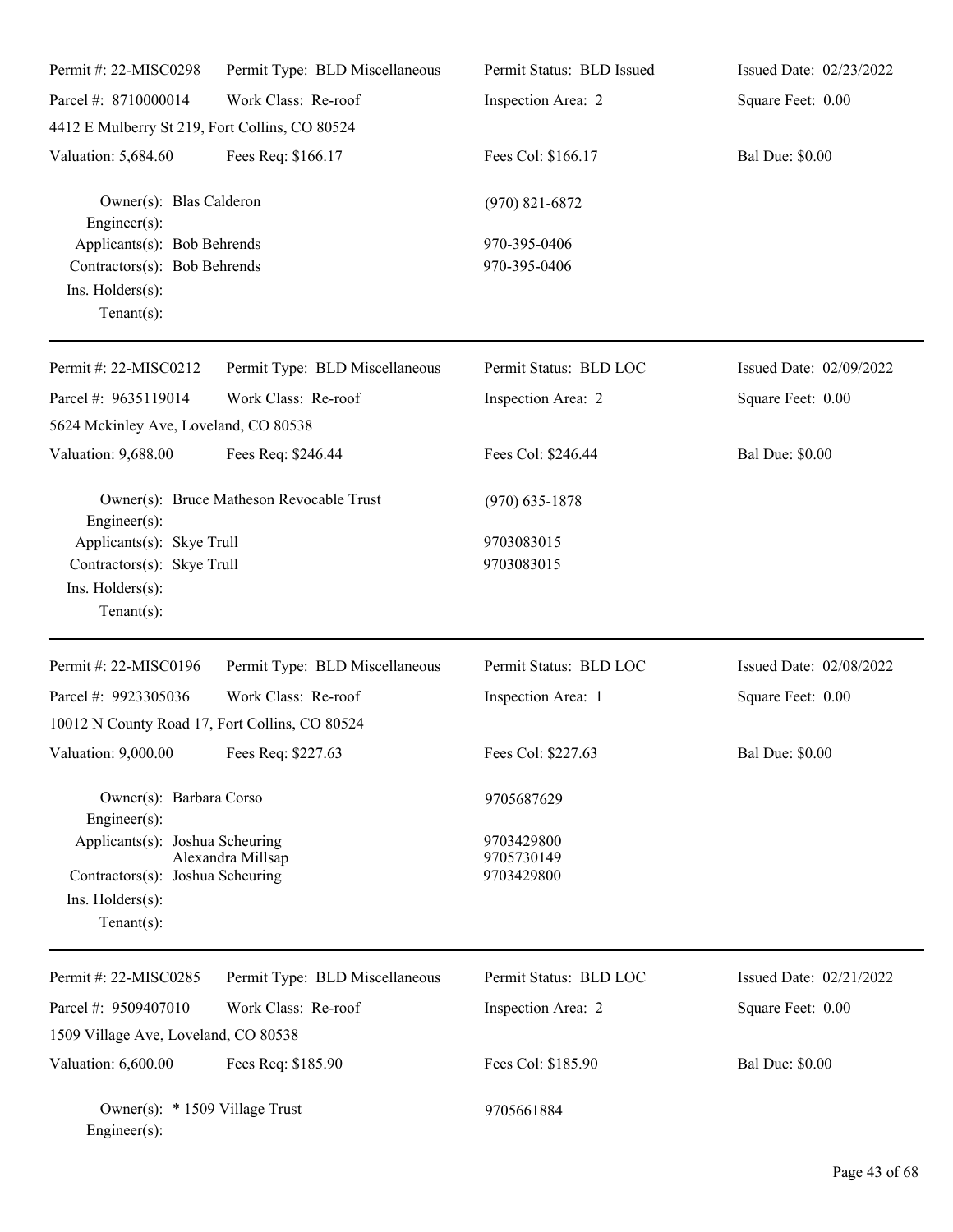| Permit #: 22-MISC0298 | Permit Type: BLD Miscellaneous | Permit Status: BLD Issued | Issued Date: 02/23/2022 |
|---|---|---|---|
| Parcel #: 8710000014 | Work Class: Re-roof | Inspection Area: 2 | Square Feet: 0.00 |
| 4412 E Mulberry St 219, Fort Collins, CO 80524 | | | |
| Valuation: 5,684.60 | Fees Req: $166.17 | Fees Col: $166.17 | Bal Due: $0.00 |

Owner(s): Blas Calderon — (970) 821-6872
Engineer(s):
Applicants(s): Bob Behrends — 970-395-0406
Contractors(s): Bob Behrends — 970-395-0406
Ins. Holders(s):
Tenant(s):

---

| Permit #: 22-MISC0212 | Permit Type: BLD Miscellaneous | Permit Status: BLD LOC | Issued Date: 02/09/2022 |
|---|---|---|---|
| Parcel #: 9635119014 | Work Class: Re-roof | Inspection Area: 2 | Square Feet: 0.00 |
| 5624 Mckinley Ave, Loveland, CO 80538 | | | |
| Valuation: 9,688.00 | Fees Req: $246.44 | Fees Col: $246.44 | Bal Due: $0.00 |

Owner(s): Bruce Matheson Revocable Trust — (970) 635-1878
Engineer(s):
Applicants(s): Skye Trull — 9703083015
Contractors(s): Skye Trull — 9703083015
Ins. Holders(s):
Tenant(s):

---

| Permit #: 22-MISC0196 | Permit Type: BLD Miscellaneous | Permit Status: BLD LOC | Issued Date: 02/08/2022 |
|---|---|---|---|
| Parcel #: 9923305036 | Work Class: Re-roof | Inspection Area: 1 | Square Feet: 0.00 |
| 10012 N County Road 17, Fort Collins, CO 80524 | | | |
| Valuation: 9,000.00 | Fees Req: $227.63 | Fees Col: $227.63 | Bal Due: $0.00 |

Owner(s): Barbara Corso — 9705687629
Engineer(s):
Applicants(s): Joshua Scheuring — 9703429800
Alexandra Millsap — 9705730149
Contractors(s): Joshua Scheuring — 9703429800
Ins. Holders(s):
Tenant(s):

---

| Permit #: 22-MISC0285 | Permit Type: BLD Miscellaneous | Permit Status: BLD LOC | Issued Date: 02/21/2022 |
|---|---|---|---|
| Parcel #: 9509407010 | Work Class: Re-roof | Inspection Area: 2 | Square Feet: 0.00 |
| 1509 Village Ave, Loveland, CO 80538 | | | |
| Valuation: 6,600.00 | Fees Req: $185.90 | Fees Col: $185.90 | Bal Due: $0.00 |

Owner(s): * 1509 Village Trust — 9705661884
Engineer(s):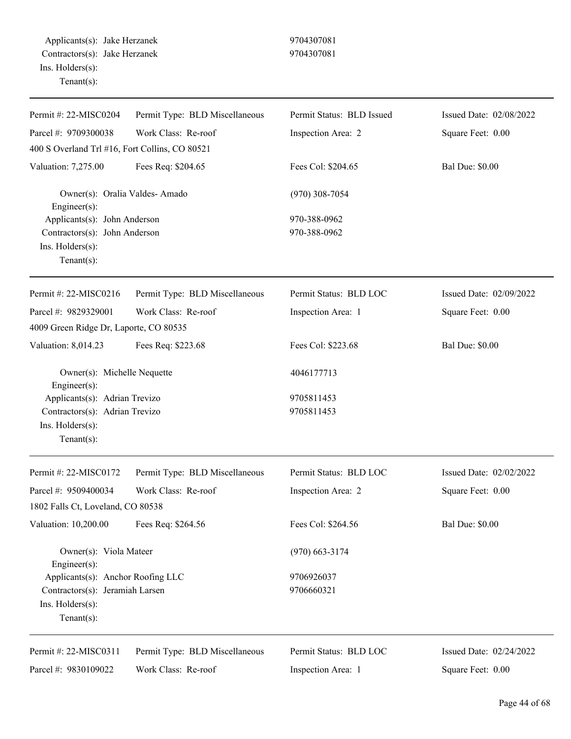Applicants(s): Jake Herzanek 9704307081
Contractors(s): Jake Herzanek 9704307081
Ins. Holders(s):
Tenant(s):

---

| Permit #: 22-MISC0204 | Permit Type: BLD Miscellaneous | Permit Status: BLD Issued | Issued Date: 02/08/2022 |
|---|---|---|---|
| Parcel #: 9709300038 | Work Class: Re-roof | Inspection Area: 2 | Square Feet: 0.00 |
| 400 S Overland Trl #16, Fort Collins, CO 80521 | | | |
| Valuation: 7,275.00 | Fees Req: $204.65 | Fees Col: $204.65 | Bal Due: $0.00 |

Owner(s): Oralia Valdes- Amado (970) 308-7054
Engineer(s):
Applicants(s): John Anderson 970-388-0962
Contractors(s): John Anderson 970-388-0962
Ins. Holders(s):
Tenant(s):

---

| Permit #: 22-MISC0216 | Permit Type: BLD Miscellaneous | Permit Status: BLD LOC | Issued Date: 02/09/2022 |
|---|---|---|---|
| Parcel #: 9829329001 | Work Class: Re-roof | Inspection Area: 1 | Square Feet: 0.00 |
| 4009 Green Ridge Dr, Laporte, CO 80535 | | | |
| Valuation: 8,014.23 | Fees Req: $223.68 | Fees Col: $223.68 | Bal Due: $0.00 |

Owner(s): Michelle Nequette 4046177713
Engineer(s):
Applicants(s): Adrian Trevizo 9705811453
Contractors(s): Adrian Trevizo 9705811453
Ins. Holders(s):
Tenant(s):

---

| Permit #: 22-MISC0172 | Permit Type: BLD Miscellaneous | Permit Status: BLD LOC | Issued Date: 02/02/2022 |
|---|---|---|---|
| Parcel #: 9509400034 | Work Class: Re-roof | Inspection Area: 2 | Square Feet: 0.00 |
| 1802 Falls Ct, Loveland, CO 80538 | | | |
| Valuation: 10,200.00 | Fees Req: $264.56 | Fees Col: $264.56 | Bal Due: $0.00 |

Owner(s): Viola Mateer (970) 663-3174
Engineer(s):
Applicants(s): Anchor Roofing LLC 9706926037
Contractors(s): Jeramiah Larsen 9706660321
Ins. Holders(s):
Tenant(s):

---

| Permit #: 22-MISC0311 | Permit Type: BLD Miscellaneous | Permit Status: BLD LOC | Issued Date: 02/24/2022 |
|---|---|---|---|
| Parcel #: 9830109022 | Work Class: Re-roof | Inspection Area: 1 | Square Feet: 0.00 |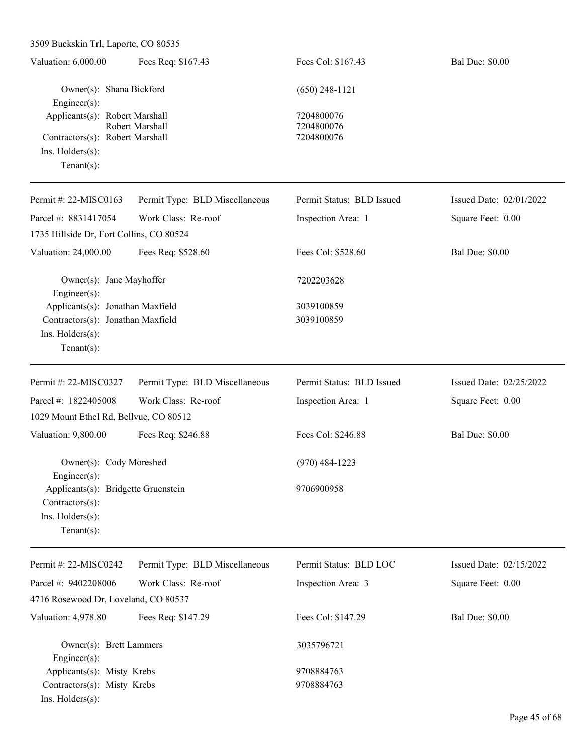3509 Buckskin Trl, Laporte, CO 80535

| Valuation: 6,000.00 | Fees Req: $167.43 | Fees Col: $167.43 | Bal Due: $0.00 |
|---|---|---|---|

Owner(s): Shana Bickford (650) 248-1121
Engineer(s):
Applicants(s): Robert Marshall 7204800076
Robert Marshall 7204800076
Contractors(s): Robert Marshall 7204800076
Ins. Holders(s):
Tenant(s):

---

| Permit #: 22-MISC0163 | Permit Type: BLD Miscellaneous | Permit Status: BLD Issued | Issued Date: 02/01/2022 |
|---|---|---|---|
| Parcel #: 8831417054 | Work Class: Re-roof | Inspection Area: 1 | Square Feet: 0.00 |
| 1735 Hillside Dr, Fort Collins, CO 80524 | | | |
| Valuation: 24,000.00 | Fees Req: $528.60 | Fees Col: $528.60 | Bal Due: $0.00 |

Owner(s): Jane Mayhoffer 7202203628
Engineer(s):
Applicants(s): Jonathan Maxfield 3039100859
Contractors(s): Jonathan Maxfield 3039100859
Ins. Holders(s):
Tenant(s):

---

| Permit #: 22-MISC0327 | Permit Type: BLD Miscellaneous | Permit Status: BLD Issued | Issued Date: 02/25/2022 |
|---|---|---|---|
| Parcel #: 1822405008 | Work Class: Re-roof | Inspection Area: 1 | Square Feet: 0.00 |
| 1029 Mount Ethel Rd, Bellvue, CO 80512 | | | |
| Valuation: 9,800.00 | Fees Req: $246.88 | Fees Col: $246.88 | Bal Due: $0.00 |

Owner(s): Cody Moreshed (970) 484-1223
Engineer(s):
Applicants(s): Bridgette Gruenstein 9706900958
Contractors(s):
Ins. Holders(s):
Tenant(s):

---

| Permit #: 22-MISC0242 | Permit Type: BLD Miscellaneous | Permit Status: BLD LOC | Issued Date: 02/15/2022 |
|---|---|---|---|
| Parcel #: 9402208006 | Work Class: Re-roof | Inspection Area: 3 | Square Feet: 0.00 |
| 4716 Rosewood Dr, Loveland, CO 80537 | | | |
| Valuation: 4,978.80 | Fees Req: $147.29 | Fees Col: $147.29 | Bal Due: $0.00 |

Owner(s): Brett Lammers 3035796721
Engineer(s):
Applicants(s): Misty Krebs 9708884763
Contractors(s): Misty Krebs 9708884763
Ins. Holders(s):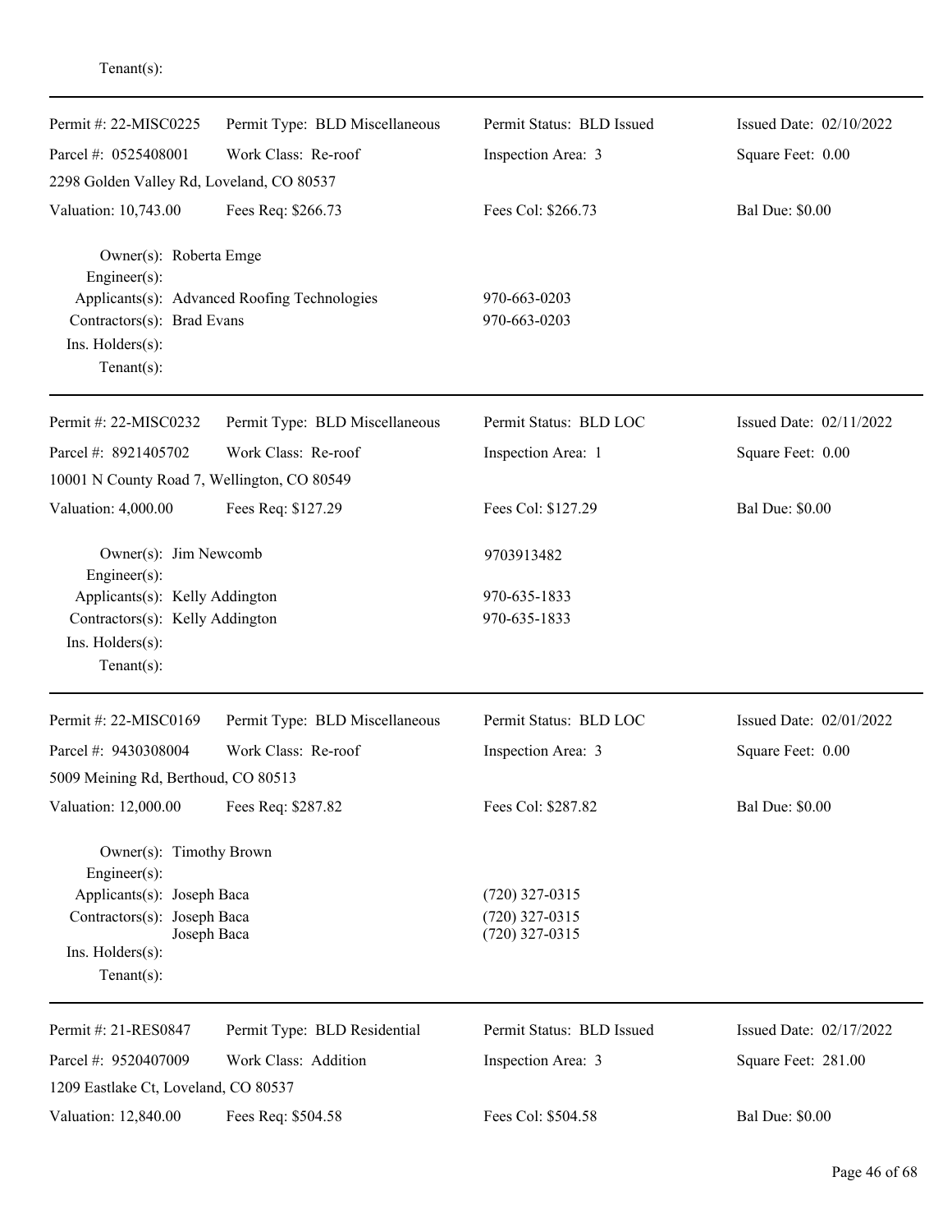Tenant(s):

---

| Permit #: 22-MISC0225 | Permit Type: BLD Miscellaneous | Permit Status: BLD Issued | Issued Date: 02/10/2022 |
|---|---|---|---|
| Parcel #: 0525408001 | Work Class: Re-roof | Inspection Area: 3 | Square Feet: 0.00 |
| 2298 Golden Valley Rd, Loveland, CO 80537 | | | |
| Valuation: 10,743.00 | Fees Req: $266.73 | Fees Col: $266.73 | Bal Due: $0.00 |

Owner(s): Roberta Emge
Engineer(s):
Applicants(s): Advanced Roofing Technologies 970-663-0203
Contractors(s): Brad Evans 970-663-0203
Ins. Holders(s):
Tenant(s):

---

| Permit #: 22-MISC0232 | Permit Type: BLD Miscellaneous | Permit Status: BLD LOC | Issued Date: 02/11/2022 |
|---|---|---|---|
| Parcel #: 8921405702 | Work Class: Re-roof | Inspection Area: 1 | Square Feet: 0.00 |
| 10001 N County Road 7, Wellington, CO 80549 | | | |
| Valuation: 4,000.00 | Fees Req: $127.29 | Fees Col: $127.29 | Bal Due: $0.00 |

Owner(s): Jim Newcomb 9703913482
Engineer(s):
Applicants(s): Kelly Addington 970-635-1833
Contractors(s): Kelly Addington 970-635-1833
Ins. Holders(s):
Tenant(s):

---

| Permit #: 22-MISC0169 | Permit Type: BLD Miscellaneous | Permit Status: BLD LOC | Issued Date: 02/01/2022 |
|---|---|---|---|
| Parcel #: 9430308004 | Work Class: Re-roof | Inspection Area: 3 | Square Feet: 0.00 |
| 5009 Meining Rd, Berthoud, CO 80513 | | | |
| Valuation: 12,000.00 | Fees Req: $287.82 | Fees Col: $287.82 | Bal Due: $0.00 |

Owner(s): Timothy Brown
Engineer(s):
Applicants(s): Joseph Baca (720) 327-0315
Contractors(s): Joseph Baca (720) 327-0315
Joseph Baca (720) 327-0315
Ins. Holders(s):
Tenant(s):

---

| Permit #: 21-RES0847 | Permit Type: BLD Residential | Permit Status: BLD Issued | Issued Date: 02/17/2022 |
|---|---|---|---|
| Parcel #: 9520407009 | Work Class: Addition | Inspection Area: 3 | Square Feet: 281.00 |
| 1209 Eastlake Ct, Loveland, CO 80537 | | | |
| Valuation: 12,840.00 | Fees Req: $504.58 | Fees Col: $504.58 | Bal Due: $0.00 |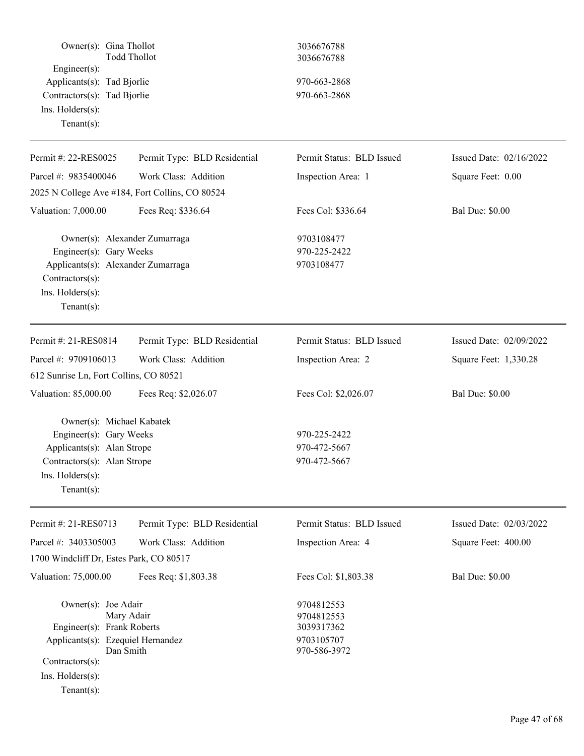Owner(s): Gina Thollot 3036676788
Todd Thollot 3036676788
Engineer(s):
Applicants(s): Tad Bjorlie 970-663-2868
Contractors(s): Tad Bjorlie 970-663-2868
Ins. Holders(s):
Tenant(s):

---

| Permit #: 22-RES0025 | Permit Type: BLD Residential | Permit Status: BLD Issued | Issued Date: 02/16/2022 |
|---|---|---|---|
| Parcel #: 9835400046 | Work Class: Addition | Inspection Area: 1 | Square Feet: 0.00 |
| 2025 N College Ave #184, Fort Collins, CO 80524 | | | |
| Valuation: 7,000.00 | Fees Req: $336.64 | Fees Col: $336.64 | Bal Due: $0.00 |

Owner(s): Alexander Zumarraga 9703108477
Engineer(s): Gary Weeks 970-225-2422
Applicants(s): Alexander Zumarraga 9703108477
Contractors(s):
Ins. Holders(s):
Tenant(s):

---

| Permit #: 21-RES0814 | Permit Type: BLD Residential | Permit Status: BLD Issued | Issued Date: 02/09/2022 |
|---|---|---|---|
| Parcel #: 9709106013 | Work Class: Addition | Inspection Area: 2 | Square Feet: 1,330.28 |
| 612 Sunrise Ln, Fort Collins, CO 80521 | | | |
| Valuation: 85,000.00 | Fees Req: $2,026.07 | Fees Col: $2,026.07 | Bal Due: $0.00 |

Owner(s): Michael Kabatek
Engineer(s): Gary Weeks 970-225-2422
Applicants(s): Alan Strope 970-472-5667
Contractors(s): Alan Strope 970-472-5667
Ins. Holders(s):
Tenant(s):

---

| Permit #: 21-RES0713 | Permit Type: BLD Residential | Permit Status: BLD Issued | Issued Date: 02/03/2022 |
|---|---|---|---|
| Parcel #: 3403305003 | Work Class: Addition | Inspection Area: 4 | Square Feet: 400.00 |
| 1700 Windcliff Dr, Estes Park, CO 80517 | | | |
| Valuation: 75,000.00 | Fees Req: $1,803.38 | Fees Col: $1,803.38 | Bal Due: $0.00 |

Owner(s): Joe Adair 9704812553
Mary Adair 9704812553
Engineer(s): Frank Roberts 3039317362
Applicants(s): Ezequiel Hernandez 9703105707
Dan Smith 970-586-3972
Contractors(s):
Ins. Holders(s):
Tenant(s):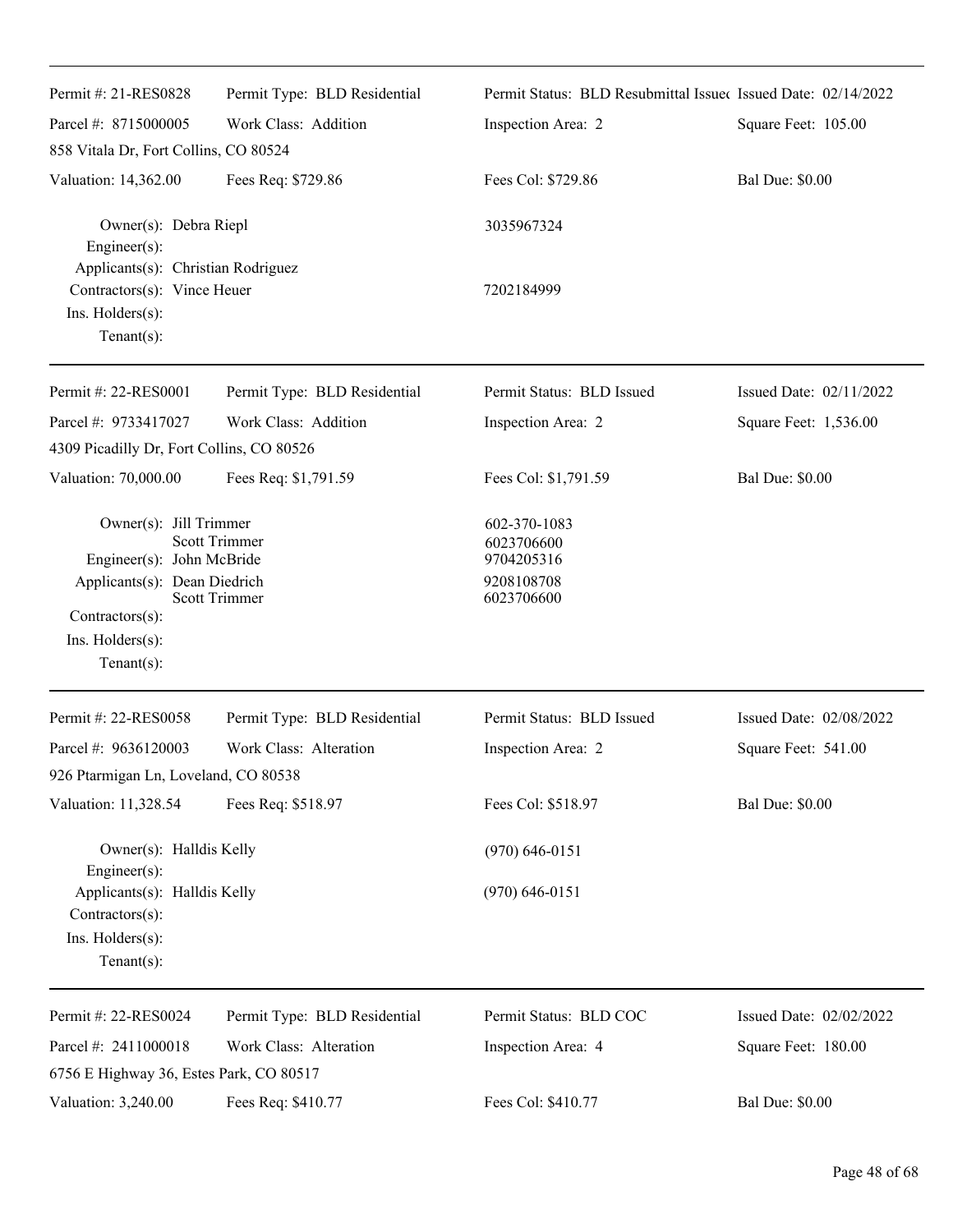---

| Permit #: 21-RES0828 | Permit Type: BLD Residential | Permit Status: BLD Resubmittal Issued | Issued Date: 02/14/2022 |
|---|---|---|---|
| Parcel #: 8715000005 | Work Class: Addition | Inspection Area: 2 | Square Feet: 105.00 |

858 Vitala Dr, Fort Collins, CO 80524

| Valuation: 14,362.00 | Fees Req: $729.86 | Fees Col: $729.86 | Bal Due: $0.00 |
|---|---|---|---|

Owner(s): Debra Riepl — 3035967324
Engineer(s):
Applicants(s): Christian Rodriguez
Contractors(s): Vince Heuer — 7202184999
Ins. Holders(s):
Tenant(s):

---

| Permit #: 22-RES0001 | Permit Type: BLD Residential | Permit Status: BLD Issued | Issued Date: 02/11/2022 |
|---|---|---|---|
| Parcel #: 9733417027 | Work Class: Addition | Inspection Area: 2 | Square Feet: 1,536.00 |

4309 Picadilly Dr, Fort Collins, CO 80526

| Valuation: 70,000.00 | Fees Req: $1,791.59 | Fees Col: $1,791.59 | Bal Due: $0.00 |
|---|---|---|---|

Owner(s): Jill Trimmer — 602-370-1083
Scott Trimmer — 6023706600
Engineer(s): John McBride — 9704205316
Applicants(s): Dean Diedrich — 9208108708
Scott Trimmer — 6023706600
Contractors(s):
Ins. Holders(s):
Tenant(s):

---

| Permit #: 22-RES0058 | Permit Type: BLD Residential | Permit Status: BLD Issued | Issued Date: 02/08/2022 |
|---|---|---|---|
| Parcel #: 9636120003 | Work Class: Alteration | Inspection Area: 2 | Square Feet: 541.00 |

926 Ptarmigan Ln, Loveland, CO 80538

| Valuation: 11,328.54 | Fees Req: $518.97 | Fees Col: $518.97 | Bal Due: $0.00 |
|---|---|---|---|

Owner(s): Halldis Kelly — (970) 646-0151
Engineer(s):
Applicants(s): Halldis Kelly — (970) 646-0151
Contractors(s):
Ins. Holders(s):
Tenant(s):

---

| Permit #: 22-RES0024 | Permit Type: BLD Residential | Permit Status: BLD COC | Issued Date: 02/02/2022 |
|---|---|---|---|
| Parcel #: 2411000018 | Work Class: Alteration | Inspection Area: 4 | Square Feet: 180.00 |

6756 E Highway 36, Estes Park, CO 80517

| Valuation: 3,240.00 | Fees Req: $410.77 | Fees Col: $410.77 | Bal Due: $0.00 |
|---|---|---|---|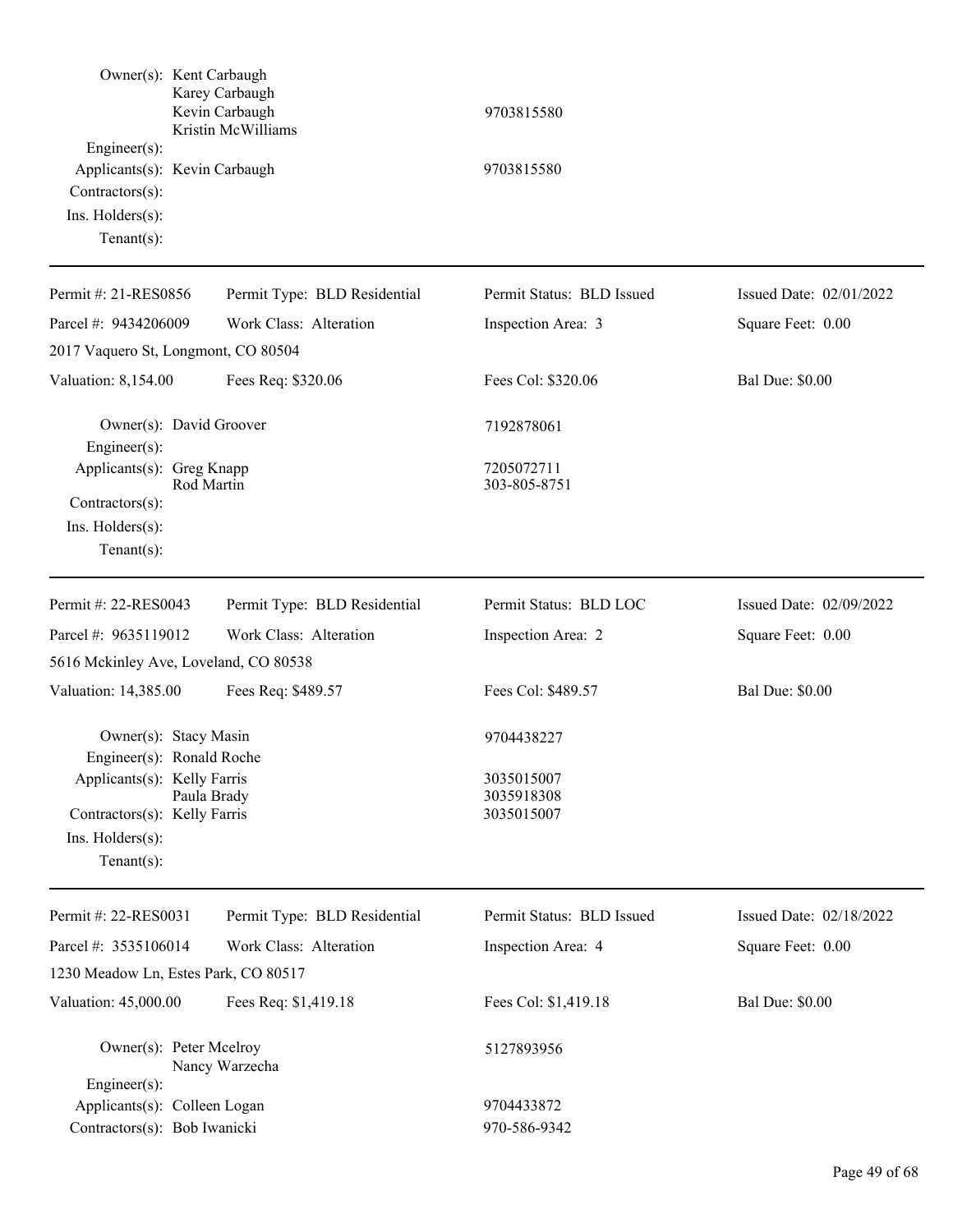Owner(s): Kent Carbaugh
Karey Carbaugh
Kevin Carbaugh — 9703815580
Kristin McWilliams

Engineer(s):

Applicants(s): Kevin Carbaugh — 9703815580

Contractors(s):

Ins. Holders(s):

Tenant(s):

---

| Permit #: 21-RES0856 | Permit Type: BLD Residential | Permit Status: BLD Issued | Issued Date: 02/01/2022 |
|---|---|---|---|
| Parcel #: 9434206009 | Work Class: Alteration | Inspection Area: 3 | Square Feet: 0.00 |
| 2017 Vaquero St, Longmont, CO 80504 | | | |
| Valuation: 8,154.00 | Fees Req: $320.06 | Fees Col: $320.06 | Bal Due: $0.00 |

Owner(s): David Groover — 7192878061

Engineer(s):

Applicants(s): Greg Knapp — 7205072711
Rod Martin — 303-805-8751

Contractors(s):

Ins. Holders(s):

Tenant(s):

---

| Permit #: 22-RES0043 | Permit Type: BLD Residential | Permit Status: BLD LOC | Issued Date: 02/09/2022 |
|---|---|---|---|
| Parcel #: 9635119012 | Work Class: Alteration | Inspection Area: 2 | Square Feet: 0.00 |
| 5616 Mckinley Ave, Loveland, CO 80538 | | | |
| Valuation: 14,385.00 | Fees Req: $489.57 | Fees Col: $489.57 | Bal Due: $0.00 |

Owner(s): Stacy Masin — 9704438227

Engineer(s): Ronald Roche

Applicants(s): Kelly Farris — 3035015007
Paula Brady — 3035918308

Contractors(s): Kelly Farris — 3035015007

Ins. Holders(s):

Tenant(s):

---

| Permit #: 22-RES0031 | Permit Type: BLD Residential | Permit Status: BLD Issued | Issued Date: 02/18/2022 |
|---|---|---|---|
| Parcel #: 3535106014 | Work Class: Alteration | Inspection Area: 4 | Square Feet: 0.00 |
| 1230 Meadow Ln, Estes Park, CO 80517 | | | |
| Valuation: 45,000.00 | Fees Req: $1,419.18 | Fees Col: $1,419.18 | Bal Due: $0.00 |

Owner(s): Peter Mcelroy — 5127893956
Nancy Warzecha

Engineer(s):

Applicants(s): Colleen Logan — 9704433872

Contractors(s): Bob Iwanicki — 970-586-9342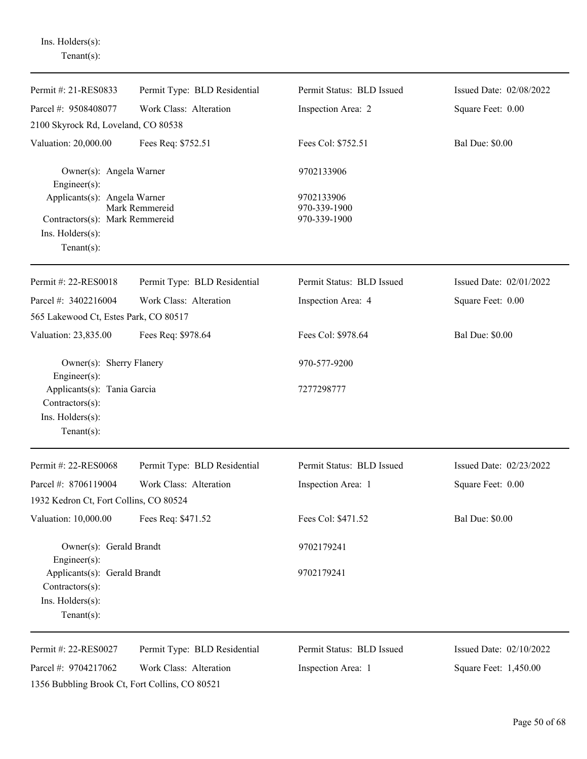Ins. Holders(s):
Tenant(s):

---

| Permit #: 21-RES0833 | Permit Type: BLD Residential | Permit Status: BLD Issued | Issued Date: 02/08/2022 |
|---|---|---|---|
| Parcel #: 9508408077 | Work Class: Alteration | Inspection Area: 2 | Square Feet: 0.00 |
| 2100 Skyrock Rd, Loveland, CO 80538 | | | |
| Valuation: 20,000.00 | Fees Req: $752.51 | Fees Col: $752.51 | Bal Due: $0.00 |

Owner(s): Angela Warner — 9702133906
Engineer(s):
Applicants(s): Angela Warner — 9702133906
Mark Remmereid — 970-339-1900
Contractors(s): Mark Remmereid — 970-339-1900
Ins. Holders(s):
Tenant(s):

---

| Permit #: 22-RES0018 | Permit Type: BLD Residential | Permit Status: BLD Issued | Issued Date: 02/01/2022 |
|---|---|---|---|
| Parcel #: 3402216004 | Work Class: Alteration | Inspection Area: 4 | Square Feet: 0.00 |
| 565 Lakewood Ct, Estes Park, CO 80517 | | | |
| Valuation: 23,835.00 | Fees Req: $978.64 | Fees Col: $978.64 | Bal Due: $0.00 |

Owner(s): Sherry Flanery — 970-577-9200
Engineer(s):
Applicants(s): Tania Garcia — 7277298777
Contractors(s):
Ins. Holders(s):
Tenant(s):

---

| Permit #: 22-RES0068 | Permit Type: BLD Residential | Permit Status: BLD Issued | Issued Date: 02/23/2022 |
|---|---|---|---|
| Parcel #: 8706119004 | Work Class: Alteration | Inspection Area: 1 | Square Feet: 0.00 |
| 1932 Kedron Ct, Fort Collins, CO 80524 | | | |
| Valuation: 10,000.00 | Fees Req: $471.52 | Fees Col: $471.52 | Bal Due: $0.00 |

Owner(s): Gerald Brandt — 9702179241
Engineer(s):
Applicants(s): Gerald Brandt — 9702179241
Contractors(s):
Ins. Holders(s):
Tenant(s):

---

| Permit #: 22-RES0027 | Permit Type: BLD Residential | Permit Status: BLD Issued | Issued Date: 02/10/2022 |
|---|---|---|---|
| Parcel #: 9704217062 | Work Class: Alteration | Inspection Area: 1 | Square Feet: 1,450.00 |
| 1356 Bubbling Brook Ct, Fort Collins, CO 80521 | | | |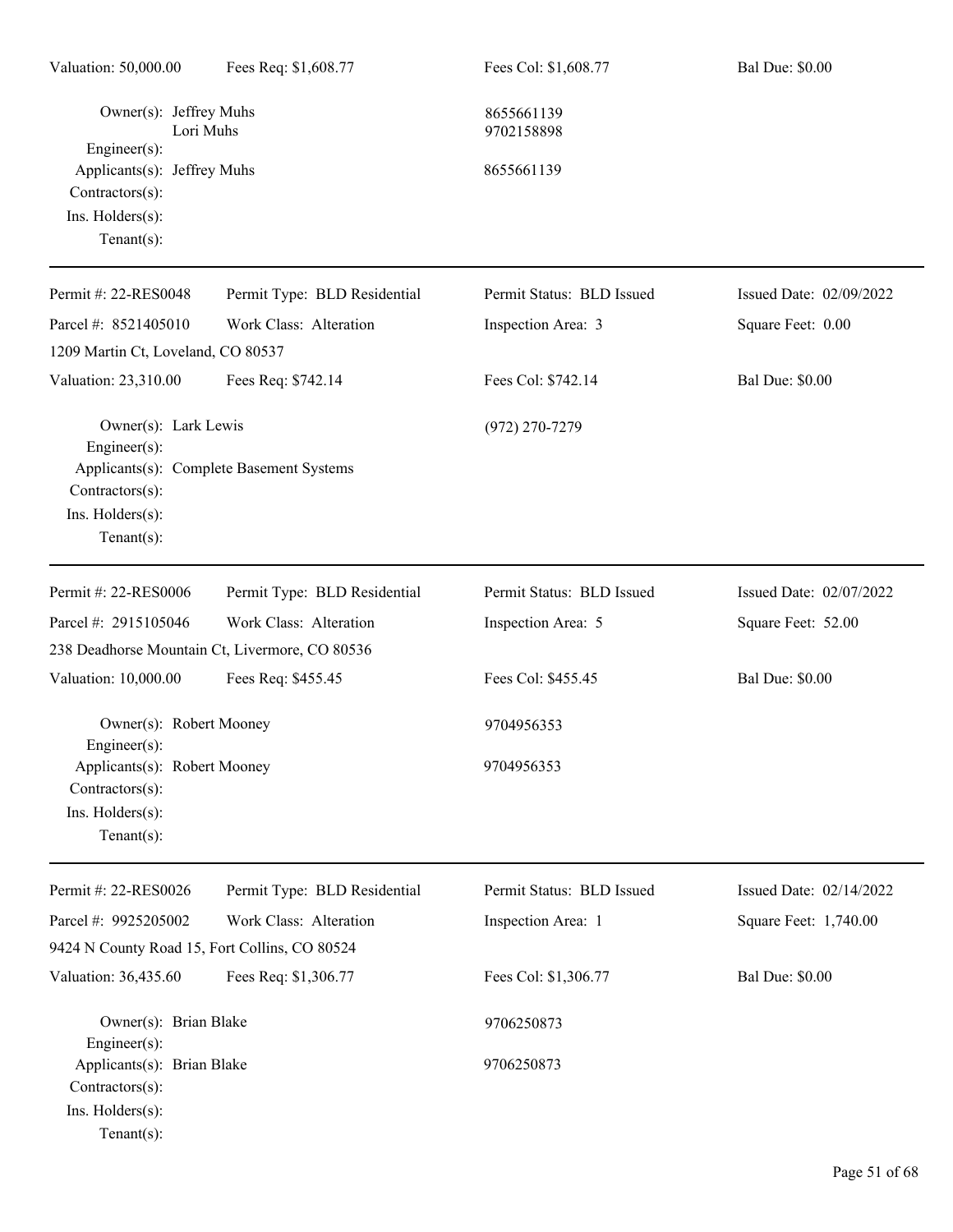| | | | |
|---|---|---|---|
| Valuation: 50,000.00 | Fees Req: $1,608.77 | Fees Col: $1,608.77 | Bal Due: $0.00 |

Owner(s): Jeffrey Muhs — 8655661139
Lori Muhs — 9702158898
Engineer(s):
Applicants(s): Jeffrey Muhs — 8655661139
Contractors(s):
Ins. Holders(s):
Tenant(s):

---

| | | | |
|---|---|---|---|
| Permit #: 22-RES0048 | Permit Type: BLD Residential | Permit Status: BLD Issued | Issued Date: 02/09/2022 |
| Parcel #: 8521405010 | Work Class: Alteration | Inspection Area: 3 | Square Feet: 0.00 |
| 1209 Martin Ct, Loveland, CO 80537 | | | |
| Valuation: 23,310.00 | Fees Req: $742.14 | Fees Col: $742.14 | Bal Due: $0.00 |

Owner(s): Lark Lewis — (972) 270-7279
Engineer(s):
Applicants(s): Complete Basement Systems
Contractors(s):
Ins. Holders(s):
Tenant(s):

---

| | | | |
|---|---|---|---|
| Permit #: 22-RES0006 | Permit Type: BLD Residential | Permit Status: BLD Issued | Issued Date: 02/07/2022 |
| Parcel #: 2915105046 | Work Class: Alteration | Inspection Area: 5 | Square Feet: 52.00 |
| 238 Deadhorse Mountain Ct, Livermore, CO 80536 | | | |
| Valuation: 10,000.00 | Fees Req: $455.45 | Fees Col: $455.45 | Bal Due: $0.00 |

Owner(s): Robert Mooney — 9704956353
Engineer(s):
Applicants(s): Robert Mooney — 9704956353
Contractors(s):
Ins. Holders(s):
Tenant(s):

---

| | | | |
|---|---|---|---|
| Permit #: 22-RES0026 | Permit Type: BLD Residential | Permit Status: BLD Issued | Issued Date: 02/14/2022 |
| Parcel #: 9925205002 | Work Class: Alteration | Inspection Area: 1 | Square Feet: 1,740.00 |
| 9424 N County Road 15, Fort Collins, CO 80524 | | | |
| Valuation: 36,435.60 | Fees Req: $1,306.77 | Fees Col: $1,306.77 | Bal Due: $0.00 |

Owner(s): Brian Blake — 9706250873
Engineer(s):
Applicants(s): Brian Blake — 9706250873
Contractors(s):
Ins. Holders(s):
Tenant(s):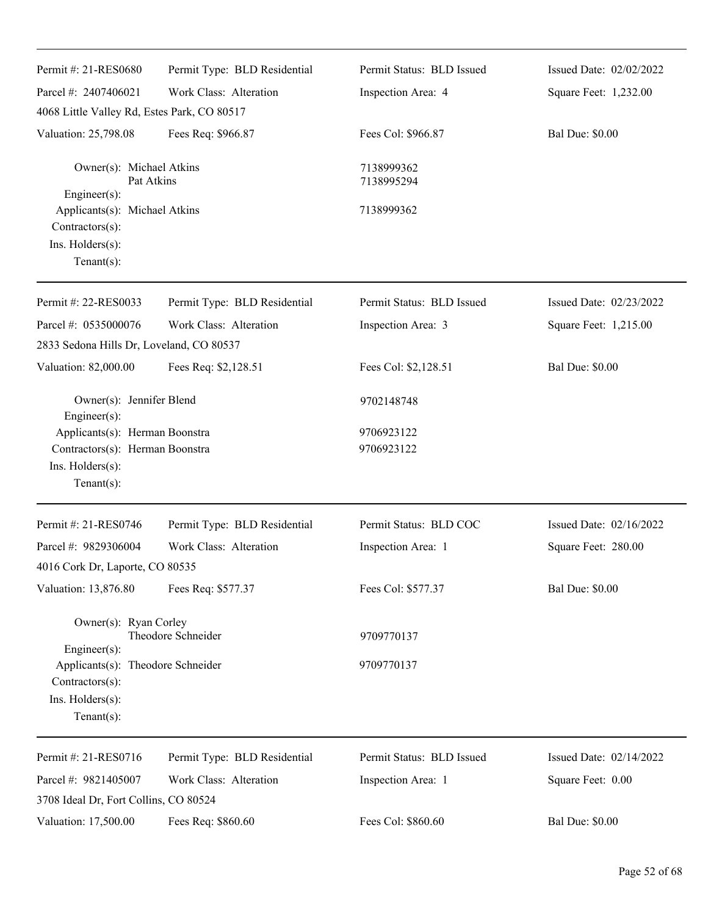| | | | |
|---|---|---|---|
| Permit #: 21-RES0680 | Permit Type: BLD Residential | Permit Status: BLD Issued | Issued Date: 02/02/2022 |
| Parcel #: 2407406021 | Work Class: Alteration | Inspection Area: 4 | Square Feet: 1,232.00 |
| 4068 Little Valley Rd, Estes Park, CO 80517 | | | |
| Valuation: 25,798.08 | Fees Req: $966.87 | Fees Col: $966.87 | Bal Due: $0.00 |

Owner(s): Michael Atkins 7138999362
Pat Atkins 7138995294
Engineer(s):
Applicants(s): Michael Atkins 7138999362
Contractors(s):
Ins. Holders(s):
Tenant(s):

---

| | | | |
|---|---|---|---|
| Permit #: 22-RES0033 | Permit Type: BLD Residential | Permit Status: BLD Issued | Issued Date: 02/23/2022 |
| Parcel #: 0535000076 | Work Class: Alteration | Inspection Area: 3 | Square Feet: 1,215.00 |
| 2833 Sedona Hills Dr, Loveland, CO 80537 | | | |
| Valuation: 82,000.00 | Fees Req: $2,128.51 | Fees Col: $2,128.51 | Bal Due: $0.00 |

Owner(s): Jennifer Blend 9702148748
Engineer(s):
Applicants(s): Herman Boonstra 9706923122
Contractors(s): Herman Boonstra 9706923122
Ins. Holders(s):
Tenant(s):

---

| | | | |
|---|---|---|---|
| Permit #: 21-RES0746 | Permit Type: BLD Residential | Permit Status: BLD COC | Issued Date: 02/16/2022 |
| Parcel #: 9829306004 | Work Class: Alteration | Inspection Area: 1 | Square Feet: 280.00 |
| 4016 Cork Dr, Laporte, CO 80535 | | | |
| Valuation: 13,876.80 | Fees Req: $577.37 | Fees Col: $577.37 | Bal Due: $0.00 |

Owner(s): Ryan Corley
Theodore Schneider 9709770137
Engineer(s):
Applicants(s): Theodore Schneider 9709770137
Contractors(s):
Ins. Holders(s):
Tenant(s):

---

| | | | |
|---|---|---|---|
| Permit #: 21-RES0716 | Permit Type: BLD Residential | Permit Status: BLD Issued | Issued Date: 02/14/2022 |
| Parcel #: 9821405007 | Work Class: Alteration | Inspection Area: 1 | Square Feet: 0.00 |
| 3708 Ideal Dr, Fort Collins, CO 80524 | | | |
| Valuation: 17,500.00 | Fees Req: $860.60 | Fees Col: $860.60 | Bal Due: $0.00 |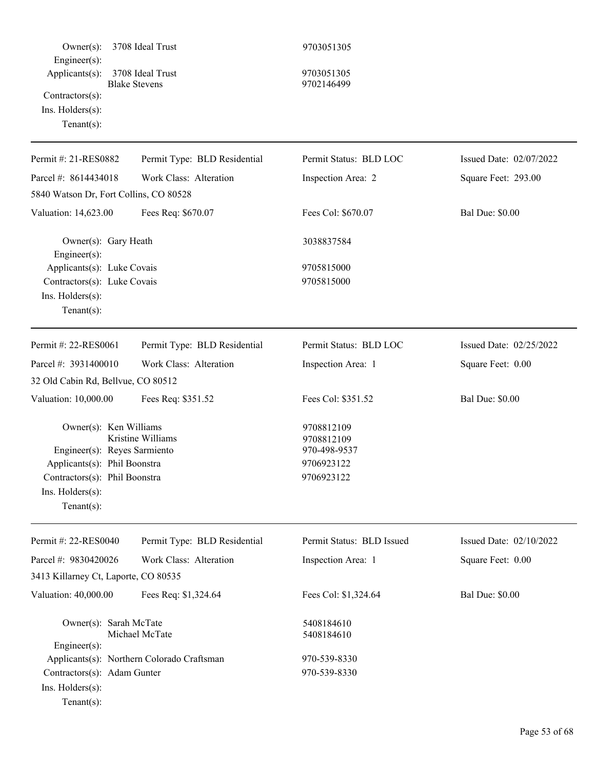Owner(s): 3708 Ideal Trust 9703051305
Engineer(s):
Applicants(s): 3708 Ideal Trust 9703051305
Blake Stevens 9702146499
Contractors(s):
Ins. Holders(s):
Tenant(s):

---

| Permit #: 21-RES0882 | Permit Type: BLD Residential | Permit Status: BLD LOC | Issued Date: 02/07/2022 |
|---|---|---|---|
| Parcel #: 8614434018 | Work Class: Alteration | Inspection Area: 2 | Square Feet: 293.00 |
| 5840 Watson Dr, Fort Collins, CO 80528 | | | |
| Valuation: 14,623.00 | Fees Req: $670.07 | Fees Col: $670.07 | Bal Due: $0.00 |

Owner(s): Gary Heath 3038837584
Engineer(s):
Applicants(s): Luke Covais 9705815000
Contractors(s): Luke Covais 9705815000
Ins. Holders(s):
Tenant(s):

---

| Permit #: 22-RES0061 | Permit Type: BLD Residential | Permit Status: BLD LOC | Issued Date: 02/25/2022 |
|---|---|---|---|
| Parcel #: 3931400010 | Work Class: Alteration | Inspection Area: 1 | Square Feet: 0.00 |
| 32 Old Cabin Rd, Bellvue, CO 80512 | | | |
| Valuation: 10,000.00 | Fees Req: $351.52 | Fees Col: $351.52 | Bal Due: $0.00 |

Owner(s): Ken Williams 9708812109
Kristine Williams 9708812109
Engineer(s): Reyes Sarmiento 970-498-9537
Applicants(s): Phil Boonstra 9706923122
Contractors(s): Phil Boonstra 9706923122
Ins. Holders(s):
Tenant(s):

---

| Permit #: 22-RES0040 | Permit Type: BLD Residential | Permit Status: BLD Issued | Issued Date: 02/10/2022 |
|---|---|---|---|
| Parcel #: 9830420026 | Work Class: Alteration | Inspection Area: 1 | Square Feet: 0.00 |
| 3413 Killarney Ct, Laporte, CO 80535 | | | |
| Valuation: 40,000.00 | Fees Req: $1,324.64 | Fees Col: $1,324.64 | Bal Due: $0.00 |

Owner(s): Sarah McTate 5408184610
Michael McTate 5408184610
Engineer(s):
Applicants(s): Northern Colorado Craftsman 970-539-8330
Contractors(s): Adam Gunter 970-539-8330
Ins. Holders(s):
Tenant(s):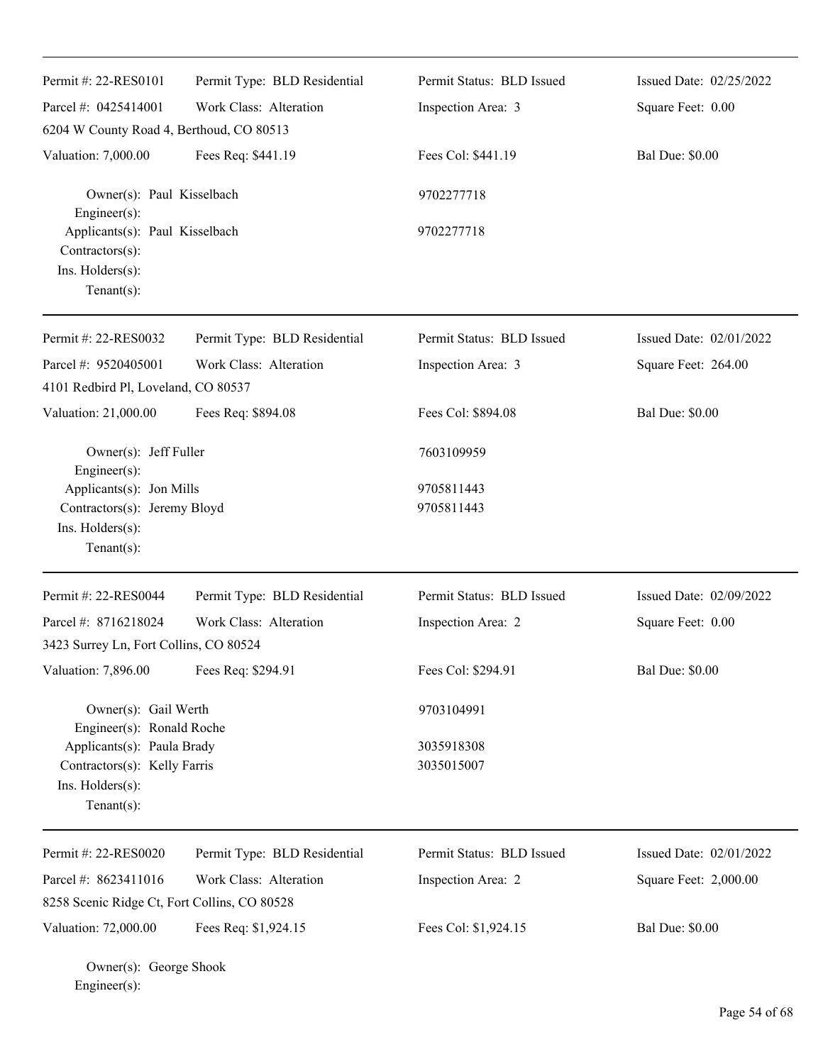---

| Permit #: 22-RES0101 | Permit Type: BLD Residential | Permit Status: BLD Issued | Issued Date: 02/25/2022 |
|---|---|---|---|
| Parcel #: 0425414001 | Work Class: Alteration | Inspection Area: 3 | Square Feet: 0.00 |
| 6204 W County Road 4, Berthoud, CO 80513 | | | |
| Valuation: 7,000.00 | Fees Req: $441.19 | Fees Col: $441.19 | Bal Due: $0.00 |

Owner(s): Paul Kisselbach — 9702277718
Engineer(s):
Applicants(s): Paul Kisselbach — 9702277718
Contractors(s):
Ins. Holders(s):
Tenant(s):

---

| Permit #: 22-RES0032 | Permit Type: BLD Residential | Permit Status: BLD Issued | Issued Date: 02/01/2022 |
|---|---|---|---|
| Parcel #: 9520405001 | Work Class: Alteration | Inspection Area: 3 | Square Feet: 264.00 |
| 4101 Redbird Pl, Loveland, CO 80537 | | | |
| Valuation: 21,000.00 | Fees Req: $894.08 | Fees Col: $894.08 | Bal Due: $0.00 |

Owner(s): Jeff Fuller — 7603109959
Engineer(s):
Applicants(s): Jon Mills — 9705811443
Contractors(s): Jeremy Bloyd — 9705811443
Ins. Holders(s):
Tenant(s):

---

| Permit #: 22-RES0044 | Permit Type: BLD Residential | Permit Status: BLD Issued | Issued Date: 02/09/2022 |
|---|---|---|---|
| Parcel #: 8716218024 | Work Class: Alteration | Inspection Area: 2 | Square Feet: 0.00 |
| 3423 Surrey Ln, Fort Collins, CO 80524 | | | |
| Valuation: 7,896.00 | Fees Req: $294.91 | Fees Col: $294.91 | Bal Due: $0.00 |

Owner(s): Gail Werth — 9703104991
Engineer(s): Ronald Roche
Applicants(s): Paula Brady — 3035918308
Contractors(s): Kelly Farris — 3035015007
Ins. Holders(s):
Tenant(s):

---

| Permit #: 22-RES0020 | Permit Type: BLD Residential | Permit Status: BLD Issued | Issued Date: 02/01/2022 |
|---|---|---|---|
| Parcel #: 8623411016 | Work Class: Alteration | Inspection Area: 2 | Square Feet: 2,000.00 |
| 8258 Scenic Ridge Ct, Fort Collins, CO 80528 | | | |
| Valuation: 72,000.00 | Fees Req: $1,924.15 | Fees Col: $1,924.15 | Bal Due: $0.00 |

Owner(s): George Shook
Engineer(s):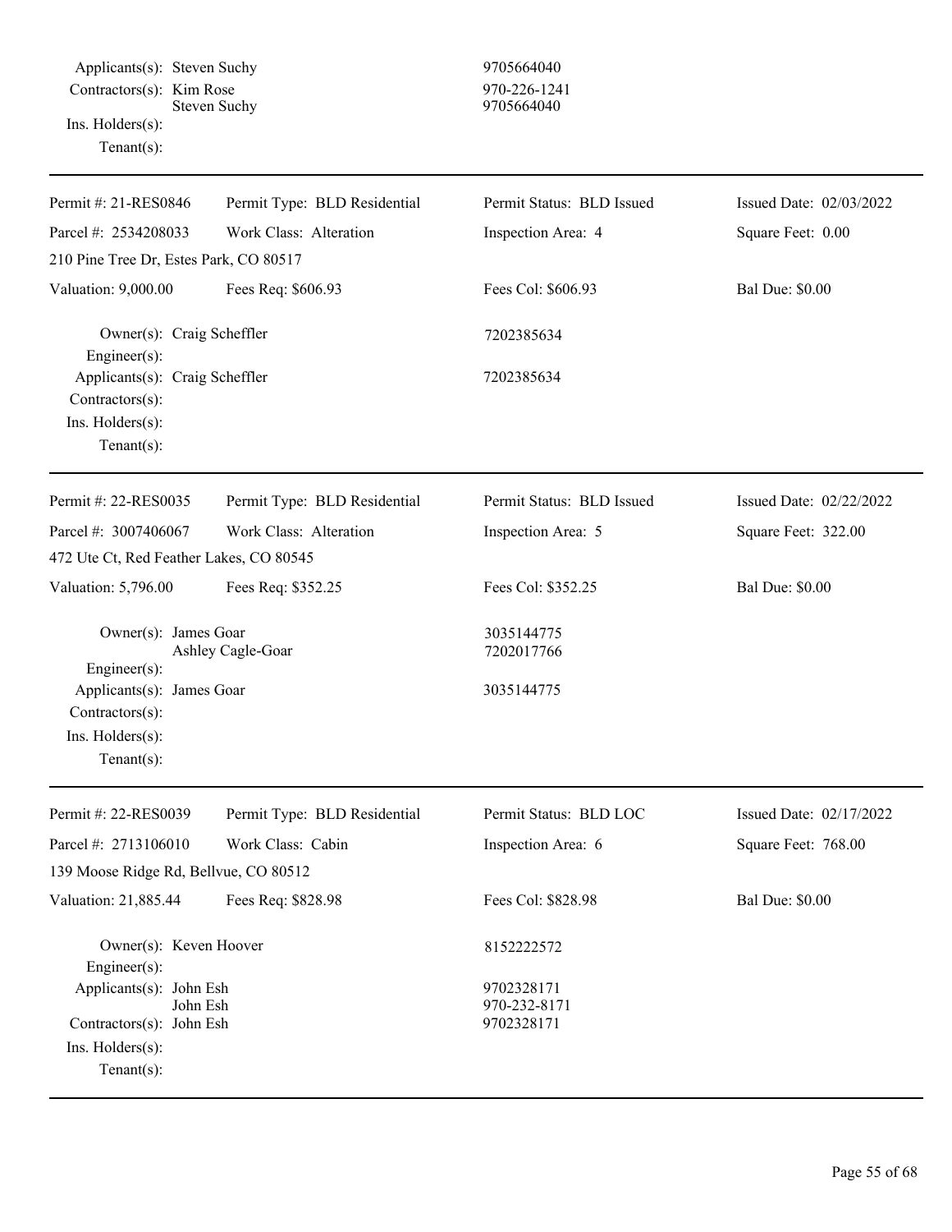Applicants(s): Steven Suchy 9705664040
Contractors(s): Kim Rose 970-226-1241
Steven Suchy 9705664040
Ins. Holders(s):
Tenant(s):

---

| Permit #: 21-RES0846 | Permit Type: BLD Residential | Permit Status: BLD Issued | Issued Date: 02/03/2022 |
|---|---|---|---|
| Parcel #: 2534208033 | Work Class: Alteration | Inspection Area: 4 | Square Feet: 0.00 |
| 210 Pine Tree Dr, Estes Park, CO 80517 | | | |
| Valuation: 9,000.00 | Fees Req: $606.93 | Fees Col: $606.93 | Bal Due: $0.00 |

Owner(s): Craig Scheffler 7202385634
Engineer(s):
Applicants(s): Craig Scheffler 7202385634
Contractors(s):
Ins. Holders(s):
Tenant(s):

---

| Permit #: 22-RES0035 | Permit Type: BLD Residential | Permit Status: BLD Issued | Issued Date: 02/22/2022 |
|---|---|---|---|
| Parcel #: 3007406067 | Work Class: Alteration | Inspection Area: 5 | Square Feet: 322.00 |
| 472 Ute Ct, Red Feather Lakes, CO 80545 | | | |
| Valuation: 5,796.00 | Fees Req: $352.25 | Fees Col: $352.25 | Bal Due: $0.00 |

Owner(s): James Goar 3035144775
Ashley Cagle-Goar 7202017766
Engineer(s):
Applicants(s): James Goar 3035144775
Contractors(s):
Ins. Holders(s):
Tenant(s):

---

| Permit #: 22-RES0039 | Permit Type: BLD Residential | Permit Status: BLD LOC | Issued Date: 02/17/2022 |
|---|---|---|---|
| Parcel #: 2713106010 | Work Class: Cabin | Inspection Area: 6 | Square Feet: 768.00 |
| 139 Moose Ridge Rd, Bellvue, CO 80512 | | | |
| Valuation: 21,885.44 | Fees Req: $828.98 | Fees Col: $828.98 | Bal Due: $0.00 |

Owner(s): Keven Hoover 8152222572
Engineer(s):
Applicants(s): John Esh 9702328171
John Esh 970-232-8171
Contractors(s): John Esh 9702328171
Ins. Holders(s):
Tenant(s):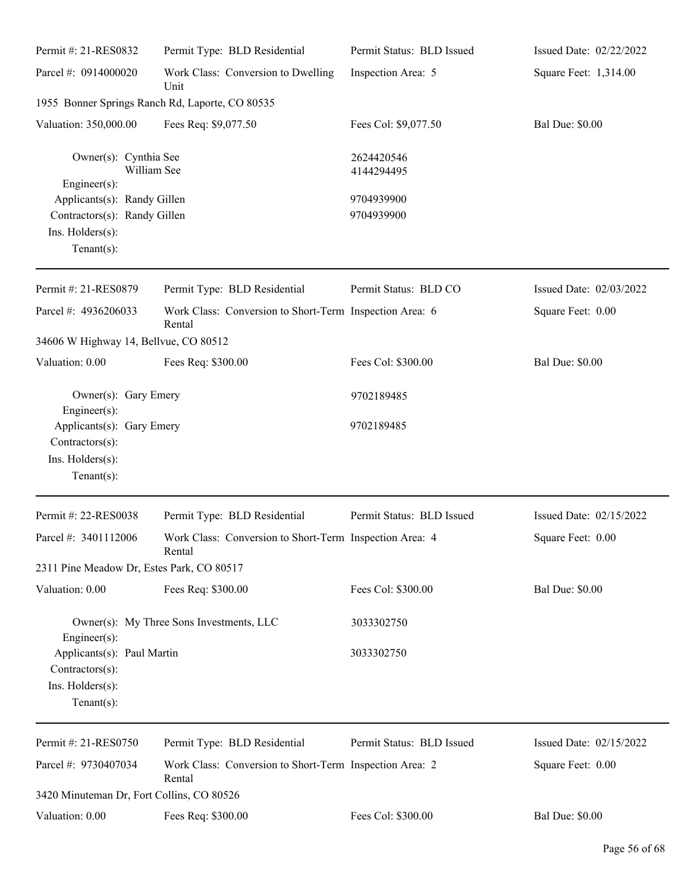| Permit #: 21-RES0832 | Permit Type: BLD Residential | Permit Status: BLD Issued | Issued Date: 02/22/2022 |
|---|---|---|---|
| Parcel #: 0914000020 | Work Class: Conversion to Dwelling Unit | Inspection Area: 5 | Square Feet: 1,314.00 |
| 1955 Bonner Springs Ranch Rd, Laporte, CO 80535 | | | |
| Valuation: 350,000.00 | Fees Req: $9,077.50 | Fees Col: $9,077.50 | Bal Due: $0.00 |

Owner(s): Cynthia See 2624420546
William See 4144294495
Engineer(s):
Applicants(s): Randy Gillen 9704939900
Contractors(s): Randy Gillen 9704939900
Ins. Holders(s):
Tenant(s):

---

| Permit #: 21-RES0879 | Permit Type: BLD Residential | Permit Status: BLD CO | Issued Date: 02/03/2022 |
|---|---|---|---|
| Parcel #: 4936206033 | Work Class: Conversion to Short-Term Rental | Inspection Area: 6 | Square Feet: 0.00 |
| 34606 W Highway 14, Bellvue, CO 80512 | | | |
| Valuation: 0.00 | Fees Req: $300.00 | Fees Col: $300.00 | Bal Due: $0.00 |

Owner(s): Gary Emery 9702189485
Engineer(s):
Applicants(s): Gary Emery 9702189485
Contractors(s):
Ins. Holders(s):
Tenant(s):

---

| Permit #: 22-RES0038 | Permit Type: BLD Residential | Permit Status: BLD Issued | Issued Date: 02/15/2022 |
|---|---|---|---|
| Parcel #: 3401112006 | Work Class: Conversion to Short-Term Rental | Inspection Area: 4 | Square Feet: 0.00 |
| 2311 Pine Meadow Dr, Estes Park, CO 80517 | | | |
| Valuation: 0.00 | Fees Req: $300.00 | Fees Col: $300.00 | Bal Due: $0.00 |

Owner(s): My Three Sons Investments, LLC 3033302750
Engineer(s):
Applicants(s): Paul Martin 3033302750
Contractors(s):
Ins. Holders(s):
Tenant(s):

---

| Permit #: 21-RES0750 | Permit Type: BLD Residential | Permit Status: BLD Issued | Issued Date: 02/15/2022 |
|---|---|---|---|
| Parcel #: 9730407034 | Work Class: Conversion to Short-Term Rental | Inspection Area: 2 | Square Feet: 0.00 |
| 3420 Minuteman Dr, Fort Collins, CO 80526 | | | |
| Valuation: 0.00 | Fees Req: $300.00 | Fees Col: $300.00 | Bal Due: $0.00 |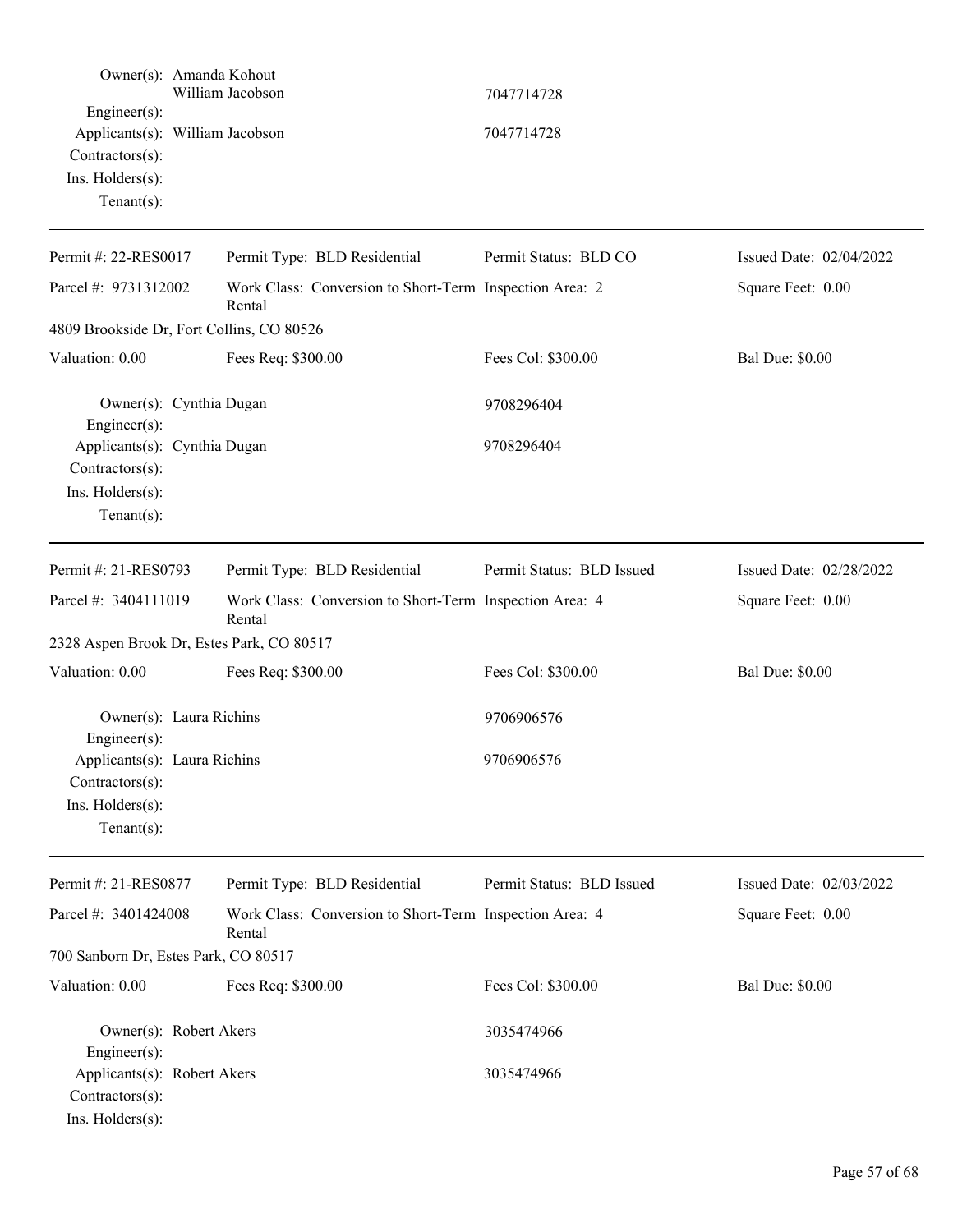Owner(s): Amanda Kohout
William Jacobson 7047714728
Engineer(s):
Applicants(s): William Jacobson 7047714728
Contractors(s):
Ins. Holders(s):
Tenant(s):

---

| Permit #: 22-RES0017 | Permit Type: BLD Residential | Permit Status: BLD CO | Issued Date: 02/04/2022 |
|---|---|---|---|
| Parcel #: 9731312002 | Work Class: Conversion to Short-Term Rental | Inspection Area: 2 | Square Feet: 0.00 |
| 4809 Brookside Dr, Fort Collins, CO 80526 | | | |
| Valuation: 0.00 | Fees Req: $300.00 | Fees Col: $300.00 | Bal Due: $0.00 |

Owner(s): Cynthia Dugan 9708296404
Engineer(s):
Applicants(s): Cynthia Dugan 9708296404
Contractors(s):
Ins. Holders(s):
Tenant(s):

---

| Permit #: 21-RES0793 | Permit Type: BLD Residential | Permit Status: BLD Issued | Issued Date: 02/28/2022 |
|---|---|---|---|
| Parcel #: 3404111019 | Work Class: Conversion to Short-Term Rental | Inspection Area: 4 | Square Feet: 0.00 |
| 2328 Aspen Brook Dr, Estes Park, CO 80517 | | | |
| Valuation: 0.00 | Fees Req: $300.00 | Fees Col: $300.00 | Bal Due: $0.00 |

Owner(s): Laura Richins 9706906576
Engineer(s):
Applicants(s): Laura Richins 9706906576
Contractors(s):
Ins. Holders(s):
Tenant(s):

---

| Permit #: 21-RES0877 | Permit Type: BLD Residential | Permit Status: BLD Issued | Issued Date: 02/03/2022 |
|---|---|---|---|
| Parcel #: 3401424008 | Work Class: Conversion to Short-Term Rental | Inspection Area: 4 | Square Feet: 0.00 |
| 700 Sanborn Dr, Estes Park, CO 80517 | | | |
| Valuation: 0.00 | Fees Req: $300.00 | Fees Col: $300.00 | Bal Due: $0.00 |

Owner(s): Robert Akers 3035474966
Engineer(s):
Applicants(s): Robert Akers 3035474966
Contractors(s):
Ins. Holders(s):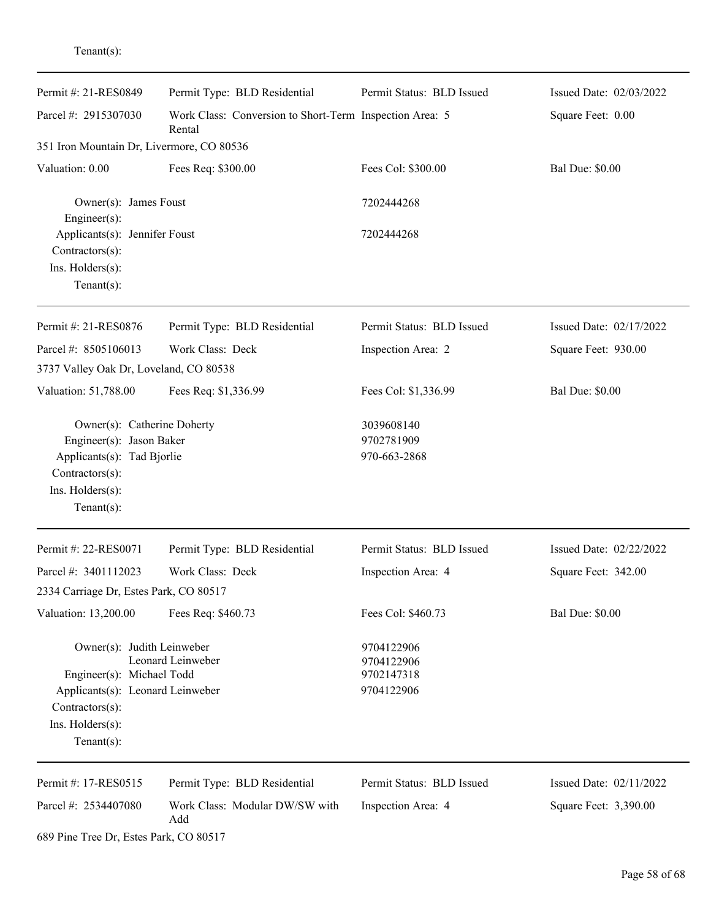Tenant(s):

---

| Permit #: 21-RES0849 | Permit Type: BLD Residential | Permit Status: BLD Issued | Issued Date: 02/03/2022 |
|---|---|---|---|
| Parcel #: 2915307030 | Work Class: Conversion to Short-Term Rental | Inspection Area: 5 | Square Feet: 0.00 |
| 351 Iron Mountain Dr, Livermore, CO 80536 | | | |
| Valuation: 0.00 | Fees Req: $300.00 | Fees Col: $300.00 | Bal Due: $0.00 |

Owner(s): James Foust — 7202444268
Engineer(s):
Applicants(s): Jennifer Foust — 7202444268
Contractors(s):
Ins. Holders(s):
Tenant(s):

---

| Permit #: 21-RES0876 | Permit Type: BLD Residential | Permit Status: BLD Issued | Issued Date: 02/17/2022 |
|---|---|---|---|
| Parcel #: 8505106013 | Work Class: Deck | Inspection Area: 2 | Square Feet: 930.00 |
| 3737 Valley Oak Dr, Loveland, CO 80538 | | | |
| Valuation: 51,788.00 | Fees Req: $1,336.99 | Fees Col: $1,336.99 | Bal Due: $0.00 |

Owner(s): Catherine Doherty — 3039608140
Engineer(s): Jason Baker — 9702781909
Applicants(s): Tad Bjorlie — 970-663-2868
Contractors(s):
Ins. Holders(s):
Tenant(s):

---

| Permit #: 22-RES0071 | Permit Type: BLD Residential | Permit Status: BLD Issued | Issued Date: 02/22/2022 |
|---|---|---|---|
| Parcel #: 3401112023 | Work Class: Deck | Inspection Area: 4 | Square Feet: 342.00 |
| 2334 Carriage Dr, Estes Park, CO 80517 | | | |
| Valuation: 13,200.00 | Fees Req: $460.73 | Fees Col: $460.73 | Bal Due: $0.00 |

Owner(s): Judith Leinweber — 9704122906
Leonard Leinweber — 9704122906
Engineer(s): Michael Todd — 9702147318
Applicants(s): Leonard Leinweber — 9704122906
Contractors(s):
Ins. Holders(s):
Tenant(s):

---

| Permit #: 17-RES0515 | Permit Type: BLD Residential | Permit Status: BLD Issued | Issued Date: 02/11/2022 |
|---|---|---|---|
| Parcel #: 2534407080 | Work Class: Modular DW/SW with Add | Inspection Area: 4 | Square Feet: 3,390.00 |
| 689 Pine Tree Dr, Estes Park, CO 80517 | | | |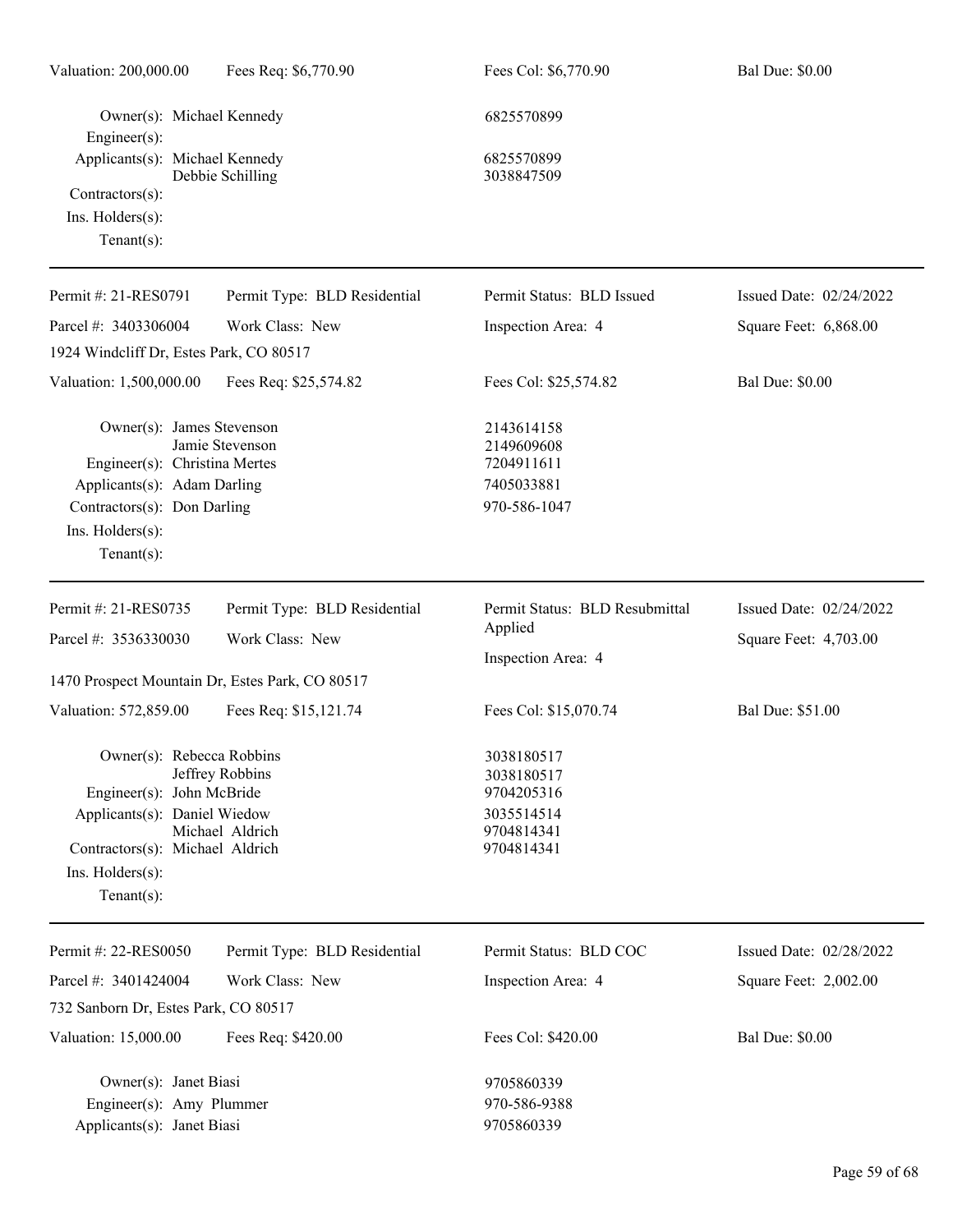Valuation: 200,000.00 | Fees Req: $6,770.90 | Fees Col: $6,770.90 | Bal Due: $0.00

Owner(s): Michael Kennedy — 6825570899
Engineer(s):
Applicants(s): Michael Kennedy — 6825570899
Debbie Schilling — 3038847509
Contractors(s):
Ins. Holders(s):
Tenant(s):

---

Permit #: 21-RES0791 | Permit Type: BLD Residential | Permit Status: BLD Issued | Issued Date: 02/24/2022
Parcel #: 3403306004 | Work Class: New | Inspection Area: 4 | Square Feet: 6,868.00
1924 Windcliff Dr, Estes Park, CO 80517
Valuation: 1,500,000.00 | Fees Req: $25,574.82 | Fees Col: $25,574.82 | Bal Due: $0.00

Owner(s): James Stevenson — 2143614158
Jamie Stevenson — 2149609608
Engineer(s): Christina Mertes — 7204911611
Applicants(s): Adam Darling — 7405033881
Contractors(s): Don Darling — 970-586-1047
Ins. Holders(s):
Tenant(s):

---

Permit #: 21-RES0735 | Permit Type: BLD Residential | Permit Status: BLD Resubmittal Applied | Issued Date: 02/24/2022
Parcel #: 3536330030 | Work Class: New | Inspection Area: 4 | Square Feet: 4,703.00
1470 Prospect Mountain Dr, Estes Park, CO 80517
Valuation: 572,859.00 | Fees Req: $15,121.74 | Fees Col: $15,070.74 | Bal Due: $51.00

Owner(s): Rebecca Robbins — 3038180517
Jeffrey Robbins — 3038180517
Engineer(s): John McBride — 9704205316
Applicants(s): Daniel Wiedow — 3035514514
Michael Aldrich — 9704814341
Contractors(s): Michael Aldrich — 9704814341
Ins. Holders(s):
Tenant(s):

---

Permit #: 22-RES0050 | Permit Type: BLD Residential | Permit Status: BLD COC | Issued Date: 02/28/2022
Parcel #: 3401424004 | Work Class: New | Inspection Area: 4 | Square Feet: 2,002.00
732 Sanborn Dr, Estes Park, CO 80517
Valuation: 15,000.00 | Fees Req: $420.00 | Fees Col: $420.00 | Bal Due: $0.00

Owner(s): Janet Biasi — 9705860339
Engineer(s): Amy Plummer — 970-586-9388
Applicants(s): Janet Biasi — 9705860339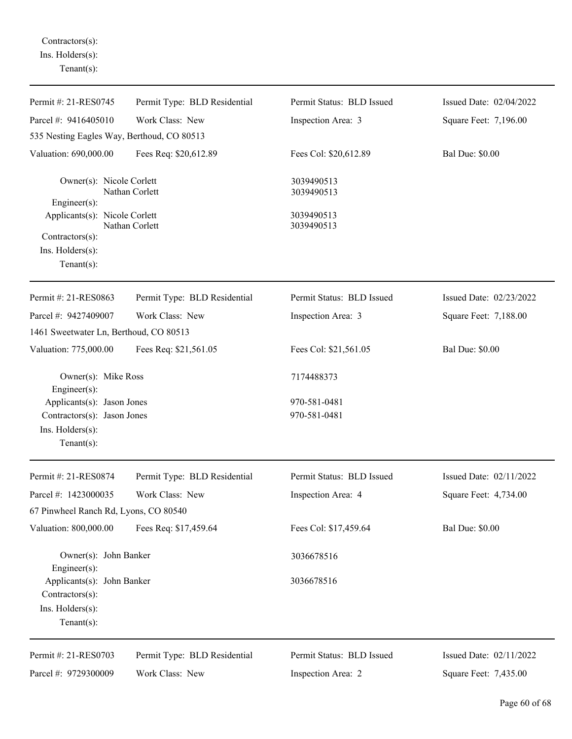Contractors(s):
Ins. Holders(s):
Tenant(s):

---

| Permit #: 21-RES0745 | Permit Type: BLD Residential | Permit Status: BLD Issued | Issued Date: 02/04/2022 |
|---|---|---|---|
| Parcel #: 9416405010 | Work Class: New | Inspection Area: 3 | Square Feet: 7,196.00 |
| 535 Nesting Eagles Way, Berthoud, CO 80513 | | | |
| Valuation: 690,000.00 | Fees Req: $20,612.89 | Fees Col: $20,612.89 | Bal Due: $0.00 |

Owner(s): Nicole Corlett 3039490513
Nathan Corlett 3039490513
Engineer(s):
Applicants(s): Nicole Corlett 3039490513
Nathan Corlett 3039490513
Contractors(s):
Ins. Holders(s):
Tenant(s):

---

| Permit #: 21-RES0863 | Permit Type: BLD Residential | Permit Status: BLD Issued | Issued Date: 02/23/2022 |
|---|---|---|---|
| Parcel #: 9427409007 | Work Class: New | Inspection Area: 3 | Square Feet: 7,188.00 |
| 1461 Sweetwater Ln, Berthoud, CO 80513 | | | |
| Valuation: 775,000.00 | Fees Req: $21,561.05 | Fees Col: $21,561.05 | Bal Due: $0.00 |

Owner(s): Mike Ross 7174488373
Engineer(s):
Applicants(s): Jason Jones 970-581-0481
Contractors(s): Jason Jones 970-581-0481
Ins. Holders(s):
Tenant(s):

---

| Permit #: 21-RES0874 | Permit Type: BLD Residential | Permit Status: BLD Issued | Issued Date: 02/11/2022 |
|---|---|---|---|
| Parcel #: 1423000035 | Work Class: New | Inspection Area: 4 | Square Feet: 4,734.00 |
| 67 Pinwheel Ranch Rd, Lyons, CO 80540 | | | |
| Valuation: 800,000.00 | Fees Req: $17,459.64 | Fees Col: $17,459.64 | Bal Due: $0.00 |

Owner(s): John Banker 3036678516
Engineer(s):
Applicants(s): John Banker 3036678516
Contractors(s):
Ins. Holders(s):
Tenant(s):

---

| Permit #: 21-RES0703 | Permit Type: BLD Residential | Permit Status: BLD Issued | Issued Date: 02/11/2022 |
|---|---|---|---|
| Parcel #: 9729300009 | Work Class: New | Inspection Area: 2 | Square Feet: 7,435.00 |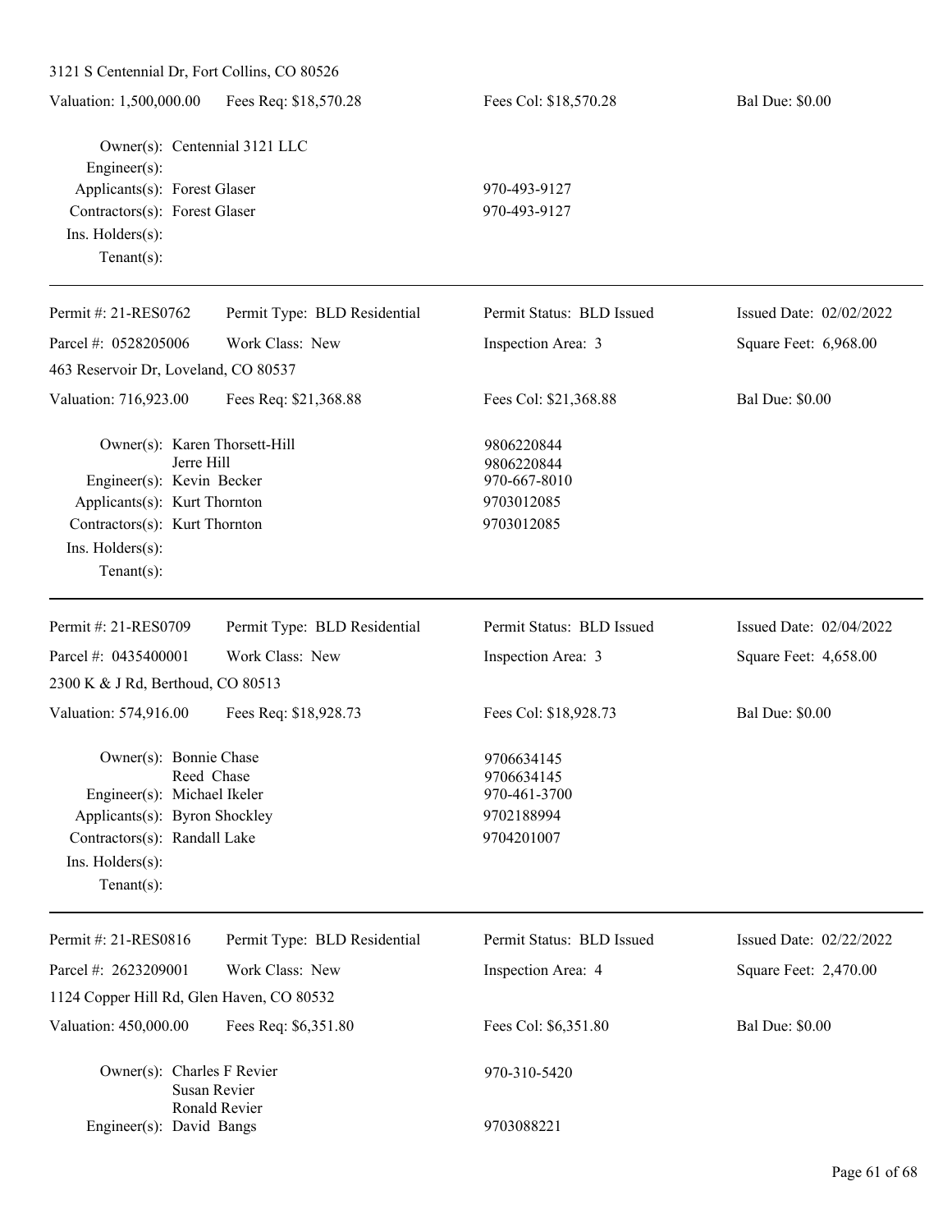3121 S Centennial Dr, Fort Collins, CO 80526

| Valuation: 1,500,000.00 | Fees Req: $18,570.28 | Fees Col: $18,570.28 | Bal Due: $0.00 |
|---|---|---|---|

Owner(s): Centennial 3121 LLC
Engineer(s):
Applicants(s): Forest Glaser — 970-493-9127
Contractors(s): Forest Glaser — 970-493-9127
Ins. Holders(s):
Tenant(s):

---

| Permit #: 21-RES0762 | Permit Type: BLD Residential | Permit Status: BLD Issued | Issued Date: 02/02/2022 |
|---|---|---|---|
| Parcel #: 0528205006 | Work Class: New | Inspection Area: 3 | Square Feet: 6,968.00 |

463 Reservoir Dr, Loveland, CO 80537

| Valuation: 716,923.00 | Fees Req: $21,368.88 | Fees Col: $21,368.88 | Bal Due: $0.00 |
|---|---|---|---|

Owner(s): Karen Thorsett-Hill — 9806220844
Jerre Hill — 9806220844
Engineer(s): Kevin Becker — 970-667-8010
Applicants(s): Kurt Thornton — 9703012085
Contractors(s): Kurt Thornton — 9703012085
Ins. Holders(s):
Tenant(s):

---

| Permit #: 21-RES0709 | Permit Type: BLD Residential | Permit Status: BLD Issued | Issued Date: 02/04/2022 |
|---|---|---|---|
| Parcel #: 0435400001 | Work Class: New | Inspection Area: 3 | Square Feet: 4,658.00 |

2300 K & J Rd, Berthoud, CO 80513

| Valuation: 574,916.00 | Fees Req: $18,928.73 | Fees Col: $18,928.73 | Bal Due: $0.00 |
|---|---|---|---|

Owner(s): Bonnie Chase — 9706634145
Reed Chase — 9706634145
Engineer(s): Michael Ikeler — 970-461-3700
Applicants(s): Byron Shockley — 9702188994
Contractors(s): Randall Lake — 9704201007
Ins. Holders(s):
Tenant(s):

---

| Permit #: 21-RES0816 | Permit Type: BLD Residential | Permit Status: BLD Issued | Issued Date: 02/22/2022 |
|---|---|---|---|
| Parcel #: 2623209001 | Work Class: New | Inspection Area: 4 | Square Feet: 2,470.00 |

1124 Copper Hill Rd, Glen Haven, CO 80532

| Valuation: 450,000.00 | Fees Req: $6,351.80 | Fees Col: $6,351.80 | Bal Due: $0.00 |
|---|---|---|---|

Owner(s): Charles F Revier — 970-310-5420
Susan Revier
Ronald Revier
Engineer(s): David Bangs — 9703088221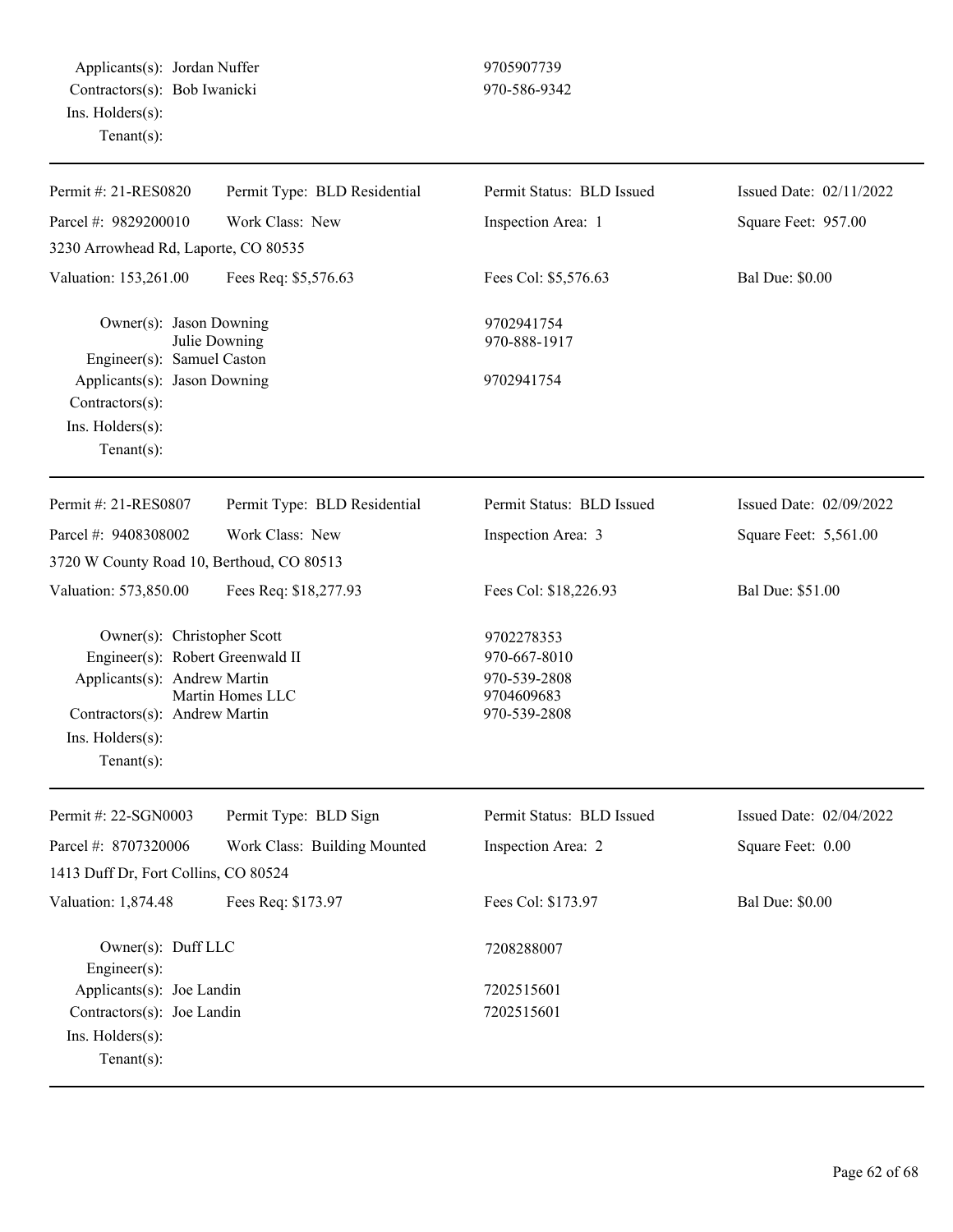Applicants(s): Jordan Nuffer 9705907739
Contractors(s): Bob Iwanicki 970-586-9342
Ins. Holders(s):
Tenant(s):

---

| Permit #: 21-RES0820 | Permit Type: BLD Residential | Permit Status: BLD Issued | Issued Date: 02/11/2022 |
|---|---|---|---|
| Parcel #: 9829200010 | Work Class: New | Inspection Area: 1 | Square Feet: 957.00 |
| 3230 Arrowhead Rd, Laporte, CO 80535 | | | |
| Valuation: 153,261.00 | Fees Req: $5,576.63 | Fees Col: $5,576.63 | Bal Due: $0.00 |

Owner(s): Jason Downing 9702941754
Julie Downing 970-888-1917
Engineer(s): Samuel Caston
Applicants(s): Jason Downing 9702941754
Contractors(s):
Ins. Holders(s):
Tenant(s):

---

| Permit #: 21-RES0807 | Permit Type: BLD Residential | Permit Status: BLD Issued | Issued Date: 02/09/2022 |
|---|---|---|---|
| Parcel #: 9408308002 | Work Class: New | Inspection Area: 3 | Square Feet: 5,561.00 |
| 3720 W County Road 10, Berthoud, CO 80513 | | | |
| Valuation: 573,850.00 | Fees Req: $18,277.93 | Fees Col: $18,226.93 | Bal Due: $51.00 |

Owner(s): Christopher Scott 9702278353
Engineer(s): Robert Greenwald II 970-667-8010
Applicants(s): Andrew Martin 970-539-2808
Martin Homes LLC 9704609683
Contractors(s): Andrew Martin 970-539-2808
Ins. Holders(s):
Tenant(s):

---

| Permit #: 22-SGN0003 | Permit Type: BLD Sign | Permit Status: BLD Issued | Issued Date: 02/04/2022 |
|---|---|---|---|
| Parcel #: 8707320006 | Work Class: Building Mounted | Inspection Area: 2 | Square Feet: 0.00 |
| 1413 Duff Dr, Fort Collins, CO 80524 | | | |
| Valuation: 1,874.48 | Fees Req: $173.97 | Fees Col: $173.97 | Bal Due: $0.00 |

Owner(s): Duff LLC 7208288007
Engineer(s):
Applicants(s): Joe Landin 7202515601
Contractors(s): Joe Landin 7202515601
Ins. Holders(s):
Tenant(s):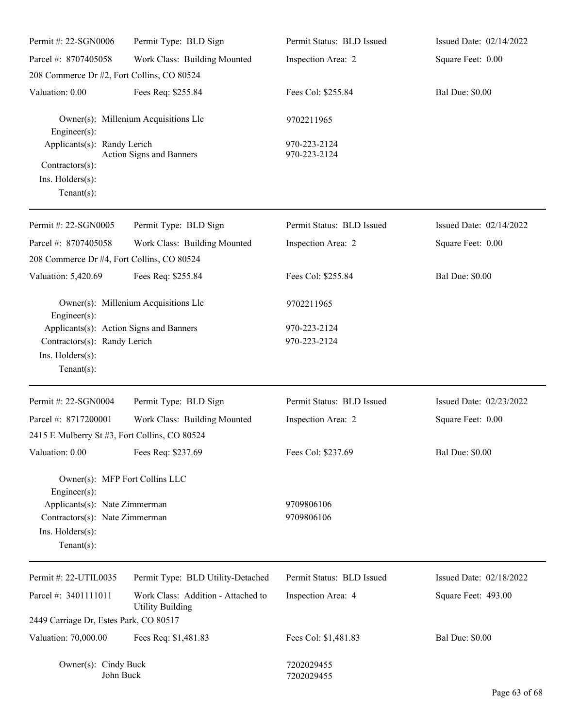| Permit #: 22-SGN0006 | Permit Type: BLD Sign | Permit Status: BLD Issued | Issued Date: 02/14/2022 |
|---|---|---|---|
| Parcel #: 8707405058 | Work Class: Building Mounted | Inspection Area: 2 | Square Feet: 0.00 |
| 208 Commerce Dr #2, Fort Collins, CO 80524 | | | |
| Valuation: 0.00 | Fees Req: $255.84 | Fees Col: $255.84 | Bal Due: $0.00 |

Owner(s): Millenium Acquisitions Llc — 9702211965
Engineer(s):
Applicants(s): Randy Lerich — 970-223-2124
Action Signs and Banners — 970-223-2124
Contractors(s):
Ins. Holders(s):
Tenant(s):

---

| Permit #: 22-SGN0005 | Permit Type: BLD Sign | Permit Status: BLD Issued | Issued Date: 02/14/2022 |
|---|---|---|---|
| Parcel #: 8707405058 | Work Class: Building Mounted | Inspection Area: 2 | Square Feet: 0.00 |
| 208 Commerce Dr #4, Fort Collins, CO 80524 | | | |
| Valuation: 5,420.69 | Fees Req: $255.84 | Fees Col: $255.84 | Bal Due: $0.00 |

Owner(s): Millenium Acquisitions Llc — 9702211965
Engineer(s):
Applicants(s): Action Signs and Banners — 970-223-2124
Contractors(s): Randy Lerich — 970-223-2124
Ins. Holders(s):
Tenant(s):

---

| Permit #: 22-SGN0004 | Permit Type: BLD Sign | Permit Status: BLD Issued | Issued Date: 02/23/2022 |
|---|---|---|---|
| Parcel #: 8717200001 | Work Class: Building Mounted | Inspection Area: 2 | Square Feet: 0.00 |
| 2415 E Mulberry St #3, Fort Collins, CO 80524 | | | |
| Valuation: 0.00 | Fees Req: $237.69 | Fees Col: $237.69 | Bal Due: $0.00 |

Owner(s): MFP Fort Collins LLC
Engineer(s):
Applicants(s): Nate Zimmerman — 9709806106
Contractors(s): Nate Zimmerman — 9709806106
Ins. Holders(s):
Tenant(s):

---

| Permit #: 22-UTIL0035 | Permit Type: BLD Utility-Detached | Permit Status: BLD Issued | Issued Date: 02/18/2022 |
|---|---|---|---|
| Parcel #: 3401111011 | Work Class: Addition - Attached to Utility Building | Inspection Area: 4 | Square Feet: 493.00 |
| 2449 Carriage Dr, Estes Park, CO 80517 | | | |
| Valuation: 70,000.00 | Fees Req: $1,481.83 | Fees Col: $1,481.83 | Bal Due: $0.00 |

Owner(s): Cindy Buck — 7202029455
John Buck — 7202029455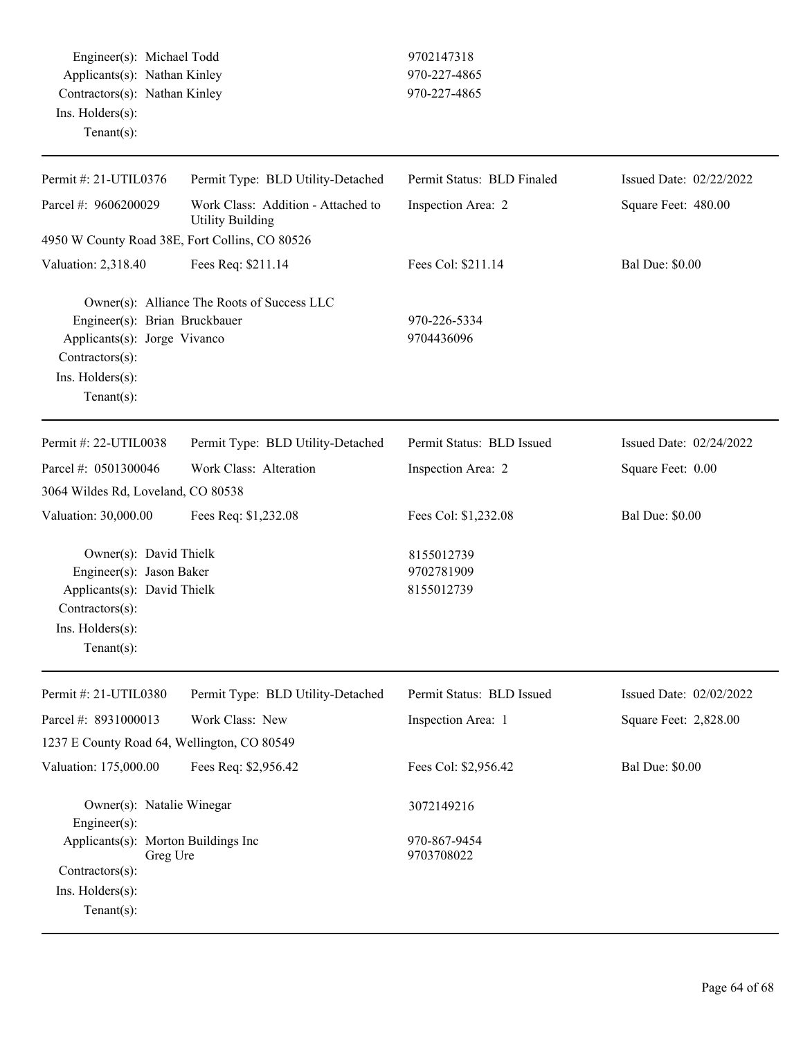Engineer(s): Michael Todd 9702147318
Applicants(s): Nathan Kinley 970-227-4865
Contractors(s): Nathan Kinley 970-227-4865
Ins. Holders(s):
Tenant(s):

---

| Permit #: 21-UTIL0376 | Permit Type: BLD Utility-Detached | Permit Status: BLD Finaled | Issued Date: 02/22/2022 |
|---|---|---|---|
| Parcel #: 9606200029 | Work Class: Addition - Attached to Utility Building | Inspection Area: 2 | Square Feet: 480.00 |
| 4950 W County Road 38E, Fort Collins, CO 80526 | | | |
| Valuation: 2,318.40 | Fees Req: $211.14 | Fees Col: $211.14 | Bal Due: $0.00 |

Owner(s): Alliance The Roots of Success LLC
Engineer(s): Brian Bruckbauer 970-226-5334
Applicants(s): Jorge Vivanco 9704436096
Contractors(s):
Ins. Holders(s):
Tenant(s):

---

| Permit #: 22-UTIL0038 | Permit Type: BLD Utility-Detached | Permit Status: BLD Issued | Issued Date: 02/24/2022 |
|---|---|---|---|
| Parcel #: 0501300046 | Work Class: Alteration | Inspection Area: 2 | Square Feet: 0.00 |
| 3064 Wildes Rd, Loveland, CO 80538 | | | |
| Valuation: 30,000.00 | Fees Req: $1,232.08 | Fees Col: $1,232.08 | Bal Due: $0.00 |

Owner(s): David Thielk 8155012739
Engineer(s): Jason Baker 9702781909
Applicants(s): David Thielk 8155012739
Contractors(s):
Ins. Holders(s):
Tenant(s):

---

| Permit #: 21-UTIL0380 | Permit Type: BLD Utility-Detached | Permit Status: BLD Issued | Issued Date: 02/02/2022 |
|---|---|---|---|
| Parcel #: 8931000013 | Work Class: New | Inspection Area: 1 | Square Feet: 2,828.00 |
| 1237 E County Road 64, Wellington, CO 80549 | | | |
| Valuation: 175,000.00 | Fees Req: $2,956.42 | Fees Col: $2,956.42 | Bal Due: $0.00 |

Owner(s): Natalie Winegar 3072149216
Engineer(s):
Applicants(s): Morton Buildings Inc 970-867-9454
Greg Ure 9703708022
Contractors(s):
Ins. Holders(s):
Tenant(s):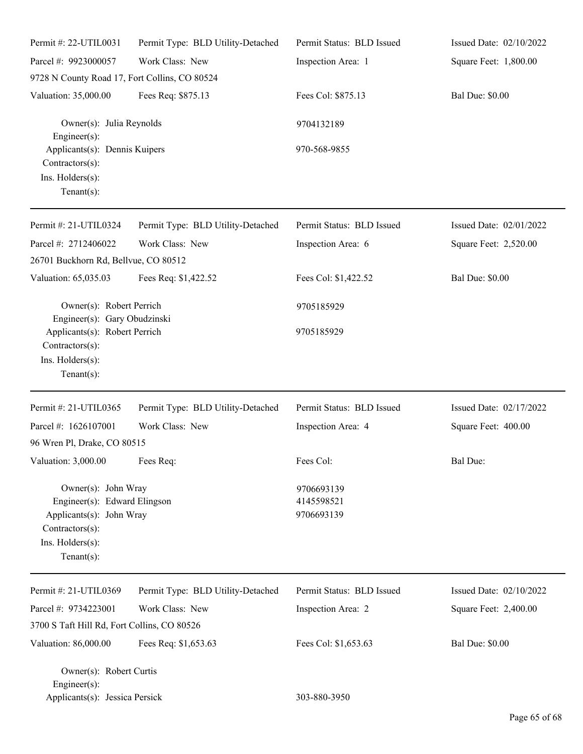Permit #: 22-UTIL0031 | Permit Type: BLD Utility-Detached | Permit Status: BLD Issued | Issued Date: 02/10/2022
Parcel #: 9923000057 | Work Class: New | Inspection Area: 1 | Square Feet: 1,800.00
9728 N County Road 17, Fort Collins, CO 80524
Valuation: 35,000.00 | Fees Req: $875.13 | Fees Col: $875.13 | Bal Due: $0.00

Owner(s): Julia Reynolds 9704132189
Engineer(s):
Applicants(s): Dennis Kuipers 970-568-9855
Contractors(s):
Ins. Holders(s):
Tenant(s):

---

Permit #: 21-UTIL0324 | Permit Type: BLD Utility-Detached | Permit Status: BLD Issued | Issued Date: 02/01/2022
Parcel #: 2712406022 | Work Class: New | Inspection Area: 6 | Square Feet: 2,520.00
26701 Buckhorn Rd, Bellvue, CO 80512
Valuation: 65,035.03 | Fees Req: $1,422.52 | Fees Col: $1,422.52 | Bal Due: $0.00

Owner(s): Robert Perrich 9705185929
Engineer(s): Gary Obudzinski
Applicants(s): Robert Perrich 9705185929
Contractors(s):
Ins. Holders(s):
Tenant(s):

---

Permit #: 21-UTIL0365 | Permit Type: BLD Utility-Detached | Permit Status: BLD Issued | Issued Date: 02/17/2022
Parcel #: 1626107001 | Work Class: New | Inspection Area: 4 | Square Feet: 400.00
96 Wren Pl, Drake, CO 80515
Valuation: 3,000.00 | Fees Req: | Fees Col: | Bal Due:

Owner(s): John Wray 9706693139
Engineer(s): Edward Elingson 4145598521
Applicants(s): John Wray 9706693139
Contractors(s):
Ins. Holders(s):
Tenant(s):

---

Permit #: 21-UTIL0369 | Permit Type: BLD Utility-Detached | Permit Status: BLD Issued | Issued Date: 02/10/2022
Parcel #: 9734223001 | Work Class: New | Inspection Area: 2 | Square Feet: 2,400.00
3700 S Taft Hill Rd, Fort Collins, CO 80526
Valuation: 86,000.00 | Fees Req: $1,653.63 | Fees Col: $1,653.63 | Bal Due: $0.00

Owner(s): Robert Curtis
Engineer(s):
Applicants(s): Jessica Persick 303-880-3950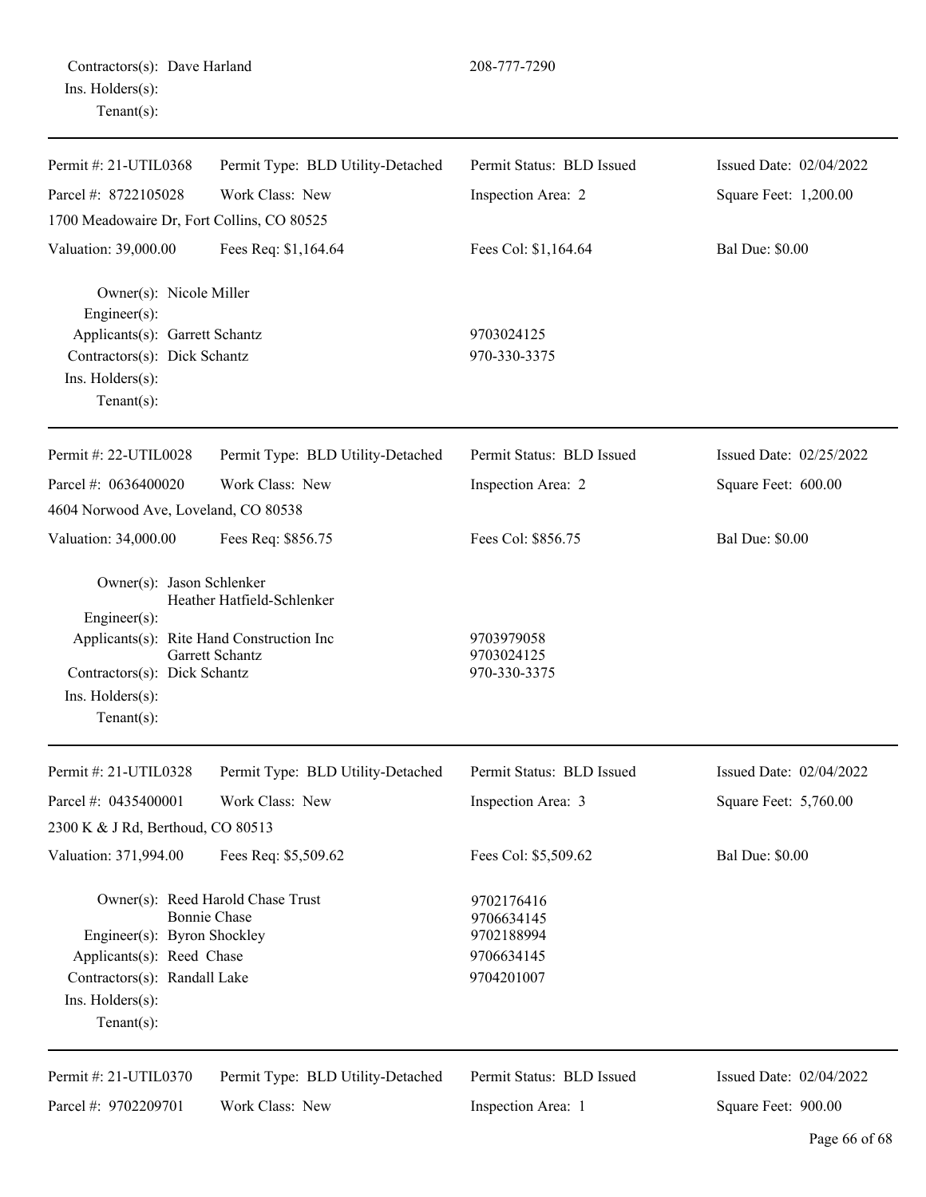Contractors(s): Dave Harland 208-777-7290
Ins. Holders(s):
Tenant(s):

---

| Permit #: 21-UTIL0368 | Permit Type: BLD Utility-Detached | Permit Status: BLD Issued | Issued Date: 02/04/2022 |
|---|---|---|---|
| Parcel #: 8722105028 | Work Class: New | Inspection Area: 2 | Square Feet: 1,200.00 |
| 1700 Meadowaire Dr, Fort Collins, CO 80525 | | | |
| Valuation: 39,000.00 | Fees Req: $1,164.64 | Fees Col: $1,164.64 | Bal Due: $0.00 |

Owner(s): Nicole Miller
Engineer(s):
Applicants(s): Garrett Schantz 9703024125
Contractors(s): Dick Schantz 970-330-3375
Ins. Holders(s):
Tenant(s):

---

| Permit #: 22-UTIL0028 | Permit Type: BLD Utility-Detached | Permit Status: BLD Issued | Issued Date: 02/25/2022 |
|---|---|---|---|
| Parcel #: 0636400020 | Work Class: New | Inspection Area: 2 | Square Feet: 600.00 |
| 4604 Norwood Ave, Loveland, CO 80538 | | | |
| Valuation: 34,000.00 | Fees Req: $856.75 | Fees Col: $856.75 | Bal Due: $0.00 |

Owner(s): Jason Schlenker
Heather Hatfield-Schlenker
Engineer(s):
Applicants(s): Rite Hand Construction Inc 9703979058
Garrett Schantz 9703024125
Contractors(s): Dick Schantz 970-330-3375
Ins. Holders(s):
Tenant(s):

---

| Permit #: 21-UTIL0328 | Permit Type: BLD Utility-Detached | Permit Status: BLD Issued | Issued Date: 02/04/2022 |
|---|---|---|---|
| Parcel #: 0435400001 | Work Class: New | Inspection Area: 3 | Square Feet: 5,760.00 |
| 2300 K & J Rd, Berthoud, CO 80513 | | | |
| Valuation: 371,994.00 | Fees Req: $5,509.62 | Fees Col: $5,509.62 | Bal Due: $0.00 |

Owner(s): Reed Harold Chase Trust 9702176416
Bonnie Chase 9706634145
Engineer(s): Byron Shockley 9702188994
Applicants(s): Reed Chase 9706634145
Contractors(s): Randall Lake 9704201007
Ins. Holders(s):
Tenant(s):

---

| Permit #: 21-UTIL0370 | Permit Type: BLD Utility-Detached | Permit Status: BLD Issued | Issued Date: 02/04/2022 |
|---|---|---|---|
| Parcel #: 9702209701 | Work Class: New | Inspection Area: 1 | Square Feet: 900.00 |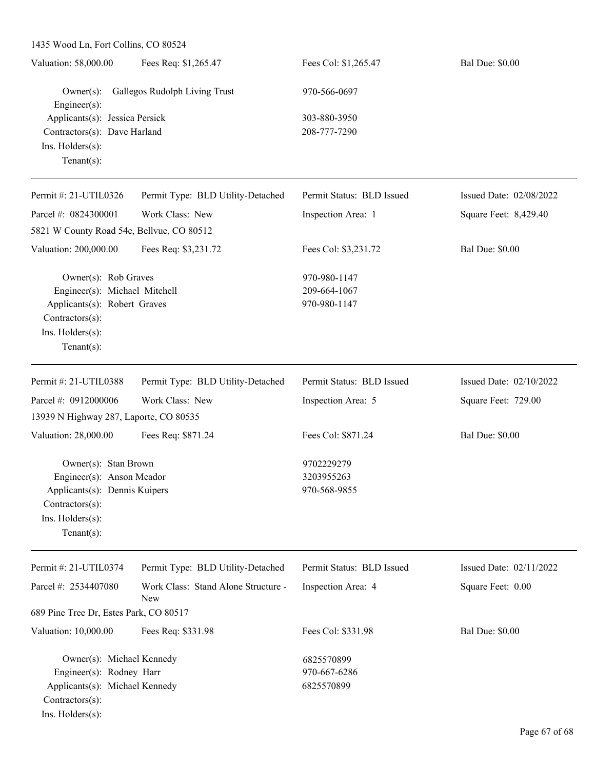1435 Wood Ln, Fort Collins, CO 80524

| Valuation: 58,000.00 | Fees Req: $1,265.47 | Fees Col: $1,265.47 | Bal Due: $0.00 |
|---|---|---|---|

Owner(s): Gallegos Rudolph Living Trust — 970-566-0697
Engineer(s):
Applicants(s): Jessica Persick — 303-880-3950
Contractors(s): Dave Harland — 208-777-7290
Ins. Holders(s):
Tenant(s):

---

| Permit #: 21-UTIL0326 | Permit Type: BLD Utility-Detached | Permit Status: BLD Issued | Issued Date: 02/08/2022 |
|---|---|---|---|
| Parcel #: 0824300001 | Work Class: New | Inspection Area: 1 | Square Feet: 8,429.40 |

5821 W County Road 54e, Bellvue, CO 80512

| Valuation: 200,000.00 | Fees Req: $3,231.72 | Fees Col: $3,231.72 | Bal Due: $0.00 |
|---|---|---|---|

Owner(s): Rob Graves — 970-980-1147
Engineer(s): Michael Mitchell — 209-664-1067
Applicants(s): Robert Graves — 970-980-1147
Contractors(s):
Ins. Holders(s):
Tenant(s):

---

| Permit #: 21-UTIL0388 | Permit Type: BLD Utility-Detached | Permit Status: BLD Issued | Issued Date: 02/10/2022 |
|---|---|---|---|
| Parcel #: 0912000006 | Work Class: New | Inspection Area: 5 | Square Feet: 729.00 |

13939 N Highway 287, Laporte, CO 80535

| Valuation: 28,000.00 | Fees Req: $871.24 | Fees Col: $871.24 | Bal Due: $0.00 |
|---|---|---|---|

Owner(s): Stan Brown — 9702229279
Engineer(s): Anson Meador — 3203955263
Applicants(s): Dennis Kuipers — 970-568-9855
Contractors(s):
Ins. Holders(s):
Tenant(s):

---

| Permit #: 21-UTIL0374 | Permit Type: BLD Utility-Detached | Permit Status: BLD Issued | Issued Date: 02/11/2022 |
|---|---|---|---|
| Parcel #: 2534407080 | Work Class: Stand Alone Structure - New | Inspection Area: 4 | Square Feet: 0.00 |

689 Pine Tree Dr, Estes Park, CO 80517

| Valuation: 10,000.00 | Fees Req: $331.98 | Fees Col: $331.98 | Bal Due: $0.00 |
|---|---|---|---|

Owner(s): Michael Kennedy — 6825570899
Engineer(s): Rodney Harr — 970-667-6286
Applicants(s): Michael Kennedy — 6825570899
Contractors(s):
Ins. Holders(s):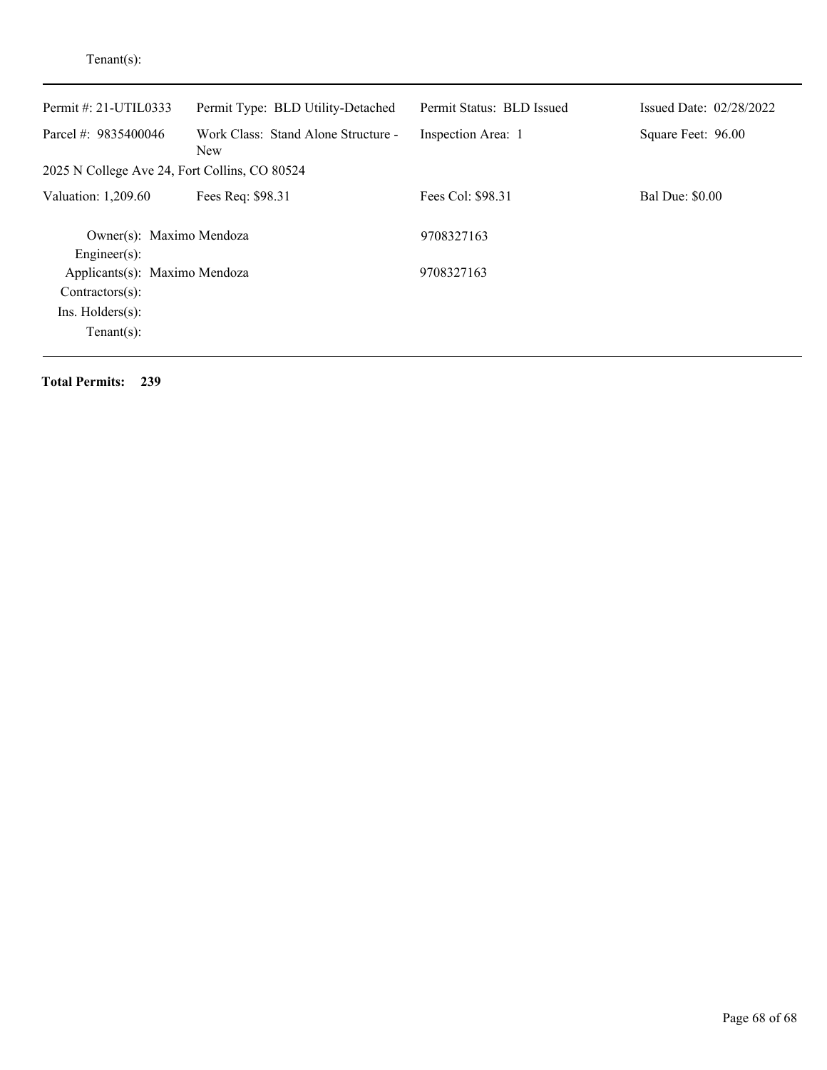Tenant(s):

---

| | | | |
|---|---|---|---|
| Permit #: 21-UTIL0333 | Permit Type: BLD Utility-Detached | Permit Status: BLD Issued | Issued Date: 02/28/2022 |
| Parcel #: 9835400046 | Work Class: Stand Alone Structure - New | Inspection Area: 1 | Square Feet: 96.00 |

2025 N College Ave 24, Fort Collins, CO 80524

| | | | |
|---|---|---|---|
| Valuation: 1,209.60 | Fees Req: $98.31 | Fees Col: $98.31 | Bal Due: $0.00 |

Owner(s): Maximo Mendoza 9708327163
Engineer(s):
Applicants(s): Maximo Mendoza 9708327163
Contractors(s):
Ins. Holders(s):
Tenant(s):

---

**Total Permits: 239**